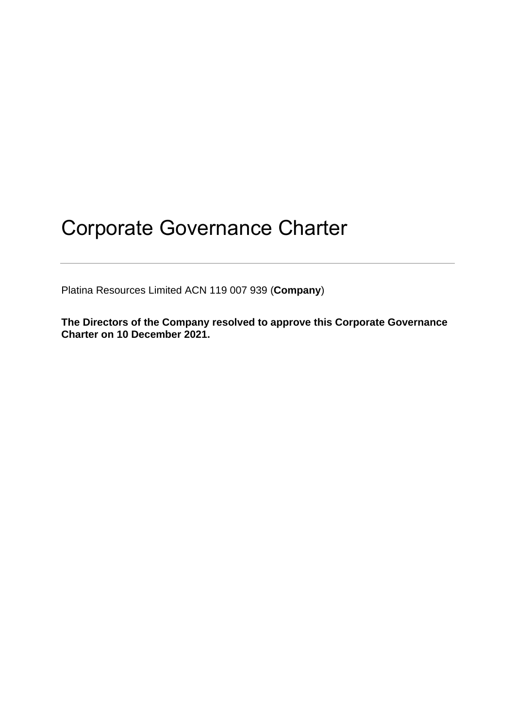# Corporate Governance Charter

---

Platina Resources Limited ACN 119 007 939 (**Company**)

**The Directors of the Company resolved to approve this Corporate Governance Charter on 10 December 2021.**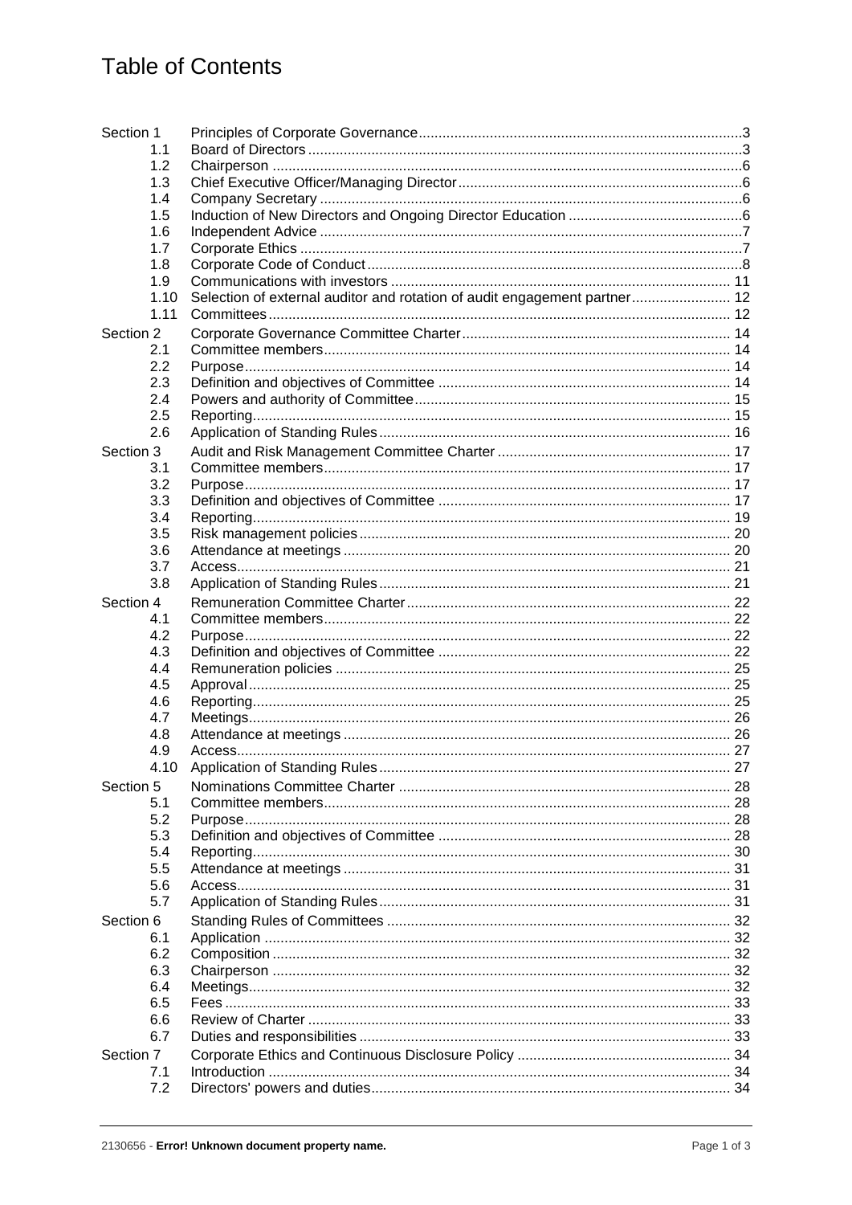# Table of Contents

| | | |
|---|---|---|
| Section 1 | Principles of Corporate Governance | 3 |
| 1.1 | Board of Directors | 3 |
| 1.2 | Chairperson | 6 |
| 1.3 | Chief Executive Officer/Managing Director | 6 |
| 1.4 | Company Secretary | 6 |
| 1.5 | Induction of New Directors and Ongoing Director Education | 6 |
| 1.6 | Independent Advice | 7 |
| 1.7 | Corporate Ethics | 7 |
| 1.8 | Corporate Code of Conduct | 8 |
| 1.9 | Communications with investors | 11 |
| 1.10 | Selection of external auditor and rotation of audit engagement partner | 12 |
| 1.11 | Committees | 12 |
| Section 2 | Corporate Governance Committee Charter | 14 |
| 2.1 | Committee members | 14 |
| 2.2 | Purpose | 14 |
| 2.3 | Definition and objectives of Committee | 14 |
| 2.4 | Powers and authority of Committee | 15 |
| 2.5 | Reporting | 15 |
| 2.6 | Application of Standing Rules | 16 |
| Section 3 | Audit and Risk Management Committee Charter | 17 |
| 3.1 | Committee members | 17 |
| 3.2 | Purpose | 17 |
| 3.3 | Definition and objectives of Committee | 17 |
| 3.4 | Reporting | 19 |
| 3.5 | Risk management policies | 20 |
| 3.6 | Attendance at meetings | 20 |
| 3.7 | Access | 21 |
| 3.8 | Application of Standing Rules | 21 |
| Section 4 | Remuneration Committee Charter | 22 |
| 4.1 | Committee members | 22 |
| 4.2 | Purpose | 22 |
| 4.3 | Definition and objectives of Committee | 22 |
| 4.4 | Remuneration policies | 25 |
| 4.5 | Approval | 25 |
| 4.6 | Reporting | 25 |
| 4.7 | Meetings | 26 |
| 4.8 | Attendance at meetings | 26 |
| 4.9 | Access | 27 |
| 4.10 | Application of Standing Rules | 27 |
| Section 5 | Nominations Committee Charter | 28 |
| 5.1 | Committee members | 28 |
| 5.2 | Purpose | 28 |
| 5.3 | Definition and objectives of Committee | 28 |
| 5.4 | Reporting | 30 |
| 5.5 | Attendance at meetings | 31 |
| 5.6 | Access | 31 |
| 5.7 | Application of Standing Rules | 31 |
| Section 6 | Standing Rules of Committees | 32 |
| 6.1 | Application | 32 |
| 6.2 | Composition | 32 |
| 6.3 | Chairperson | 32 |
| 6.4 | Meetings | 32 |
| 6.5 | Fees | 33 |
| 6.6 | Review of Charter | 33 |
| 6.7 | Duties and responsibilities | 33 |
| Section 7 | Corporate Ethics and Continuous Disclosure Policy | 34 |
| 7.1 | Introduction | 34 |
| 7.2 | Directors' powers and duties | 34 |

2130656 - **Error! Unknown document property name.**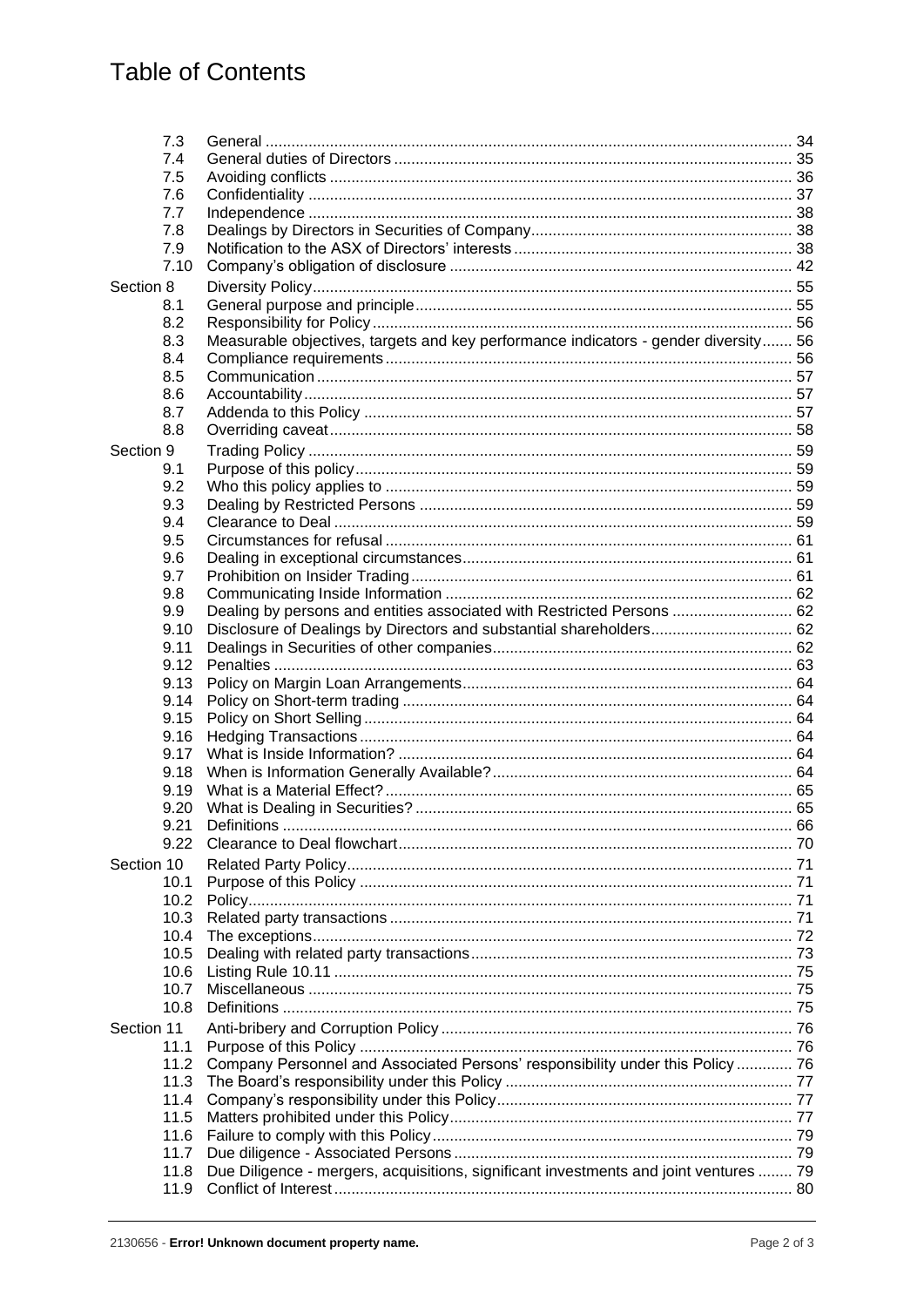# Table of Contents

| | | |
|---|---|---|
| 7.3 | General | 34 |
| 7.4 | General duties of Directors | 35 |
| 7.5 | Avoiding conflicts | 36 |
| 7.6 | Confidentiality | 37 |
| 7.7 | Independence | 38 |
| 7.8 | Dealings by Directors in Securities of Company | 38 |
| 7.9 | Notification to the ASX of Directors' interests | 38 |
| 7.10 | Company's obligation of disclosure | 42 |
| Section 8 | Diversity Policy | 55 |
| 8.1 | General purpose and principle | 55 |
| 8.2 | Responsibility for Policy | 56 |
| 8.3 | Measurable objectives, targets and key performance indicators - gender diversity | 56 |
| 8.4 | Compliance requirements | 56 |
| 8.5 | Communication | 57 |
| 8.6 | Accountability | 57 |
| 8.7 | Addenda to this Policy | 57 |
| 8.8 | Overriding caveat | 58 |
| Section 9 | Trading Policy | 59 |
| 9.1 | Purpose of this policy | 59 |
| 9.2 | Who this policy applies to | 59 |
| 9.3 | Dealing by Restricted Persons | 59 |
| 9.4 | Clearance to Deal | 59 |
| 9.5 | Circumstances for refusal | 61 |
| 9.6 | Dealing in exceptional circumstances | 61 |
| 9.7 | Prohibition on Insider Trading | 61 |
| 9.8 | Communicating Inside Information | 62 |
| 9.9 | Dealing by persons and entities associated with Restricted Persons | 62 |
| 9.10 | Disclosure of Dealings by Directors and substantial shareholders | 62 |
| 9.11 | Dealings in Securities of other companies | 62 |
| 9.12 | Penalties | 63 |
| 9.13 | Policy on Margin Loan Arrangements | 64 |
| 9.14 | Policy on Short-term trading | 64 |
| 9.15 | Policy on Short Selling | 64 |
| 9.16 | Hedging Transactions | 64 |
| 9.17 | What is Inside Information? | 64 |
| 9.18 | When is Information Generally Available? | 64 |
| 9.19 | What is a Material Effect? | 65 |
| 9.20 | What is Dealing in Securities? | 65 |
| 9.21 | Definitions | 66 |
| 9.22 | Clearance to Deal flowchart | 70 |
| Section 10 | Related Party Policy | 71 |
| 10.1 | Purpose of this Policy | 71 |
| 10.2 | Policy | 71 |
| 10.3 | Related party transactions | 71 |
| 10.4 | The exceptions | 72 |
| 10.5 | Dealing with related party transactions | 73 |
| 10.6 | Listing Rule 10.11 | 75 |
| 10.7 | Miscellaneous | 75 |
| 10.8 | Definitions | 75 |
| Section 11 | Anti-bribery and Corruption Policy | 76 |
| 11.1 | Purpose of this Policy | 76 |
| 11.2 | Company Personnel and Associated Persons' responsibility under this Policy | 76 |
| 11.3 | The Board's responsibility under this Policy | 77 |
| 11.4 | Company's responsibility under this Policy | 77 |
| 11.5 | Matters prohibited under this Policy | 77 |
| 11.6 | Failure to comply with this Policy | 79 |
| 11.7 | Due diligence - Associated Persons | 79 |
| 11.8 | Due Diligence - mergers, acquisitions, significant investments and joint ventures | 79 |
| 11.9 | Conflict of Interest | 80 |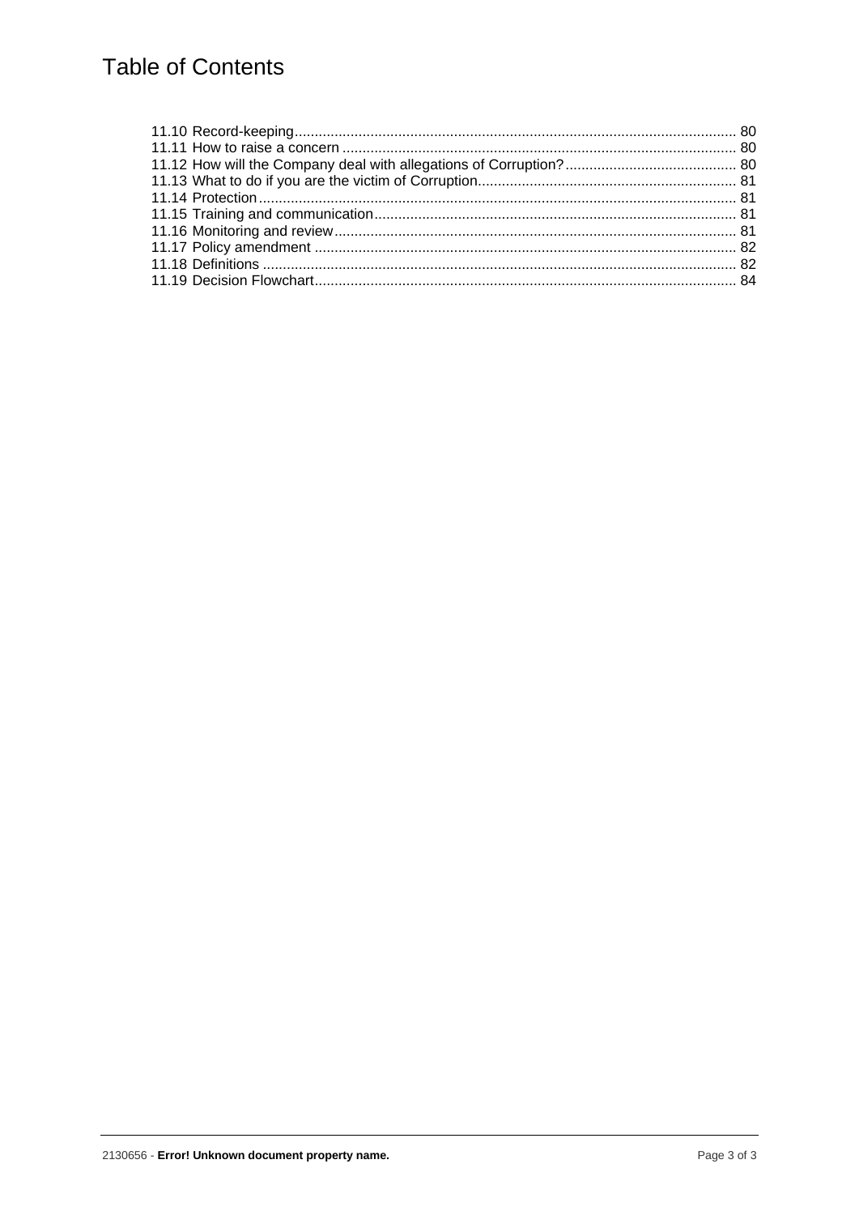# Table of Contents

11.10 Record-keeping .......... 80
11.11 How to raise a concern .......... 80
11.12 How will the Company deal with allegations of Corruption? .......... 80
11.13 What to do if you are the victim of Corruption .......... 81
11.14 Protection .......... 81
11.15 Training and communication .......... 81
11.16 Monitoring and review .......... 81
11.17 Policy amendment .......... 82
11.18 Definitions .......... 82
11.19 Decision Flowchart .......... 84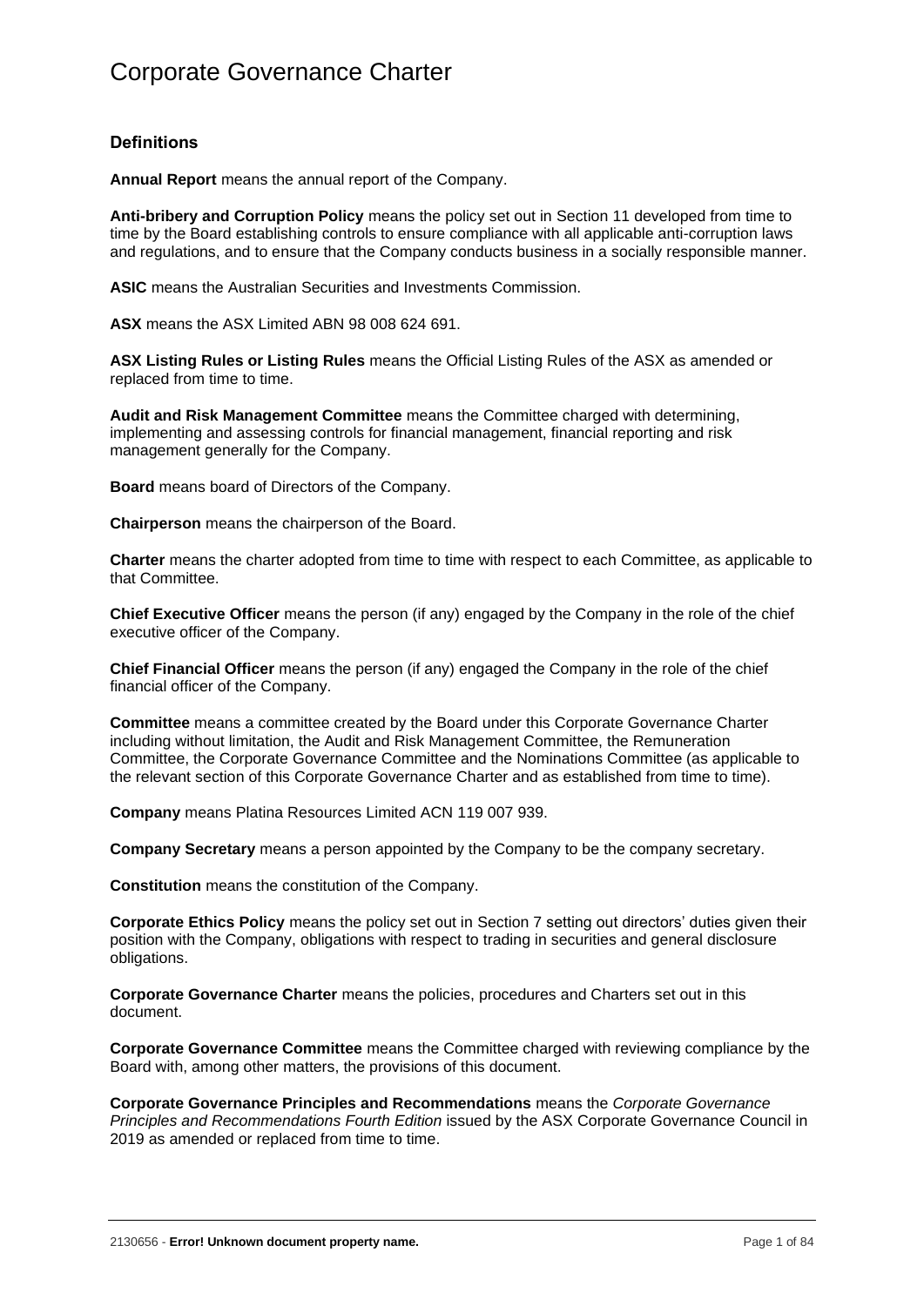# Corporate Governance Charter

### Definitions

**Annual Report** means the annual report of the Company.

**Anti-bribery and Corruption Policy** means the policy set out in Section 11 developed from time to time by the Board establishing controls to ensure compliance with all applicable anti-corruption laws and regulations, and to ensure that the Company conducts business in a socially responsible manner.

**ASIC** means the Australian Securities and Investments Commission.

**ASX** means the ASX Limited ABN 98 008 624 691.

**ASX Listing Rules or Listing Rules** means the Official Listing Rules of the ASX as amended or replaced from time to time.

**Audit and Risk Management Committee** means the Committee charged with determining, implementing and assessing controls for financial management, financial reporting and risk management generally for the Company.

**Board** means board of Directors of the Company.

**Chairperson** means the chairperson of the Board.

**Charter** means the charter adopted from time to time with respect to each Committee, as applicable to that Committee.

**Chief Executive Officer** means the person (if any) engaged by the Company in the role of the chief executive officer of the Company.

**Chief Financial Officer** means the person (if any) engaged the Company in the role of the chief financial officer of the Company.

**Committee** means a committee created by the Board under this Corporate Governance Charter including without limitation, the Audit and Risk Management Committee, the Remuneration Committee, the Corporate Governance Committee and the Nominations Committee (as applicable to the relevant section of this Corporate Governance Charter and as established from time to time).

**Company** means Platina Resources Limited ACN 119 007 939.

**Company Secretary** means a person appointed by the Company to be the company secretary.

**Constitution** means the constitution of the Company.

**Corporate Ethics Policy** means the policy set out in Section 7 setting out directors' duties given their position with the Company, obligations with respect to trading in securities and general disclosure obligations.

**Corporate Governance Charter** means the policies, procedures and Charters set out in this document.

**Corporate Governance Committee** means the Committee charged with reviewing compliance by the Board with, among other matters, the provisions of this document.

**Corporate Governance Principles and Recommendations** means the *Corporate Governance Principles and Recommendations Fourth Edition* issued by the ASX Corporate Governance Council in 2019 as amended or replaced from time to time.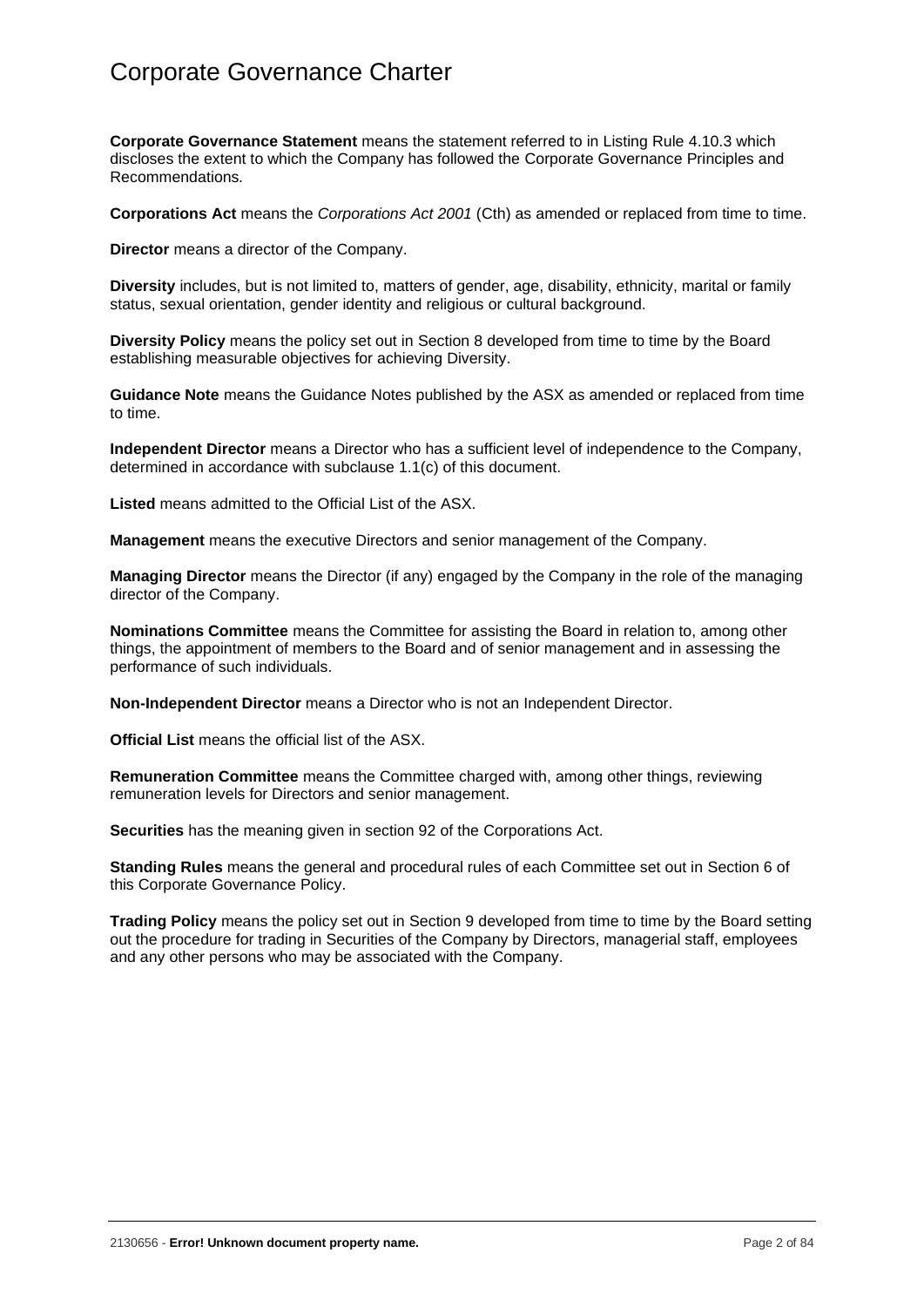**Corporate Governance Statement** means the statement referred to in Listing Rule 4.10.3 which discloses the extent to which the Company has followed the Corporate Governance Principles and Recommendations.

**Corporations Act** means the *Corporations Act 2001* (Cth) as amended or replaced from time to time.

**Director** means a director of the Company.

**Diversity** includes, but is not limited to, matters of gender, age, disability, ethnicity, marital or family status, sexual orientation, gender identity and religious or cultural background.

**Diversity Policy** means the policy set out in Section 8 developed from time to time by the Board establishing measurable objectives for achieving Diversity.

**Guidance Note** means the Guidance Notes published by the ASX as amended or replaced from time to time.

**Independent Director** means a Director who has a sufficient level of independence to the Company, determined in accordance with subclause 1.1(c) of this document.

**Listed** means admitted to the Official List of the ASX.

**Management** means the executive Directors and senior management of the Company.

**Managing Director** means the Director (if any) engaged by the Company in the role of the managing director of the Company.

**Nominations Committee** means the Committee for assisting the Board in relation to, among other things, the appointment of members to the Board and of senior management and in assessing the performance of such individuals.

**Non-Independent Director** means a Director who is not an Independent Director.

**Official List** means the official list of the ASX.

**Remuneration Committee** means the Committee charged with, among other things, reviewing remuneration levels for Directors and senior management.

**Securities** has the meaning given in section 92 of the Corporations Act.

**Standing Rules** means the general and procedural rules of each Committee set out in Section 6 of this Corporate Governance Policy.

**Trading Policy** means the policy set out in Section 9 developed from time to time by the Board setting out the procedure for trading in Securities of the Company by Directors, managerial staff, employees and any other persons who may be associated with the Company.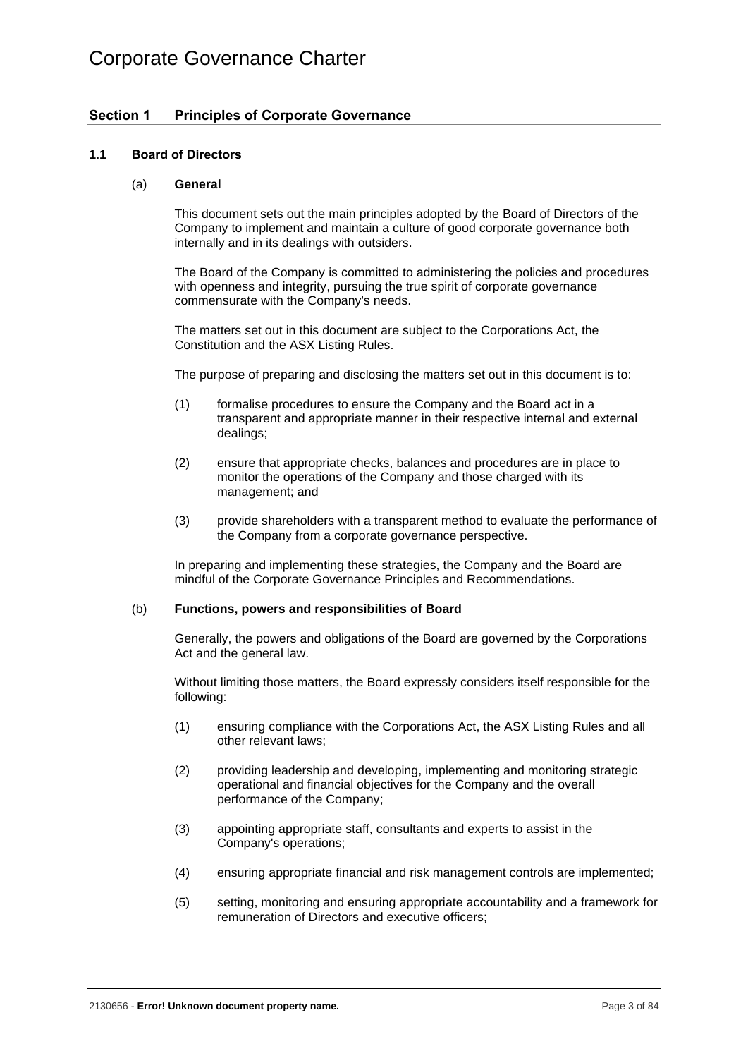# Corporate Governance Charter

## Section 1 Principles of Corporate Governance

### 1.1 Board of Directors

#### (a) General

This document sets out the main principles adopted by the Board of Directors of the Company to implement and maintain a culture of good corporate governance both internally and in its dealings with outsiders.

The Board of the Company is committed to administering the policies and procedures with openness and integrity, pursuing the true spirit of corporate governance commensurate with the Company's needs.

The matters set out in this document are subject to the Corporations Act, the Constitution and the ASX Listing Rules.

The purpose of preparing and disclosing the matters set out in this document is to:

(1) formalise procedures to ensure the Company and the Board act in a transparent and appropriate manner in their respective internal and external dealings;

(2) ensure that appropriate checks, balances and procedures are in place to monitor the operations of the Company and those charged with its management; and

(3) provide shareholders with a transparent method to evaluate the performance of the Company from a corporate governance perspective.

In preparing and implementing these strategies, the Company and the Board are mindful of the Corporate Governance Principles and Recommendations.

#### (b) Functions, powers and responsibilities of Board

Generally, the powers and obligations of the Board are governed by the Corporations Act and the general law.

Without limiting those matters, the Board expressly considers itself responsible for the following:

(1) ensuring compliance with the Corporations Act, the ASX Listing Rules and all other relevant laws;

(2) providing leadership and developing, implementing and monitoring strategic operational and financial objectives for the Company and the overall performance of the Company;

(3) appointing appropriate staff, consultants and experts to assist in the Company's operations;

(4) ensuring appropriate financial and risk management controls are implemented;

(5) setting, monitoring and ensuring appropriate accountability and a framework for remuneration of Directors and executive officers;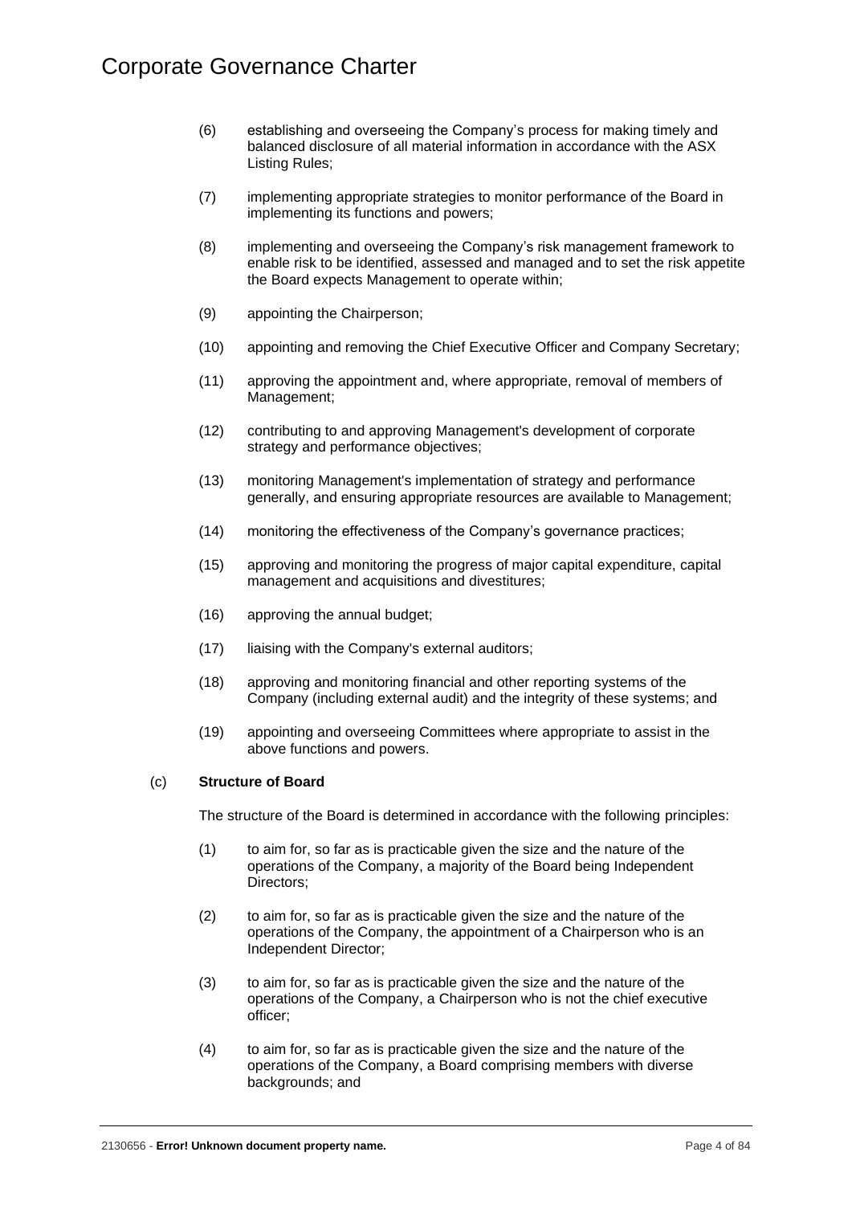(6) establishing and overseeing the Company's process for making timely and balanced disclosure of all material information in accordance with the ASX Listing Rules;

(7) implementing appropriate strategies to monitor performance of the Board in implementing its functions and powers;

(8) implementing and overseeing the Company's risk management framework to enable risk to be identified, assessed and managed and to set the risk appetite the Board expects Management to operate within;

(9) appointing the Chairperson;

(10) appointing and removing the Chief Executive Officer and Company Secretary;

(11) approving the appointment and, where appropriate, removal of members of Management;

(12) contributing to and approving Management's development of corporate strategy and performance objectives;

(13) monitoring Management's implementation of strategy and performance generally, and ensuring appropriate resources are available to Management;

(14) monitoring the effectiveness of the Company's governance practices;

(15) approving and monitoring the progress of major capital expenditure, capital management and acquisitions and divestitures;

(16) approving the annual budget;

(17) liaising with the Company's external auditors;

(18) approving and monitoring financial and other reporting systems of the Company (including external audit) and the integrity of these systems; and

(19) appointing and overseeing Committees where appropriate to assist in the above functions and powers.

(c) **Structure of Board**

The structure of the Board is determined in accordance with the following principles:

(1) to aim for, so far as is practicable given the size and the nature of the operations of the Company, a majority of the Board being Independent Directors;

(2) to aim for, so far as is practicable given the size and the nature of the operations of the Company, the appointment of a Chairperson who is an Independent Director;

(3) to aim for, so far as is practicable given the size and the nature of the operations of the Company, a Chairperson who is not the chief executive officer;

(4) to aim for, so far as is practicable given the size and the nature of the operations of the Company, a Board comprising members with diverse backgrounds; and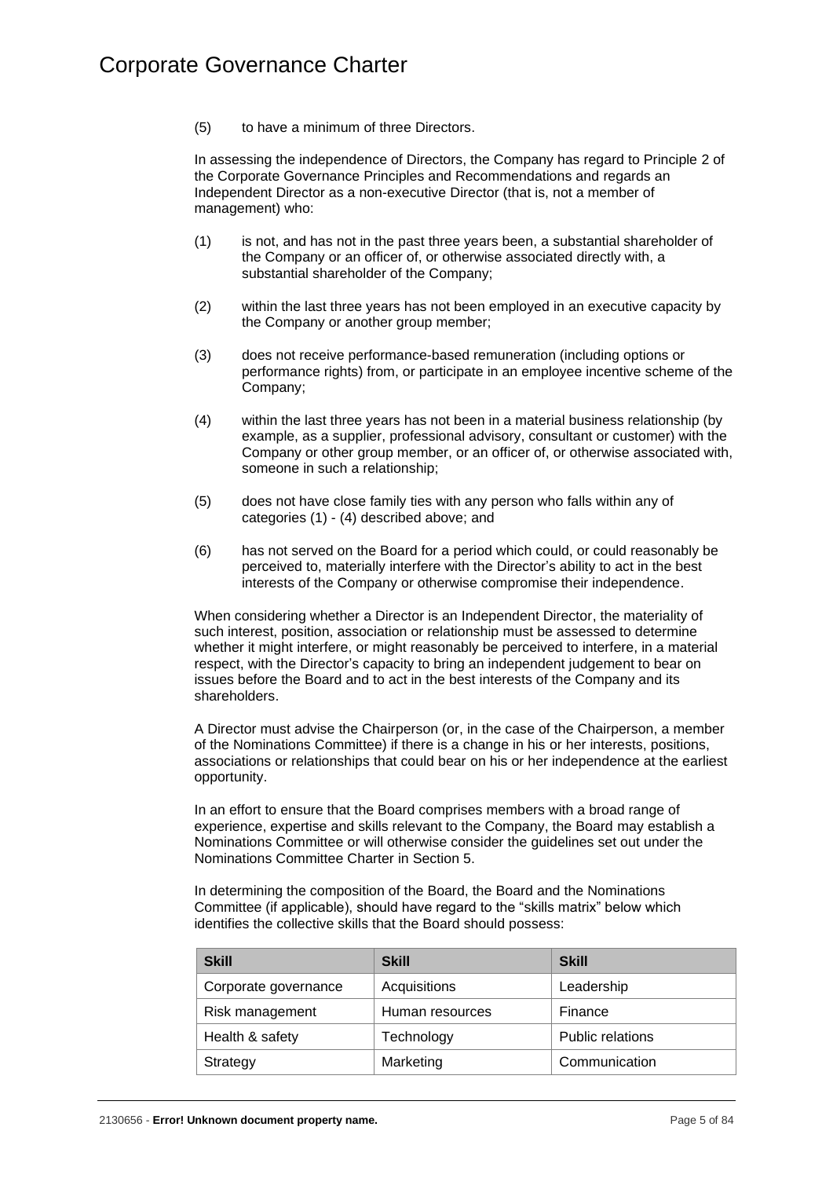(5) to have a minimum of three Directors.

In assessing the independence of Directors, the Company has regard to Principle 2 of the Corporate Governance Principles and Recommendations and regards an Independent Director as a non-executive Director (that is, not a member of management) who:

(1) is not, and has not in the past three years been, a substantial shareholder of the Company or an officer of, or otherwise associated directly with, a substantial shareholder of the Company;

(2) within the last three years has not been employed in an executive capacity by the Company or another group member;

(3) does not receive performance-based remuneration (including options or performance rights) from, or participate in an employee incentive scheme of the Company;

(4) within the last three years has not been in a material business relationship (by example, as a supplier, professional advisory, consultant or customer) with the Company or other group member, or an officer of, or otherwise associated with, someone in such a relationship;

(5) does not have close family ties with any person who falls within any of categories (1) - (4) described above; and

(6) has not served on the Board for a period which could, or could reasonably be perceived to, materially interfere with the Director's ability to act in the best interests of the Company or otherwise compromise their independence.

When considering whether a Director is an Independent Director, the materiality of such interest, position, association or relationship must be assessed to determine whether it might interfere, or might reasonably be perceived to interfere, in a material respect, with the Director's capacity to bring an independent judgement to bear on issues before the Board and to act in the best interests of the Company and its shareholders.

A Director must advise the Chairperson (or, in the case of the Chairperson, a member of the Nominations Committee) if there is a change in his or her interests, positions, associations or relationships that could bear on his or her independence at the earliest opportunity.

In an effort to ensure that the Board comprises members with a broad range of experience, expertise and skills relevant to the Company, the Board may establish a Nominations Committee or will otherwise consider the guidelines set out under the Nominations Committee Charter in Section 5.

In determining the composition of the Board, the Board and the Nominations Committee (if applicable), should have regard to the "skills matrix" below which identifies the collective skills that the Board should possess:

| Skill | Skill | Skill |
|---|---|---|
| Corporate governance | Acquisitions | Leadership |
| Risk management | Human resources | Finance |
| Health & safety | Technology | Public relations |
| Strategy | Marketing | Communication |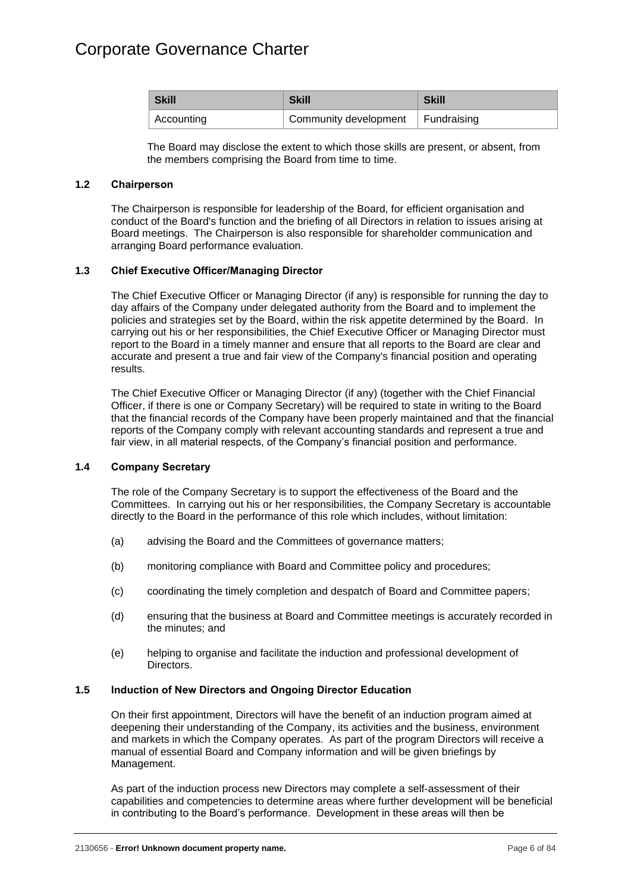| Skill | Skill | Skill |
| --- | --- | --- |
| Accounting | Community development | Fundraising |

The Board may disclose the extent to which those skills are present, or absent, from the members comprising the Board from time to time.

### 1.2 Chairperson

The Chairperson is responsible for leadership of the Board, for efficient organisation and conduct of the Board's function and the briefing of all Directors in relation to issues arising at Board meetings. The Chairperson is also responsible for shareholder communication and arranging Board performance evaluation.

### 1.3 Chief Executive Officer/Managing Director

The Chief Executive Officer or Managing Director (if any) is responsible for running the day to day affairs of the Company under delegated authority from the Board and to implement the policies and strategies set by the Board, within the risk appetite determined by the Board. In carrying out his or her responsibilities, the Chief Executive Officer or Managing Director must report to the Board in a timely manner and ensure that all reports to the Board are clear and accurate and present a true and fair view of the Company's financial position and operating results.

The Chief Executive Officer or Managing Director (if any) (together with the Chief Financial Officer, if there is one or Company Secretary) will be required to state in writing to the Board that the financial records of the Company have been properly maintained and that the financial reports of the Company comply with relevant accounting standards and represent a true and fair view, in all material respects, of the Company's financial position and performance.

### 1.4 Company Secretary

The role of the Company Secretary is to support the effectiveness of the Board and the Committees. In carrying out his or her responsibilities, the Company Secretary is accountable directly to the Board in the performance of this role which includes, without limitation:

(a) advising the Board and the Committees of governance matters;

(b) monitoring compliance with Board and Committee policy and procedures;

(c) coordinating the timely completion and despatch of Board and Committee papers;

(d) ensuring that the business at Board and Committee meetings is accurately recorded in the minutes; and

(e) helping to organise and facilitate the induction and professional development of Directors.

### 1.5 Induction of New Directors and Ongoing Director Education

On their first appointment, Directors will have the benefit of an induction program aimed at deepening their understanding of the Company, its activities and the business, environment and markets in which the Company operates. As part of the program Directors will receive a manual of essential Board and Company information and will be given briefings by Management.

As part of the induction process new Directors may complete a self-assessment of their capabilities and competencies to determine areas where further development will be beneficial in contributing to the Board's performance. Development in these areas will then be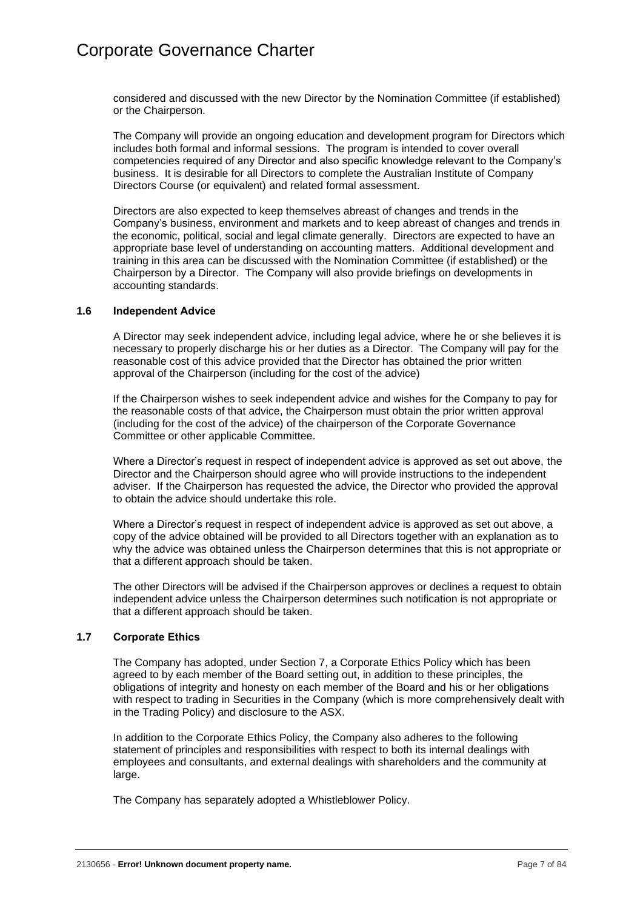considered and discussed with the new Director by the Nomination Committee (if established) or the Chairperson.

The Company will provide an ongoing education and development program for Directors which includes both formal and informal sessions. The program is intended to cover overall competencies required of any Director and also specific knowledge relevant to the Company's business. It is desirable for all Directors to complete the Australian Institute of Company Directors Course (or equivalent) and related formal assessment.

Directors are also expected to keep themselves abreast of changes and trends in the Company's business, environment and markets and to keep abreast of changes and trends in the economic, political, social and legal climate generally. Directors are expected to have an appropriate base level of understanding on accounting matters. Additional development and training in this area can be discussed with the Nomination Committee (if established) or the Chairperson by a Director. The Company will also provide briefings on developments in accounting standards.

### 1.6 Independent Advice

A Director may seek independent advice, including legal advice, where he or she believes it is necessary to properly discharge his or her duties as a Director. The Company will pay for the reasonable cost of this advice provided that the Director has obtained the prior written approval of the Chairperson (including for the cost of the advice)

If the Chairperson wishes to seek independent advice and wishes for the Company to pay for the reasonable costs of that advice, the Chairperson must obtain the prior written approval (including for the cost of the advice) of the chairperson of the Corporate Governance Committee or other applicable Committee.

Where a Director's request in respect of independent advice is approved as set out above, the Director and the Chairperson should agree who will provide instructions to the independent adviser. If the Chairperson has requested the advice, the Director who provided the approval to obtain the advice should undertake this role.

Where a Director's request in respect of independent advice is approved as set out above, a copy of the advice obtained will be provided to all Directors together with an explanation as to why the advice was obtained unless the Chairperson determines that this is not appropriate or that a different approach should be taken.

The other Directors will be advised if the Chairperson approves or declines a request to obtain independent advice unless the Chairperson determines such notification is not appropriate or that a different approach should be taken.

### 1.7 Corporate Ethics

The Company has adopted, under Section 7, a Corporate Ethics Policy which has been agreed to by each member of the Board setting out, in addition to these principles, the obligations of integrity and honesty on each member of the Board and his or her obligations with respect to trading in Securities in the Company (which is more comprehensively dealt with in the Trading Policy) and disclosure to the ASX.

In addition to the Corporate Ethics Policy, the Company also adheres to the following statement of principles and responsibilities with respect to both its internal dealings with employees and consultants, and external dealings with shareholders and the community at large.

The Company has separately adopted a Whistleblower Policy.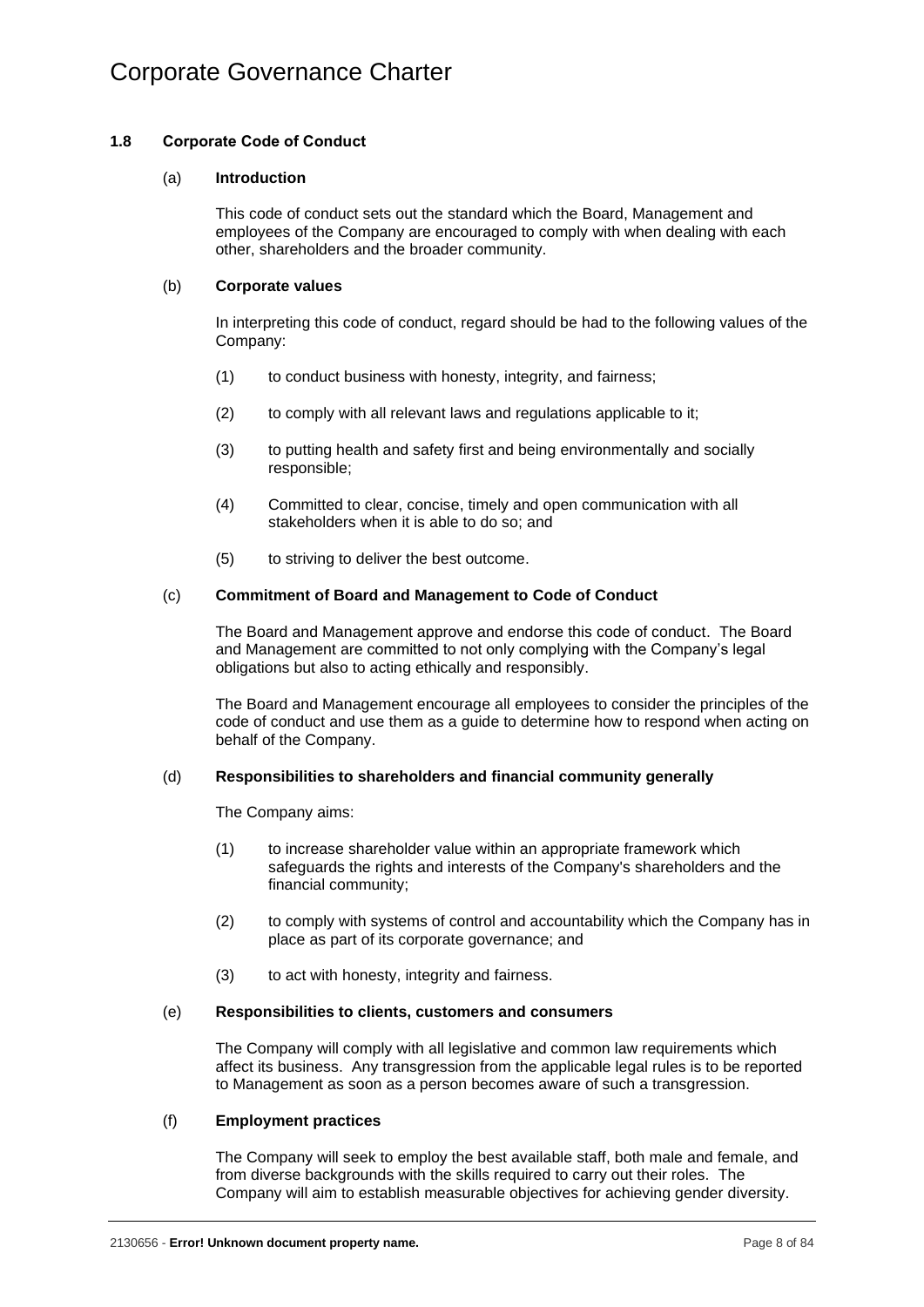### 1.8 Corporate Code of Conduct

#### (a) Introduction

This code of conduct sets out the standard which the Board, Management and employees of the Company are encouraged to comply with when dealing with each other, shareholders and the broader community.

#### (b) Corporate values

In interpreting this code of conduct, regard should be had to the following values of the Company:

(1) to conduct business with honesty, integrity, and fairness;

(2) to comply with all relevant laws and regulations applicable to it;

(3) to putting health and safety first and being environmentally and socially responsible;

(4) Committed to clear, concise, timely and open communication with all stakeholders when it is able to do so; and

(5) to striving to deliver the best outcome.

#### (c) Commitment of Board and Management to Code of Conduct

The Board and Management approve and endorse this code of conduct. The Board and Management are committed to not only complying with the Company's legal obligations but also to acting ethically and responsibly.

The Board and Management encourage all employees to consider the principles of the code of conduct and use them as a guide to determine how to respond when acting on behalf of the Company.

#### (d) Responsibilities to shareholders and financial community generally

The Company aims:

(1) to increase shareholder value within an appropriate framework which safeguards the rights and interests of the Company's shareholders and the financial community;

(2) to comply with systems of control and accountability which the Company has in place as part of its corporate governance; and

(3) to act with honesty, integrity and fairness.

#### (e) Responsibilities to clients, customers and consumers

The Company will comply with all legislative and common law requirements which affect its business. Any transgression from the applicable legal rules is to be reported to Management as soon as a person becomes aware of such a transgression.

#### (f) Employment practices

The Company will seek to employ the best available staff, both male and female, and from diverse backgrounds with the skills required to carry out their roles. The Company will aim to establish measurable objectives for achieving gender diversity.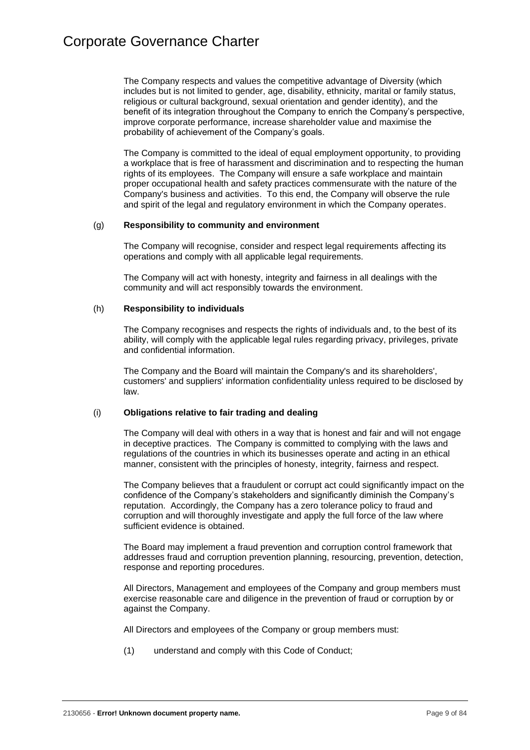The Company respects and values the competitive advantage of Diversity (which includes but is not limited to gender, age, disability, ethnicity, marital or family status, religious or cultural background, sexual orientation and gender identity), and the benefit of its integration throughout the Company to enrich the Company's perspective, improve corporate performance, increase shareholder value and maximise the probability of achievement of the Company's goals.

The Company is committed to the ideal of equal employment opportunity, to providing a workplace that is free of harassment and discrimination and to respecting the human rights of its employees. The Company will ensure a safe workplace and maintain proper occupational health and safety practices commensurate with the nature of the Company's business and activities. To this end, the Company will observe the rule and spirit of the legal and regulatory environment in which the Company operates.

(g) **Responsibility to community and environment**

The Company will recognise, consider and respect legal requirements affecting its operations and comply with all applicable legal requirements.

The Company will act with honesty, integrity and fairness in all dealings with the community and will act responsibly towards the environment.

(h) **Responsibility to individuals**

The Company recognises and respects the rights of individuals and, to the best of its ability, will comply with the applicable legal rules regarding privacy, privileges, private and confidential information.

The Company and the Board will maintain the Company's and its shareholders', customers' and suppliers' information confidentiality unless required to be disclosed by law.

(i) **Obligations relative to fair trading and dealing**

The Company will deal with others in a way that is honest and fair and will not engage in deceptive practices. The Company is committed to complying with the laws and regulations of the countries in which its businesses operate and acting in an ethical manner, consistent with the principles of honesty, integrity, fairness and respect.

The Company believes that a fraudulent or corrupt act could significantly impact on the confidence of the Company's stakeholders and significantly diminish the Company's reputation. Accordingly, the Company has a zero tolerance policy to fraud and corruption and will thoroughly investigate and apply the full force of the law where sufficient evidence is obtained.

The Board may implement a fraud prevention and corruption control framework that addresses fraud and corruption prevention planning, resourcing, prevention, detection, response and reporting procedures.

All Directors, Management and employees of the Company and group members must exercise reasonable care and diligence in the prevention of fraud or corruption by or against the Company.

All Directors and employees of the Company or group members must:

(1) understand and comply with this Code of Conduct;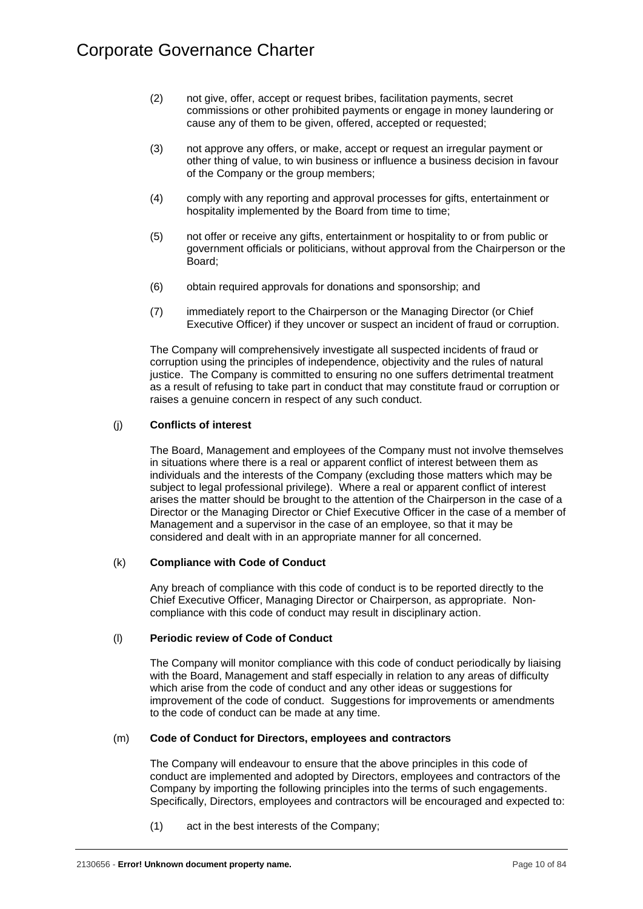(2) not give, offer, accept or request bribes, facilitation payments, secret commissions or other prohibited payments or engage in money laundering or cause any of them to be given, offered, accepted or requested;

(3) not approve any offers, or make, accept or request an irregular payment or other thing of value, to win business or influence a business decision in favour of the Company or the group members;

(4) comply with any reporting and approval processes for gifts, entertainment or hospitality implemented by the Board from time to time;

(5) not offer or receive any gifts, entertainment or hospitality to or from public or government officials or politicians, without approval from the Chairperson or the Board;

(6) obtain required approvals for donations and sponsorship; and

(7) immediately report to the Chairperson or the Managing Director (or Chief Executive Officer) if they uncover or suspect an incident of fraud or corruption.

The Company will comprehensively investigate all suspected incidents of fraud or corruption using the principles of independence, objectivity and the rules of natural justice. The Company is committed to ensuring no one suffers detrimental treatment as a result of refusing to take part in conduct that may constitute fraud or corruption or raises a genuine concern in respect of any such conduct.

(j) **Conflicts of interest**

The Board, Management and employees of the Company must not involve themselves in situations where there is a real or apparent conflict of interest between them as individuals and the interests of the Company (excluding those matters which may be subject to legal professional privilege). Where a real or apparent conflict of interest arises the matter should be brought to the attention of the Chairperson in the case of a Director or the Managing Director or Chief Executive Officer in the case of a member of Management and a supervisor in the case of an employee, so that it may be considered and dealt with in an appropriate manner for all concerned.

(k) **Compliance with Code of Conduct**

Any breach of compliance with this code of conduct is to be reported directly to the Chief Executive Officer, Managing Director or Chairperson, as appropriate. Non-compliance with this code of conduct may result in disciplinary action.

(l) **Periodic review of Code of Conduct**

The Company will monitor compliance with this code of conduct periodically by liaising with the Board, Management and staff especially in relation to any areas of difficulty which arise from the code of conduct and any other ideas or suggestions for improvement of the code of conduct. Suggestions for improvements or amendments to the code of conduct can be made at any time.

(m) **Code of Conduct for Directors, employees and contractors**

The Company will endeavour to ensure that the above principles in this code of conduct are implemented and adopted by Directors, employees and contractors of the Company by importing the following principles into the terms of such engagements. Specifically, Directors, employees and contractors will be encouraged and expected to:

(1) act in the best interests of the Company;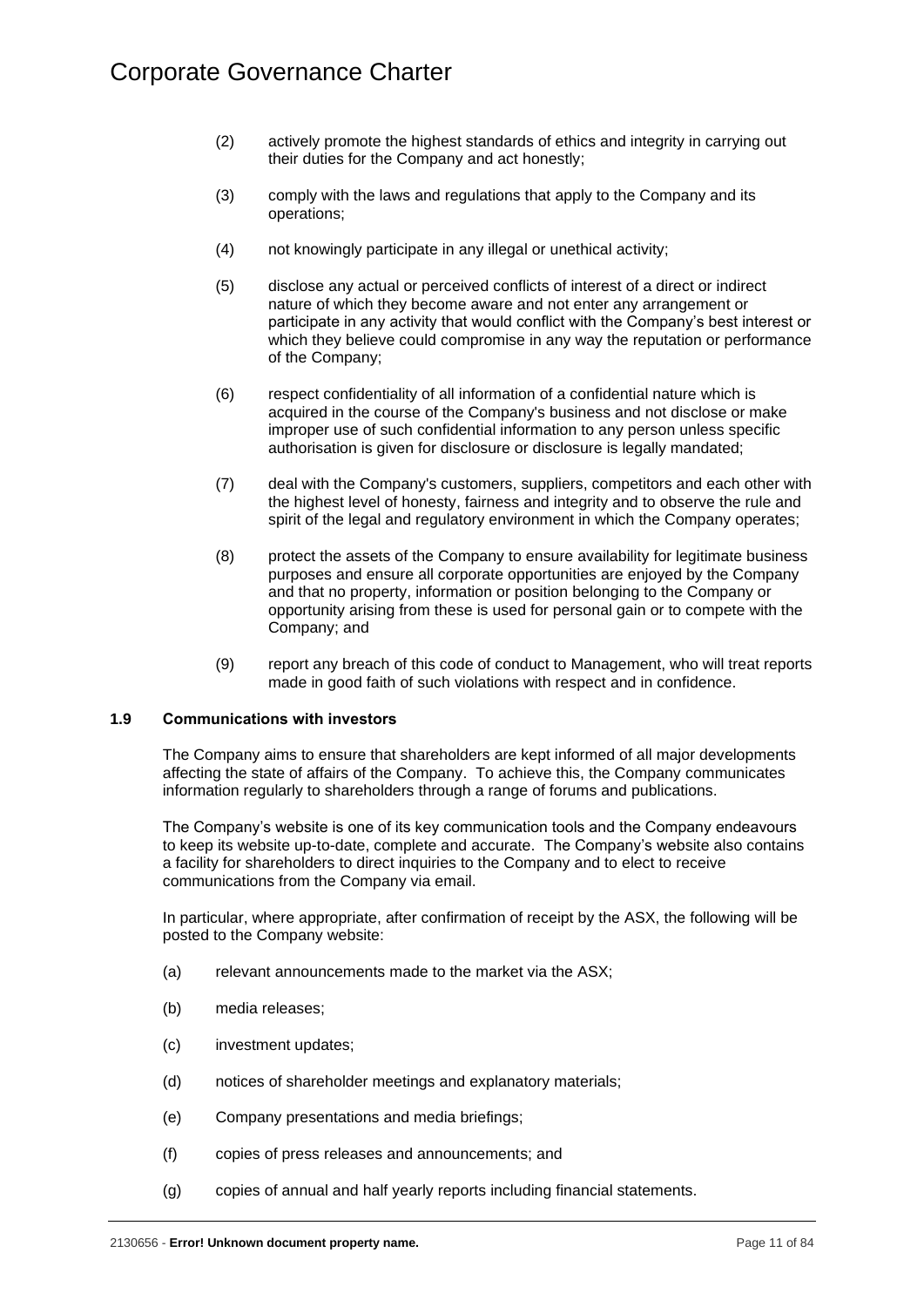(2) actively promote the highest standards of ethics and integrity in carrying out their duties for the Company and act honestly;

(3) comply with the laws and regulations that apply to the Company and its operations;

(4) not knowingly participate in any illegal or unethical activity;

(5) disclose any actual or perceived conflicts of interest of a direct or indirect nature of which they become aware and not enter any arrangement or participate in any activity that would conflict with the Company's best interest or which they believe could compromise in any way the reputation or performance of the Company;

(6) respect confidentiality of all information of a confidential nature which is acquired in the course of the Company's business and not disclose or make improper use of such confidential information to any person unless specific authorisation is given for disclosure or disclosure is legally mandated;

(7) deal with the Company's customers, suppliers, competitors and each other with the highest level of honesty, fairness and integrity and to observe the rule and spirit of the legal and regulatory environment in which the Company operates;

(8) protect the assets of the Company to ensure availability for legitimate business purposes and ensure all corporate opportunities are enjoyed by the Company and that no property, information or position belonging to the Company or opportunity arising from these is used for personal gain or to compete with the Company; and

(9) report any breach of this code of conduct to Management, who will treat reports made in good faith of such violations with respect and in confidence.

### 1.9 Communications with investors

The Company aims to ensure that shareholders are kept informed of all major developments affecting the state of affairs of the Company. To achieve this, the Company communicates information regularly to shareholders through a range of forums and publications.

The Company's website is one of its key communication tools and the Company endeavours to keep its website up-to-date, complete and accurate. The Company's website also contains a facility for shareholders to direct inquiries to the Company and to elect to receive communications from the Company via email.

In particular, where appropriate, after confirmation of receipt by the ASX, the following will be posted to the Company website:

(a) relevant announcements made to the market via the ASX;

(b) media releases;

(c) investment updates;

(d) notices of shareholder meetings and explanatory materials;

(e) Company presentations and media briefings;

(f) copies of press releases and announcements; and

(g) copies of annual and half yearly reports including financial statements.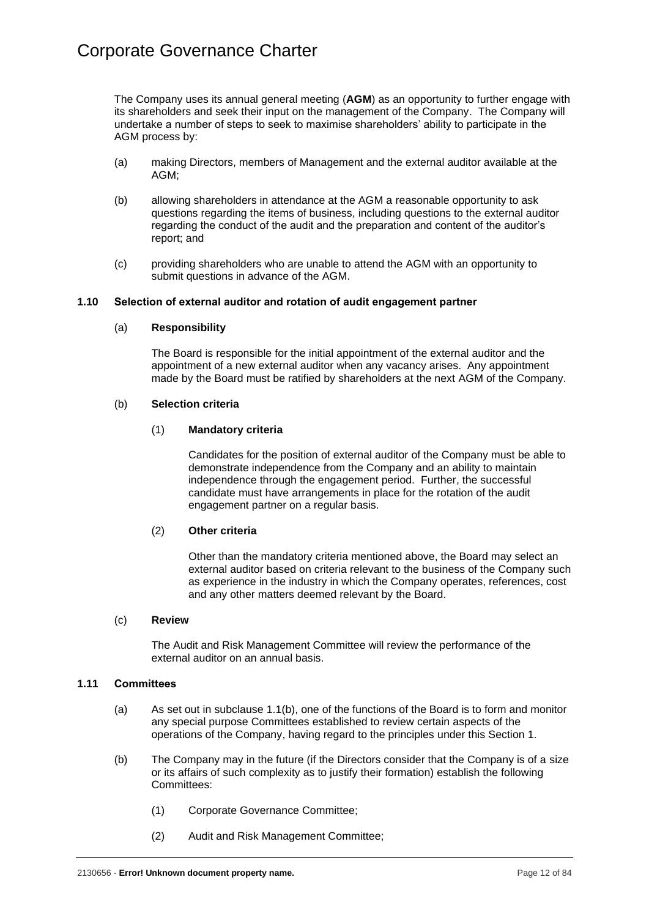The Company uses its annual general meeting (**AGM**) as an opportunity to further engage with its shareholders and seek their input on the management of the Company. The Company will undertake a number of steps to seek to maximise shareholders' ability to participate in the AGM process by:

(a) making Directors, members of Management and the external auditor available at the AGM;

(b) allowing shareholders in attendance at the AGM a reasonable opportunity to ask questions regarding the items of business, including questions to the external auditor regarding the conduct of the audit and the preparation and content of the auditor's report; and

(c) providing shareholders who are unable to attend the AGM with an opportunity to submit questions in advance of the AGM.

### 1.10 Selection of external auditor and rotation of audit engagement partner

(a) **Responsibility**

The Board is responsible for the initial appointment of the external auditor and the appointment of a new external auditor when any vacancy arises. Any appointment made by the Board must be ratified by shareholders at the next AGM of the Company.

(b) **Selection criteria**

(1) **Mandatory criteria**

Candidates for the position of external auditor of the Company must be able to demonstrate independence from the Company and an ability to maintain independence through the engagement period. Further, the successful candidate must have arrangements in place for the rotation of the audit engagement partner on a regular basis.

(2) **Other criteria**

Other than the mandatory criteria mentioned above, the Board may select an external auditor based on criteria relevant to the business of the Company such as experience in the industry in which the Company operates, references, cost and any other matters deemed relevant by the Board.

(c) **Review**

The Audit and Risk Management Committee will review the performance of the external auditor on an annual basis.

### 1.11 Committees

(a) As set out in subclause 1.1(b), one of the functions of the Board is to form and monitor any special purpose Committees established to review certain aspects of the operations of the Company, having regard to the principles under this Section 1.

(b) The Company may in the future (if the Directors consider that the Company is of a size or its affairs of such complexity as to justify their formation) establish the following Committees:

(1) Corporate Governance Committee;

(2) Audit and Risk Management Committee;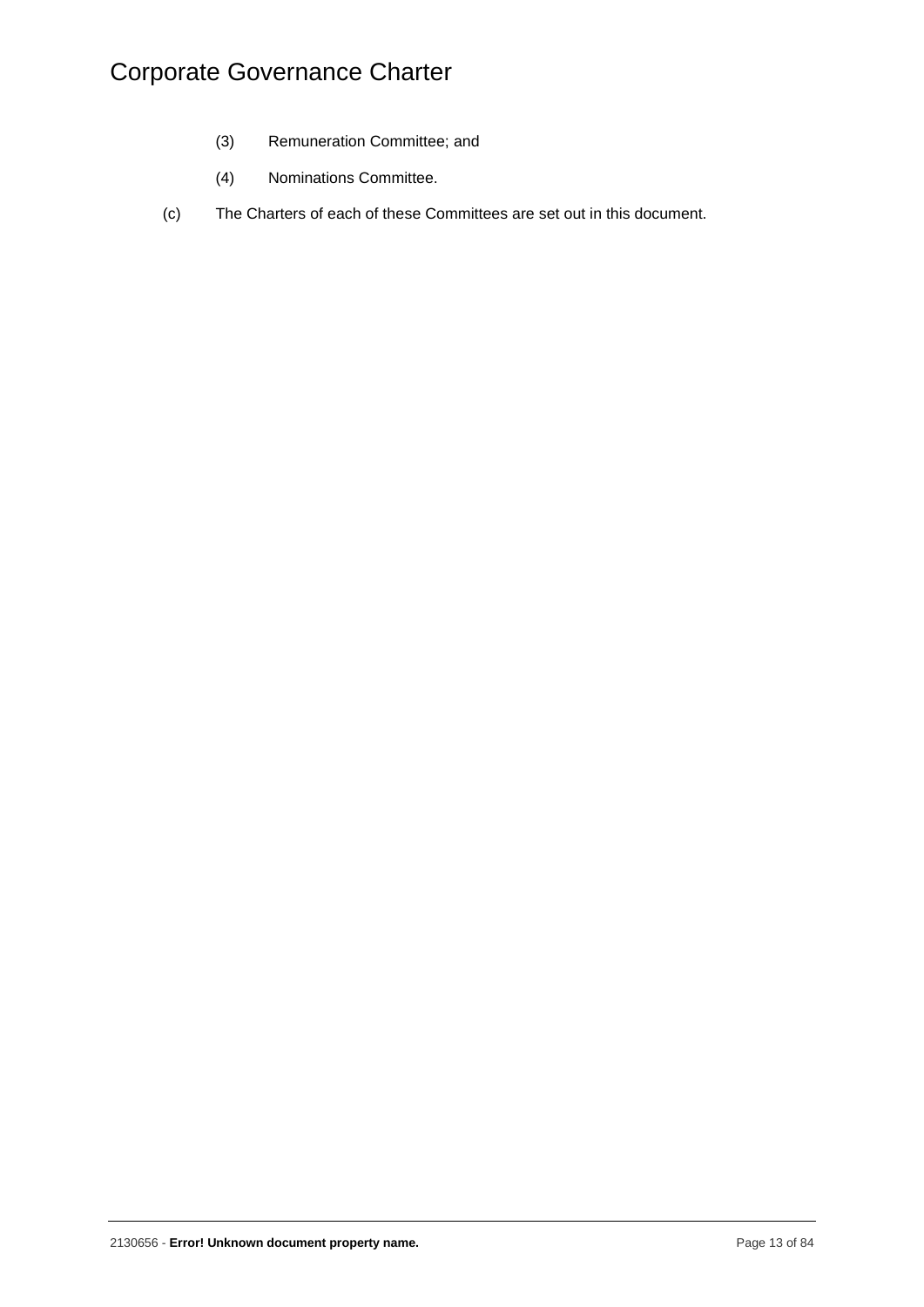(3) Remuneration Committee; and

(4) Nominations Committee.

(c) The Charters of each of these Committees are set out in this document.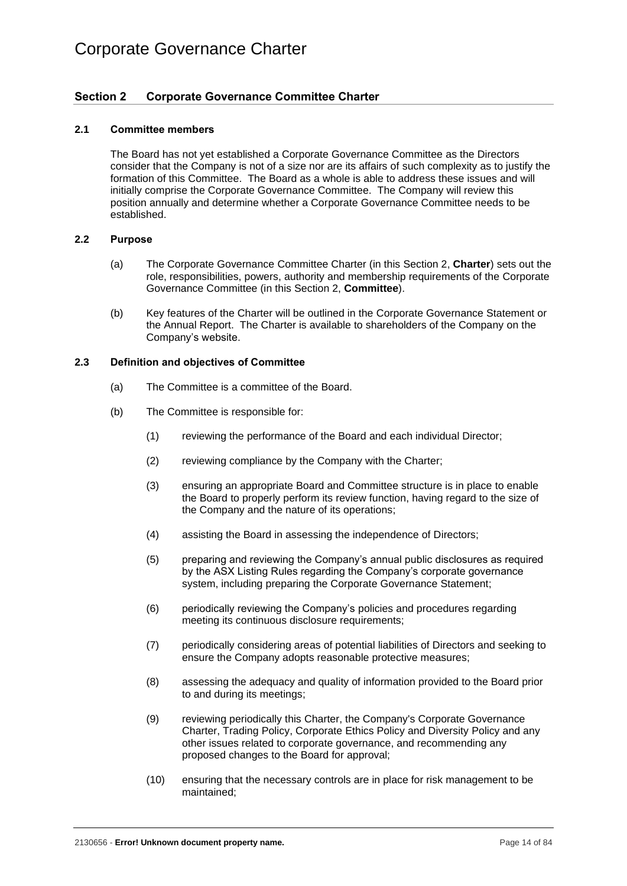## Section 2 Corporate Governance Committee Charter

### 2.1 Committee members

The Board has not yet established a Corporate Governance Committee as the Directors consider that the Company is not of a size nor are its affairs of such complexity as to justify the formation of this Committee. The Board as a whole is able to address these issues and will initially comprise the Corporate Governance Committee. The Company will review this position annually and determine whether a Corporate Governance Committee needs to be established.

### 2.2 Purpose

(a) The Corporate Governance Committee Charter (in this Section 2, **Charter**) sets out the role, responsibilities, powers, authority and membership requirements of the Corporate Governance Committee (in this Section 2, **Committee**).

(b) Key features of the Charter will be outlined in the Corporate Governance Statement or the Annual Report. The Charter is available to shareholders of the Company on the Company's website.

### 2.3 Definition and objectives of Committee

(a) The Committee is a committee of the Board.

(b) The Committee is responsible for:

(1) reviewing the performance of the Board and each individual Director;

(2) reviewing compliance by the Company with the Charter;

(3) ensuring an appropriate Board and Committee structure is in place to enable the Board to properly perform its review function, having regard to the size of the Company and the nature of its operations;

(4) assisting the Board in assessing the independence of Directors;

(5) preparing and reviewing the Company's annual public disclosures as required by the ASX Listing Rules regarding the Company's corporate governance system, including preparing the Corporate Governance Statement;

(6) periodically reviewing the Company's policies and procedures regarding meeting its continuous disclosure requirements;

(7) periodically considering areas of potential liabilities of Directors and seeking to ensure the Company adopts reasonable protective measures;

(8) assessing the adequacy and quality of information provided to the Board prior to and during its meetings;

(9) reviewing periodically this Charter, the Company's Corporate Governance Charter, Trading Policy, Corporate Ethics Policy and Diversity Policy and any other issues related to corporate governance, and recommending any proposed changes to the Board for approval;

(10) ensuring that the necessary controls are in place for risk management to be maintained;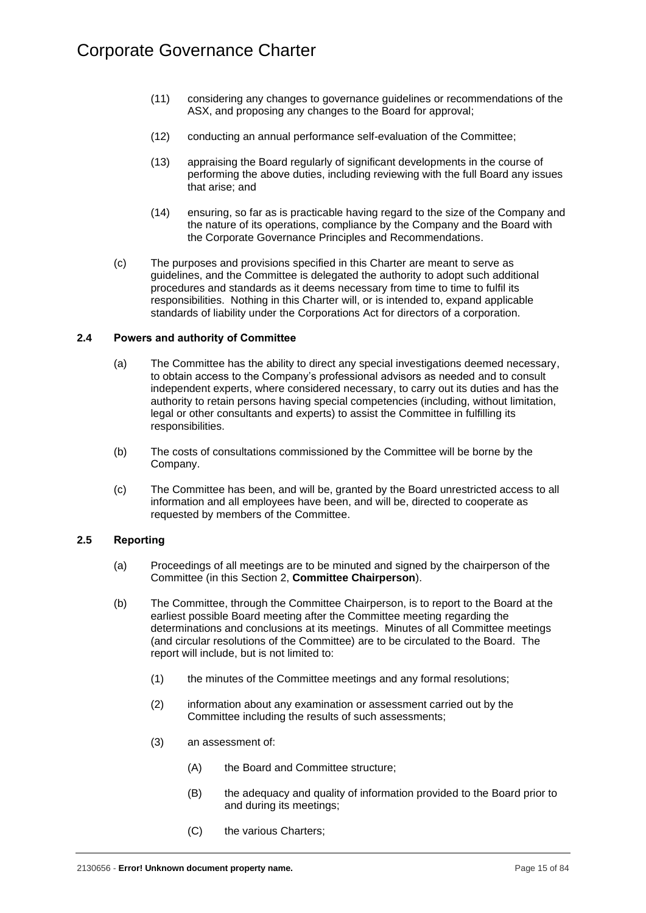(11) considering any changes to governance guidelines or recommendations of the ASX, and proposing any changes to the Board for approval;

(12) conducting an annual performance self-evaluation of the Committee;

(13) appraising the Board regularly of significant developments in the course of performing the above duties, including reviewing with the full Board any issues that arise; and

(14) ensuring, so far as is practicable having regard to the size of the Company and the nature of its operations, compliance by the Company and the Board with the Corporate Governance Principles and Recommendations.

(c) The purposes and provisions specified in this Charter are meant to serve as guidelines, and the Committee is delegated the authority to adopt such additional procedures and standards as it deems necessary from time to time to fulfil its responsibilities. Nothing in this Charter will, or is intended to, expand applicable standards of liability under the Corporations Act for directors of a corporation.

### 2.4 Powers and authority of Committee

(a) The Committee has the ability to direct any special investigations deemed necessary, to obtain access to the Company's professional advisors as needed and to consult independent experts, where considered necessary, to carry out its duties and has the authority to retain persons having special competencies (including, without limitation, legal or other consultants and experts) to assist the Committee in fulfilling its responsibilities.

(b) The costs of consultations commissioned by the Committee will be borne by the Company.

(c) The Committee has been, and will be, granted by the Board unrestricted access to all information and all employees have been, and will be, directed to cooperate as requested by members of the Committee.

### 2.5 Reporting

(a) Proceedings of all meetings are to be minuted and signed by the chairperson of the Committee (in this Section 2, **Committee Chairperson**).

(b) The Committee, through the Committee Chairperson, is to report to the Board at the earliest possible Board meeting after the Committee meeting regarding the determinations and conclusions at its meetings. Minutes of all Committee meetings (and circular resolutions of the Committee) are to be circulated to the Board. The report will include, but is not limited to:

(1) the minutes of the Committee meetings and any formal resolutions;

(2) information about any examination or assessment carried out by the Committee including the results of such assessments;

(3) an assessment of:

(A) the Board and Committee structure;

(B) the adequacy and quality of information provided to the Board prior to and during its meetings;

(C) the various Charters;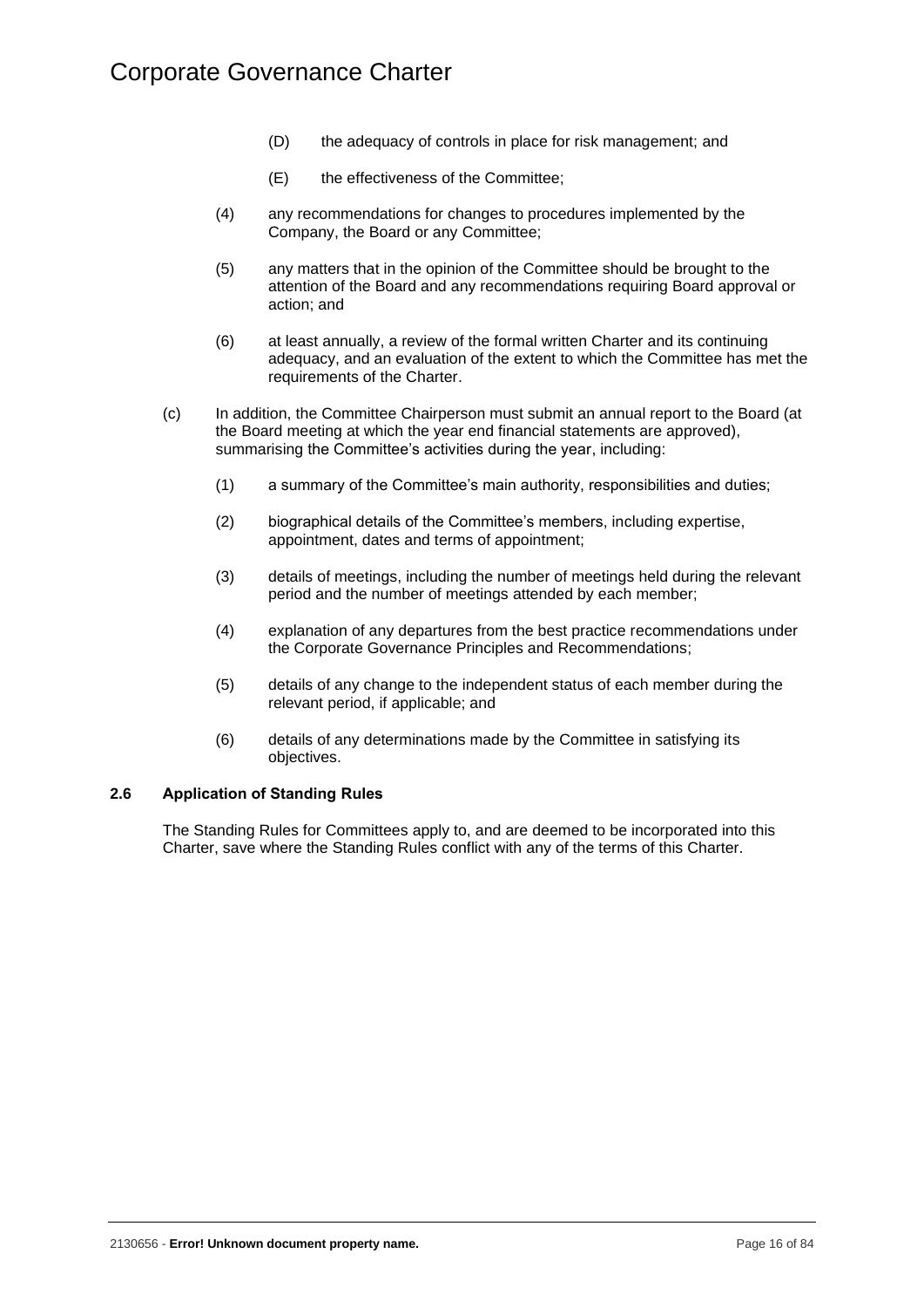(D) the adequacy of controls in place for risk management; and

(E) the effectiveness of the Committee;

(4) any recommendations for changes to procedures implemented by the Company, the Board or any Committee;

(5) any matters that in the opinion of the Committee should be brought to the attention of the Board and any recommendations requiring Board approval or action; and

(6) at least annually, a review of the formal written Charter and its continuing adequacy, and an evaluation of the extent to which the Committee has met the requirements of the Charter.

(c) In addition, the Committee Chairperson must submit an annual report to the Board (at the Board meeting at which the year end financial statements are approved), summarising the Committee's activities during the year, including:

(1) a summary of the Committee's main authority, responsibilities and duties;

(2) biographical details of the Committee's members, including expertise, appointment, dates and terms of appointment;

(3) details of meetings, including the number of meetings held during the relevant period and the number of meetings attended by each member;

(4) explanation of any departures from the best practice recommendations under the Corporate Governance Principles and Recommendations;

(5) details of any change to the independent status of each member during the relevant period, if applicable; and

(6) details of any determinations made by the Committee in satisfying its objectives.

### 2.6 Application of Standing Rules

The Standing Rules for Committees apply to, and are deemed to be incorporated into this Charter, save where the Standing Rules conflict with any of the terms of this Charter.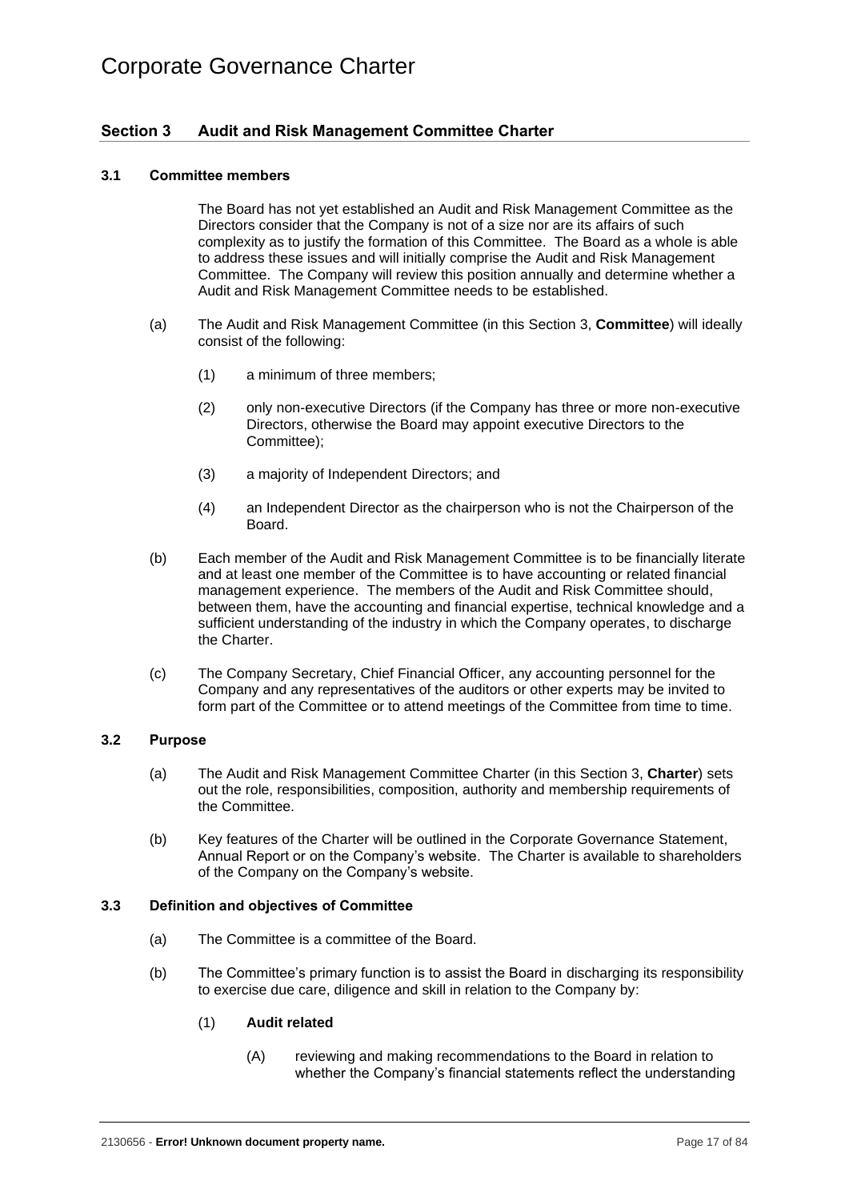## Section 3 Audit and Risk Management Committee Charter

### 3.1 Committee members

The Board has not yet established an Audit and Risk Management Committee as the Directors consider that the Company is not of a size nor are its affairs of such complexity as to justify the formation of this Committee. The Board as a whole is able to address these issues and will initially comprise the Audit and Risk Management Committee. The Company will review this position annually and determine whether a Audit and Risk Management Committee needs to be established.

(a) The Audit and Risk Management Committee (in this Section 3, **Committee**) will ideally consist of the following:

(1) a minimum of three members;

(2) only non-executive Directors (if the Company has three or more non-executive Directors, otherwise the Board may appoint executive Directors to the Committee);

(3) a majority of Independent Directors; and

(4) an Independent Director as the chairperson who is not the Chairperson of the Board.

(b) Each member of the Audit and Risk Management Committee is to be financially literate and at least one member of the Committee is to have accounting or related financial management experience. The members of the Audit and Risk Committee should, between them, have the accounting and financial expertise, technical knowledge and a sufficient understanding of the industry in which the Company operates, to discharge the Charter.

(c) The Company Secretary, Chief Financial Officer, any accounting personnel for the Company and any representatives of the auditors or other experts may be invited to form part of the Committee or to attend meetings of the Committee from time to time.

### 3.2 Purpose

(a) The Audit and Risk Management Committee Charter (in this Section 3, **Charter**) sets out the role, responsibilities, composition, authority and membership requirements of the Committee.

(b) Key features of the Charter will be outlined in the Corporate Governance Statement, Annual Report or on the Company's website. The Charter is available to shareholders of the Company on the Company's website.

### 3.3 Definition and objectives of Committee

(a) The Committee is a committee of the Board.

(b) The Committee's primary function is to assist the Board in discharging its responsibility to exercise due care, diligence and skill in relation to the Company by:

(1) **Audit related**

(A) reviewing and making recommendations to the Board in relation to whether the Company's financial statements reflect the understanding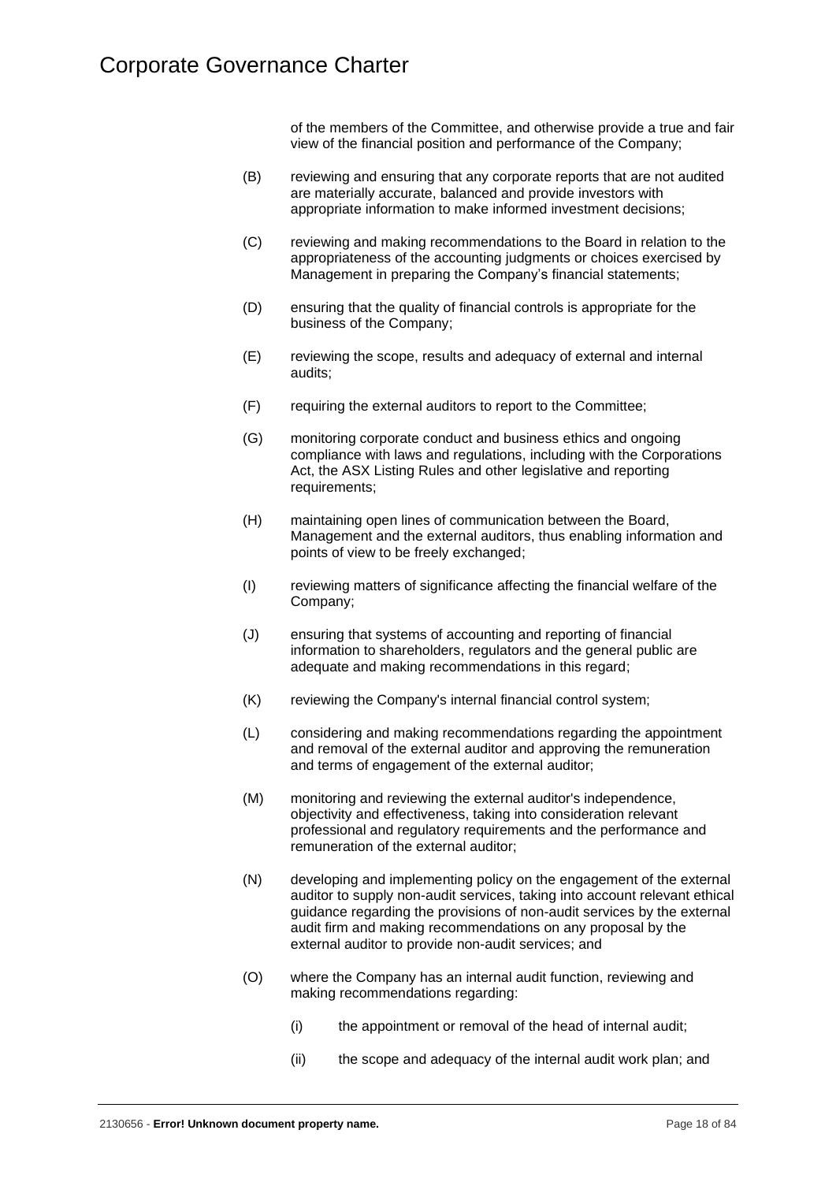of the members of the Committee, and otherwise provide a true and fair view of the financial position and performance of the Company;

(B) reviewing and ensuring that any corporate reports that are not audited are materially accurate, balanced and provide investors with appropriate information to make informed investment decisions;

(C) reviewing and making recommendations to the Board in relation to the appropriateness of the accounting judgments or choices exercised by Management in preparing the Company's financial statements;

(D) ensuring that the quality of financial controls is appropriate for the business of the Company;

(E) reviewing the scope, results and adequacy of external and internal audits;

(F) requiring the external auditors to report to the Committee;

(G) monitoring corporate conduct and business ethics and ongoing compliance with laws and regulations, including with the Corporations Act, the ASX Listing Rules and other legislative and reporting requirements;

(H) maintaining open lines of communication between the Board, Management and the external auditors, thus enabling information and points of view to be freely exchanged;

(I) reviewing matters of significance affecting the financial welfare of the Company;

(J) ensuring that systems of accounting and reporting of financial information to shareholders, regulators and the general public are adequate and making recommendations in this regard;

(K) reviewing the Company's internal financial control system;

(L) considering and making recommendations regarding the appointment and removal of the external auditor and approving the remuneration and terms of engagement of the external auditor;

(M) monitoring and reviewing the external auditor's independence, objectivity and effectiveness, taking into consideration relevant professional and regulatory requirements and the performance and remuneration of the external auditor;

(N) developing and implementing policy on the engagement of the external auditor to supply non-audit services, taking into account relevant ethical guidance regarding the provisions of non-audit services by the external audit firm and making recommendations on any proposal by the external auditor to provide non-audit services; and

(O) where the Company has an internal audit function, reviewing and making recommendations regarding:

  (i) the appointment or removal of the head of internal audit;

  (ii) the scope and adequacy of the internal audit work plan; and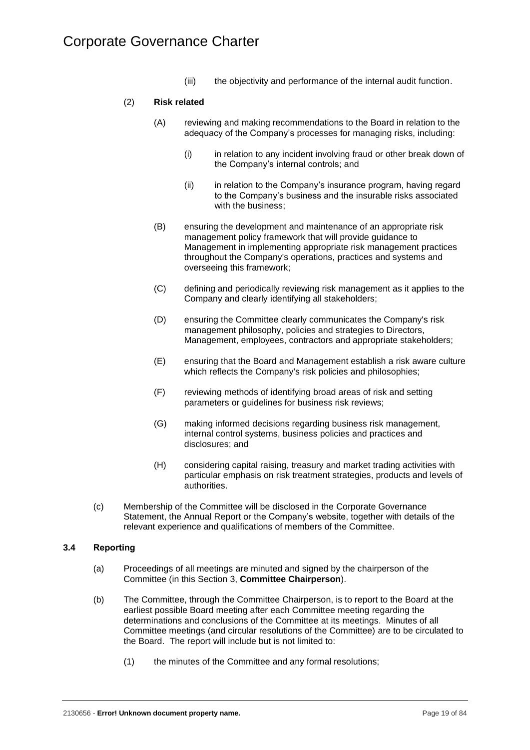(iii) the objectivity and performance of the internal audit function.

(2) **Risk related**

(A) reviewing and making recommendations to the Board in relation to the adequacy of the Company's processes for managing risks, including:

(i) in relation to any incident involving fraud or other break down of the Company's internal controls; and

(ii) in relation to the Company's insurance program, having regard to the Company's business and the insurable risks associated with the business;

(B) ensuring the development and maintenance of an appropriate risk management policy framework that will provide guidance to Management in implementing appropriate risk management practices throughout the Company's operations, practices and systems and overseeing this framework;

(C) defining and periodically reviewing risk management as it applies to the Company and clearly identifying all stakeholders;

(D) ensuring the Committee clearly communicates the Company's risk management philosophy, policies and strategies to Directors, Management, employees, contractors and appropriate stakeholders;

(E) ensuring that the Board and Management establish a risk aware culture which reflects the Company's risk policies and philosophies;

(F) reviewing methods of identifying broad areas of risk and setting parameters or guidelines for business risk reviews;

(G) making informed decisions regarding business risk management, internal control systems, business policies and practices and disclosures; and

(H) considering capital raising, treasury and market trading activities with particular emphasis on risk treatment strategies, products and levels of authorities.

(c) Membership of the Committee will be disclosed in the Corporate Governance Statement, the Annual Report or the Company's website, together with details of the relevant experience and qualifications of members of the Committee.

### 3.4 Reporting

(a) Proceedings of all meetings are minuted and signed by the chairperson of the Committee (in this Section 3, **Committee Chairperson**).

(b) The Committee, through the Committee Chairperson, is to report to the Board at the earliest possible Board meeting after each Committee meeting regarding the determinations and conclusions of the Committee at its meetings. Minutes of all Committee meetings (and circular resolutions of the Committee) are to be circulated to the Board. The report will include but is not limited to:

(1) the minutes of the Committee and any formal resolutions;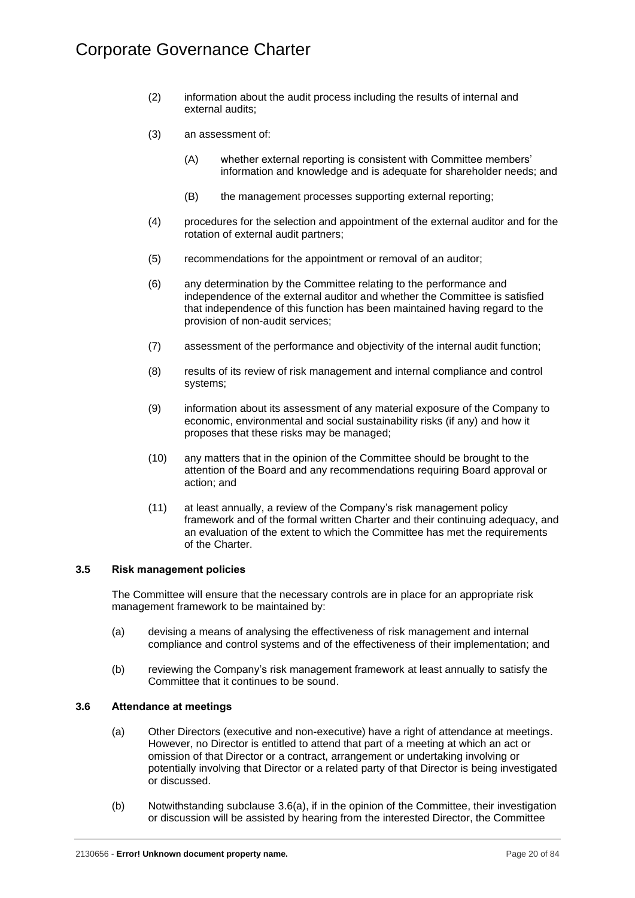(2) information about the audit process including the results of internal and external audits;

(3) an assessment of:

   (A) whether external reporting is consistent with Committee members' information and knowledge and is adequate for shareholder needs; and

   (B) the management processes supporting external reporting;

(4) procedures for the selection and appointment of the external auditor and for the rotation of external audit partners;

(5) recommendations for the appointment or removal of an auditor;

(6) any determination by the Committee relating to the performance and independence of the external auditor and whether the Committee is satisfied that independence of this function has been maintained having regard to the provision of non-audit services;

(7) assessment of the performance and objectivity of the internal audit function;

(8) results of its review of risk management and internal compliance and control systems;

(9) information about its assessment of any material exposure of the Company to economic, environmental and social sustainability risks (if any) and how it proposes that these risks may be managed;

(10) any matters that in the opinion of the Committee should be brought to the attention of the Board and any recommendations requiring Board approval or action; and

(11) at least annually, a review of the Company's risk management policy framework and of the formal written Charter and their continuing adequacy, and an evaluation of the extent to which the Committee has met the requirements of the Charter.

### 3.5 Risk management policies

The Committee will ensure that the necessary controls are in place for an appropriate risk management framework to be maintained by:

(a) devising a means of analysing the effectiveness of risk management and internal compliance and control systems and of the effectiveness of their implementation; and

(b) reviewing the Company's risk management framework at least annually to satisfy the Committee that it continues to be sound.

### 3.6 Attendance at meetings

(a) Other Directors (executive and non-executive) have a right of attendance at meetings. However, no Director is entitled to attend that part of a meeting at which an act or omission of that Director or a contract, arrangement or undertaking involving or potentially involving that Director or a related party of that Director is being investigated or discussed.

(b) Notwithstanding subclause 3.6(a), if in the opinion of the Committee, their investigation or discussion will be assisted by hearing from the interested Director, the Committee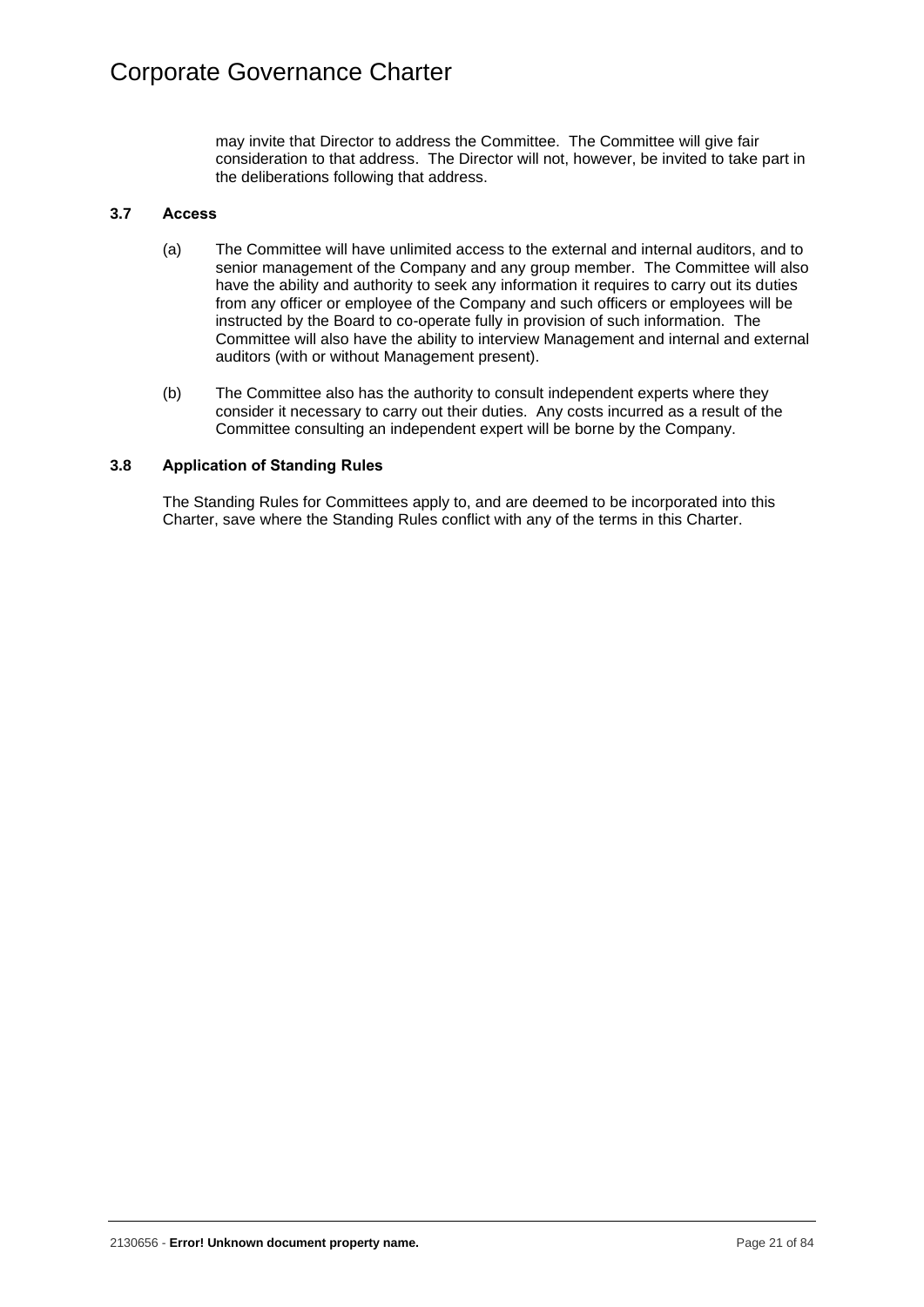may invite that Director to address the Committee. The Committee will give fair consideration to that address. The Director will not, however, be invited to take part in the deliberations following that address.

### 3.7 Access

(a) The Committee will have unlimited access to the external and internal auditors, and to senior management of the Company and any group member. The Committee will also have the ability and authority to seek any information it requires to carry out its duties from any officer or employee of the Company and such officers or employees will be instructed by the Board to co-operate fully in provision of such information. The Committee will also have the ability to interview Management and internal and external auditors (with or without Management present).

(b) The Committee also has the authority to consult independent experts where they consider it necessary to carry out their duties. Any costs incurred as a result of the Committee consulting an independent expert will be borne by the Company.

### 3.8 Application of Standing Rules

The Standing Rules for Committees apply to, and are deemed to be incorporated into this Charter, save where the Standing Rules conflict with any of the terms in this Charter.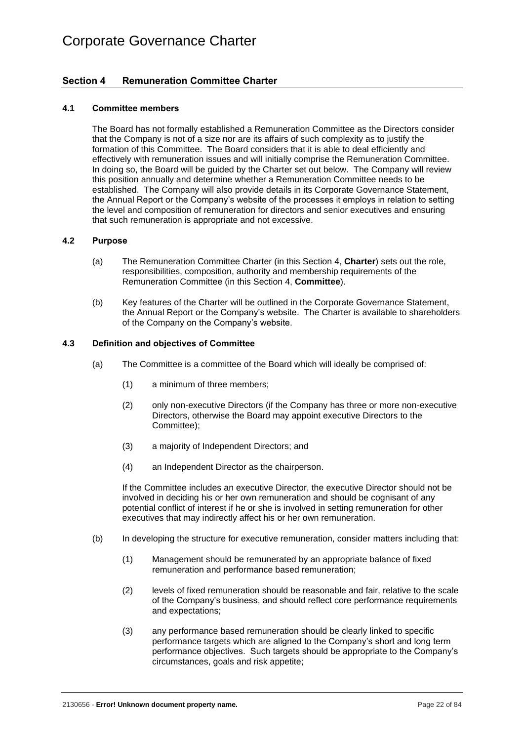## Section 4 Remuneration Committee Charter

### 4.1 Committee members

The Board has not formally established a Remuneration Committee as the Directors consider that the Company is not of a size nor are its affairs of such complexity as to justify the formation of this Committee. The Board considers that it is able to deal efficiently and effectively with remuneration issues and will initially comprise the Remuneration Committee. In doing so, the Board will be guided by the Charter set out below. The Company will review this position annually and determine whether a Remuneration Committee needs to be established. The Company will also provide details in its Corporate Governance Statement, the Annual Report or the Company's website of the processes it employs in relation to setting the level and composition of remuneration for directors and senior executives and ensuring that such remuneration is appropriate and not excessive.

### 4.2 Purpose

(a) The Remuneration Committee Charter (in this Section 4, **Charter**) sets out the role, responsibilities, composition, authority and membership requirements of the Remuneration Committee (in this Section 4, **Committee**).

(b) Key features of the Charter will be outlined in the Corporate Governance Statement, the Annual Report or the Company's website. The Charter is available to shareholders of the Company on the Company's website.

### 4.3 Definition and objectives of Committee

(a) The Committee is a committee of the Board which will ideally be comprised of:

(1) a minimum of three members;

(2) only non-executive Directors (if the Company has three or more non-executive Directors, otherwise the Board may appoint executive Directors to the Committee);

(3) a majority of Independent Directors; and

(4) an Independent Director as the chairperson.

If the Committee includes an executive Director, the executive Director should not be involved in deciding his or her own remuneration and should be cognisant of any potential conflict of interest if he or she is involved in setting remuneration for other executives that may indirectly affect his or her own remuneration.

(b) In developing the structure for executive remuneration, consider matters including that:

(1) Management should be remunerated by an appropriate balance of fixed remuneration and performance based remuneration;

(2) levels of fixed remuneration should be reasonable and fair, relative to the scale of the Company's business, and should reflect core performance requirements and expectations;

(3) any performance based remuneration should be clearly linked to specific performance targets which are aligned to the Company's short and long term performance objectives. Such targets should be appropriate to the Company's circumstances, goals and risk appetite;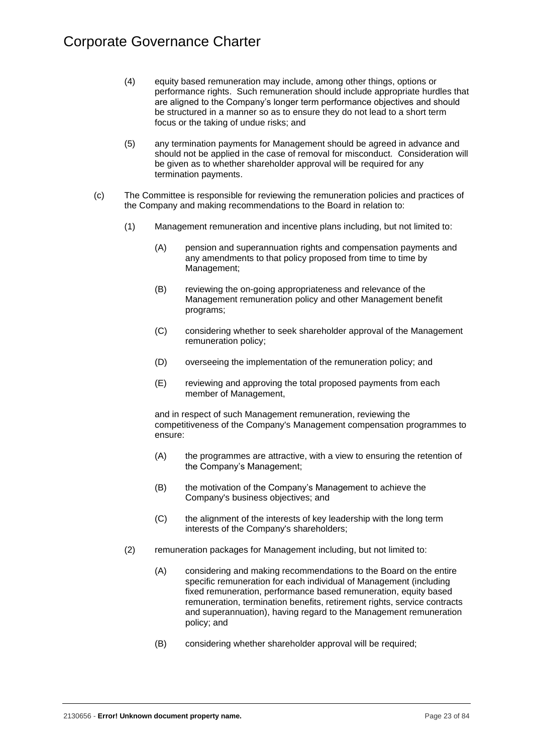(4) equity based remuneration may include, among other things, options or performance rights. Such remuneration should include appropriate hurdles that are aligned to the Company's longer term performance objectives and should be structured in a manner so as to ensure they do not lead to a short term focus or the taking of undue risks; and

(5) any termination payments for Management should be agreed in advance and should not be applied in the case of removal for misconduct. Consideration will be given as to whether shareholder approval will be required for any termination payments.

(c) The Committee is responsible for reviewing the remuneration policies and practices of the Company and making recommendations to the Board in relation to:

(1) Management remuneration and incentive plans including, but not limited to:

(A) pension and superannuation rights and compensation payments and any amendments to that policy proposed from time to time by Management;

(B) reviewing the on-going appropriateness and relevance of the Management remuneration policy and other Management benefit programs;

(C) considering whether to seek shareholder approval of the Management remuneration policy;

(D) overseeing the implementation of the remuneration policy; and

(E) reviewing and approving the total proposed payments from each member of Management,

and in respect of such Management remuneration, reviewing the competitiveness of the Company's Management compensation programmes to ensure:

(A) the programmes are attractive, with a view to ensuring the retention of the Company's Management;

(B) the motivation of the Company's Management to achieve the Company's business objectives; and

(C) the alignment of the interests of key leadership with the long term interests of the Company's shareholders;

(2) remuneration packages for Management including, but not limited to:

(A) considering and making recommendations to the Board on the entire specific remuneration for each individual of Management (including fixed remuneration, performance based remuneration, equity based remuneration, termination benefits, retirement rights, service contracts and superannuation), having regard to the Management remuneration policy; and

(B) considering whether shareholder approval will be required;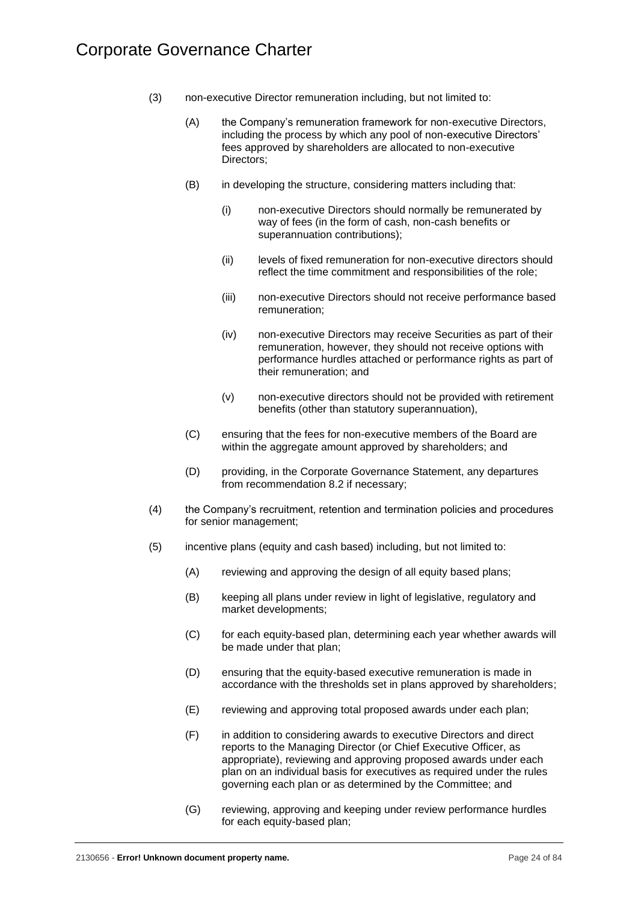(3) non-executive Director remuneration including, but not limited to:

   (A) the Company's remuneration framework for non-executive Directors, including the process by which any pool of non-executive Directors' fees approved by shareholders are allocated to non-executive Directors;

   (B) in developing the structure, considering matters including that:

      (i) non-executive Directors should normally be remunerated by way of fees (in the form of cash, non-cash benefits or superannuation contributions);

      (ii) levels of fixed remuneration for non-executive directors should reflect the time commitment and responsibilities of the role;

      (iii) non-executive Directors should not receive performance based remuneration;

      (iv) non-executive Directors may receive Securities as part of their remuneration, however, they should not receive options with performance hurdles attached or performance rights as part of their remuneration; and

      (v) non-executive directors should not be provided with retirement benefits (other than statutory superannuation),

   (C) ensuring that the fees for non-executive members of the Board are within the aggregate amount approved by shareholders; and

   (D) providing, in the Corporate Governance Statement, any departures from recommendation 8.2 if necessary;

(4) the Company's recruitment, retention and termination policies and procedures for senior management;

(5) incentive plans (equity and cash based) including, but not limited to:

   (A) reviewing and approving the design of all equity based plans;

   (B) keeping all plans under review in light of legislative, regulatory and market developments;

   (C) for each equity-based plan, determining each year whether awards will be made under that plan;

   (D) ensuring that the equity-based executive remuneration is made in accordance with the thresholds set in plans approved by shareholders;

   (E) reviewing and approving total proposed awards under each plan;

   (F) in addition to considering awards to executive Directors and direct reports to the Managing Director (or Chief Executive Officer, as appropriate), reviewing and approving proposed awards under each plan on an individual basis for executives as required under the rules governing each plan or as determined by the Committee; and

   (G) reviewing, approving and keeping under review performance hurdles for each equity-based plan;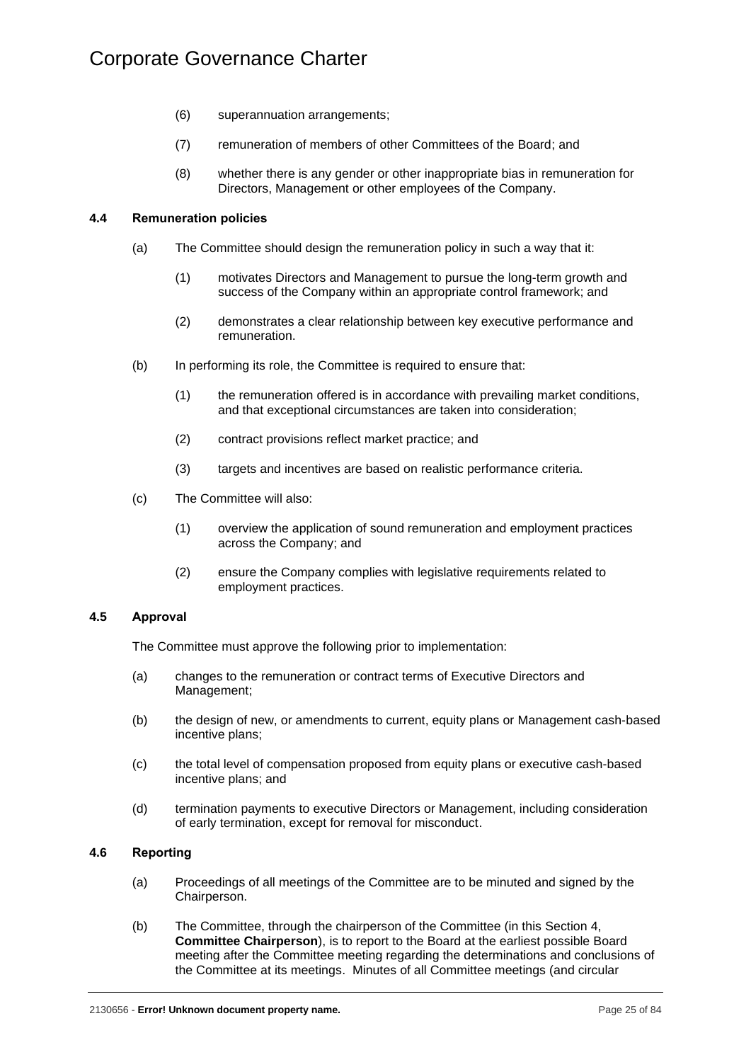(6) superannuation arrangements;

(7) remuneration of members of other Committees of the Board; and

(8) whether there is any gender or other inappropriate bias in remuneration for Directors, Management or other employees of the Company.

### 4.4 Remuneration policies

(a) The Committee should design the remuneration policy in such a way that it:

(1) motivates Directors and Management to pursue the long-term growth and success of the Company within an appropriate control framework; and

(2) demonstrates a clear relationship between key executive performance and remuneration.

(b) In performing its role, the Committee is required to ensure that:

(1) the remuneration offered is in accordance with prevailing market conditions, and that exceptional circumstances are taken into consideration;

(2) contract provisions reflect market practice; and

(3) targets and incentives are based on realistic performance criteria.

(c) The Committee will also:

(1) overview the application of sound remuneration and employment practices across the Company; and

(2) ensure the Company complies with legislative requirements related to employment practices.

### 4.5 Approval

The Committee must approve the following prior to implementation:

(a) changes to the remuneration or contract terms of Executive Directors and Management;

(b) the design of new, or amendments to current, equity plans or Management cash-based incentive plans;

(c) the total level of compensation proposed from equity plans or executive cash-based incentive plans; and

(d) termination payments to executive Directors or Management, including consideration of early termination, except for removal for misconduct.

### 4.6 Reporting

(a) Proceedings of all meetings of the Committee are to be minuted and signed by the Chairperson.

(b) The Committee, through the chairperson of the Committee (in this Section 4, **Committee Chairperson**), is to report to the Board at the earliest possible Board meeting after the Committee meeting regarding the determinations and conclusions of the Committee at its meetings. Minutes of all Committee meetings (and circular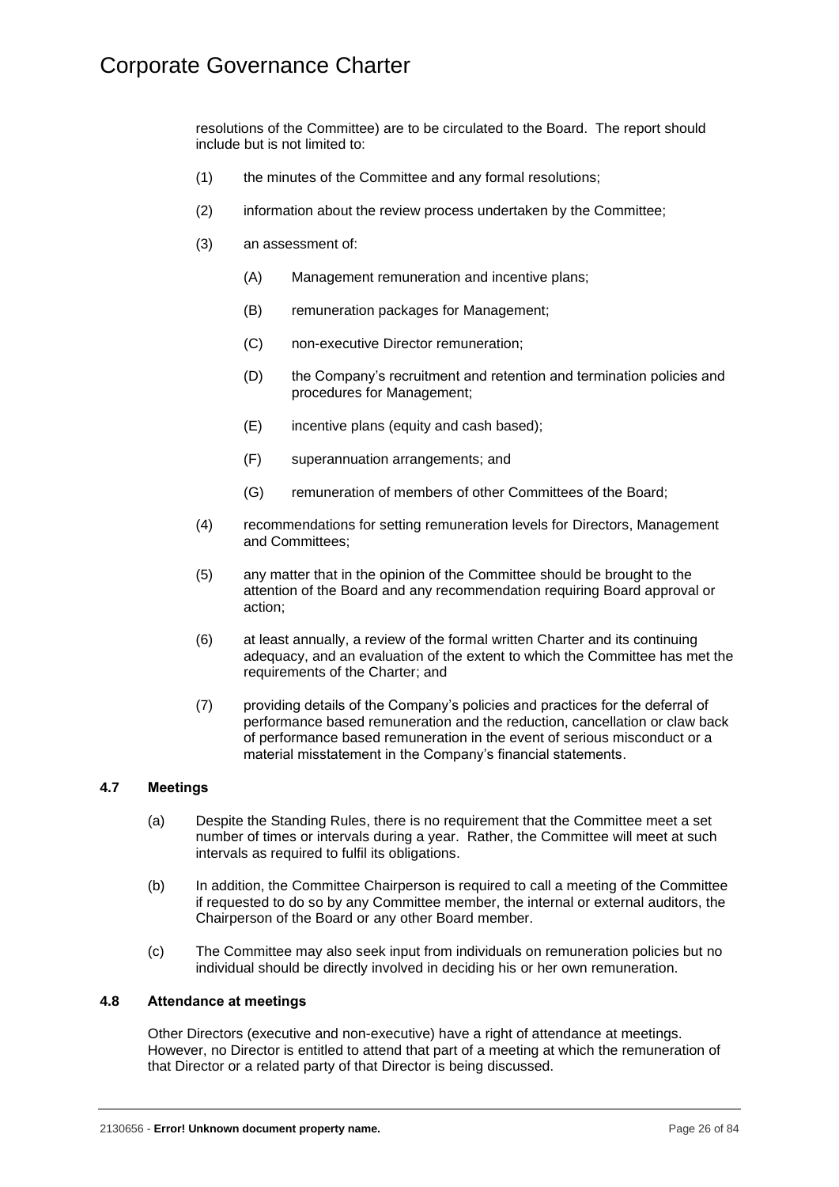resolutions of the Committee) are to be circulated to the Board. The report should include but is not limited to:

(1) the minutes of the Committee and any formal resolutions;

(2) information about the review process undertaken by the Committee;

(3) an assessment of:

(A) Management remuneration and incentive plans;

(B) remuneration packages for Management;

(C) non-executive Director remuneration;

(D) the Company's recruitment and retention and termination policies and procedures for Management;

(E) incentive plans (equity and cash based);

(F) superannuation arrangements; and

(G) remuneration of members of other Committees of the Board;

(4) recommendations for setting remuneration levels for Directors, Management and Committees;

(5) any matter that in the opinion of the Committee should be brought to the attention of the Board and any recommendation requiring Board approval or action;

(6) at least annually, a review of the formal written Charter and its continuing adequacy, and an evaluation of the extent to which the Committee has met the requirements of the Charter; and

(7) providing details of the Company's policies and practices for the deferral of performance based remuneration and the reduction, cancellation or claw back of performance based remuneration in the event of serious misconduct or a material misstatement in the Company's financial statements.

### 4.7 Meetings

(a) Despite the Standing Rules, there is no requirement that the Committee meet a set number of times or intervals during a year. Rather, the Committee will meet at such intervals as required to fulfil its obligations.

(b) In addition, the Committee Chairperson is required to call a meeting of the Committee if requested to do so by any Committee member, the internal or external auditors, the Chairperson of the Board or any other Board member.

(c) The Committee may also seek input from individuals on remuneration policies but no individual should be directly involved in deciding his or her own remuneration.

### 4.8 Attendance at meetings

Other Directors (executive and non-executive) have a right of attendance at meetings. However, no Director is entitled to attend that part of a meeting at which the remuneration of that Director or a related party of that Director is being discussed.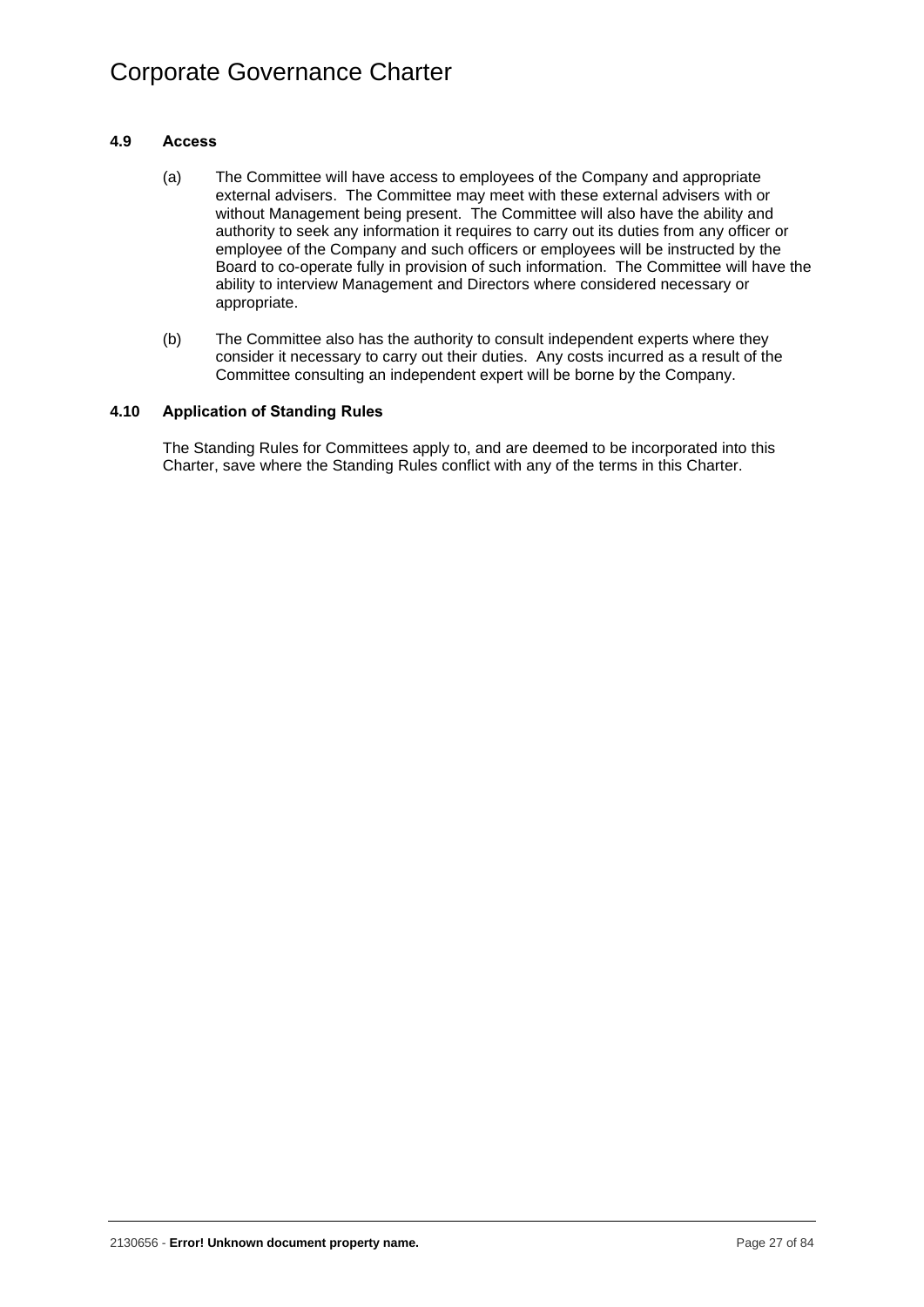### 4.9 Access

(a) The Committee will have access to employees of the Company and appropriate external advisers. The Committee may meet with these external advisers with or without Management being present. The Committee will also have the ability and authority to seek any information it requires to carry out its duties from any officer or employee of the Company and such officers or employees will be instructed by the Board to co-operate fully in provision of such information. The Committee will have the ability to interview Management and Directors where considered necessary or appropriate.

(b) The Committee also has the authority to consult independent experts where they consider it necessary to carry out their duties. Any costs incurred as a result of the Committee consulting an independent expert will be borne by the Company.

### 4.10 Application of Standing Rules

The Standing Rules for Committees apply to, and are deemed to be incorporated into this Charter, save where the Standing Rules conflict with any of the terms in this Charter.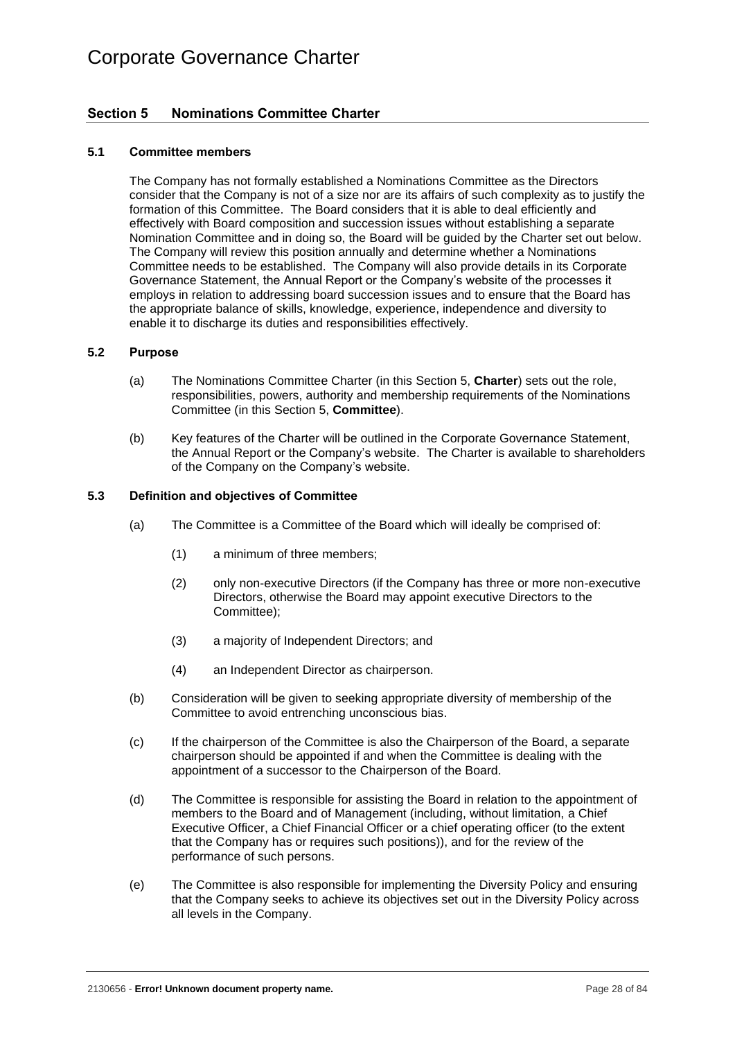## Section 5 Nominations Committee Charter

### 5.1 Committee members

The Company has not formally established a Nominations Committee as the Directors consider that the Company is not of a size nor are its affairs of such complexity as to justify the formation of this Committee. The Board considers that it is able to deal efficiently and effectively with Board composition and succession issues without establishing a separate Nomination Committee and in doing so, the Board will be guided by the Charter set out below. The Company will review this position annually and determine whether a Nominations Committee needs to be established. The Company will also provide details in its Corporate Governance Statement, the Annual Report or the Company's website of the processes it employs in relation to addressing board succession issues and to ensure that the Board has the appropriate balance of skills, knowledge, experience, independence and diversity to enable it to discharge its duties and responsibilities effectively.

### 5.2 Purpose

(a) The Nominations Committee Charter (in this Section 5, **Charter**) sets out the role, responsibilities, powers, authority and membership requirements of the Nominations Committee (in this Section 5, **Committee**).

(b) Key features of the Charter will be outlined in the Corporate Governance Statement, the Annual Report or the Company's website. The Charter is available to shareholders of the Company on the Company's website.

### 5.3 Definition and objectives of Committee

(a) The Committee is a Committee of the Board which will ideally be comprised of:

(1) a minimum of three members;

(2) only non-executive Directors (if the Company has three or more non-executive Directors, otherwise the Board may appoint executive Directors to the Committee);

(3) a majority of Independent Directors; and

(4) an Independent Director as chairperson.

(b) Consideration will be given to seeking appropriate diversity of membership of the Committee to avoid entrenching unconscious bias.

(c) If the chairperson of the Committee is also the Chairperson of the Board, a separate chairperson should be appointed if and when the Committee is dealing with the appointment of a successor to the Chairperson of the Board.

(d) The Committee is responsible for assisting the Board in relation to the appointment of members to the Board and of Management (including, without limitation, a Chief Executive Officer, a Chief Financial Officer or a chief operating officer (to the extent that the Company has or requires such positions)), and for the review of the performance of such persons.

(e) The Committee is also responsible for implementing the Diversity Policy and ensuring that the Company seeks to achieve its objectives set out in the Diversity Policy across all levels in the Company.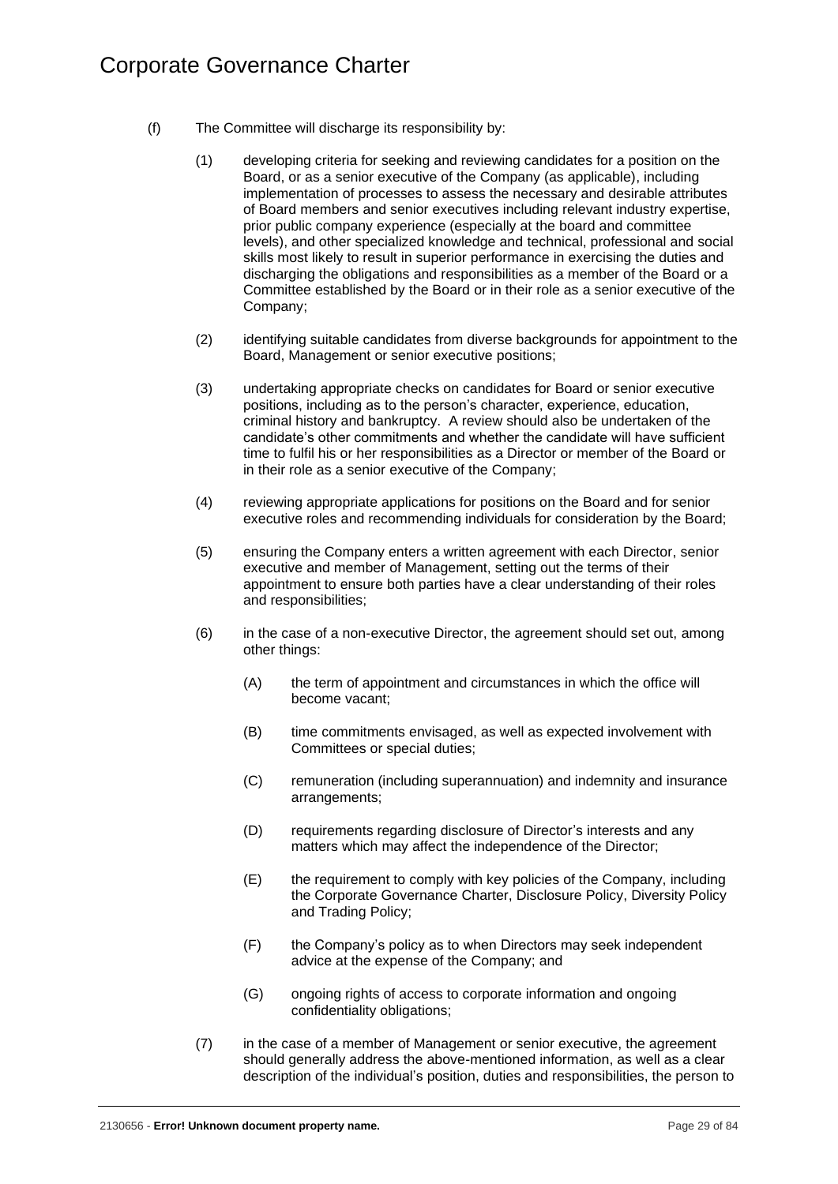(f) The Committee will discharge its responsibility by:

(1) developing criteria for seeking and reviewing candidates for a position on the Board, or as a senior executive of the Company (as applicable), including implementation of processes to assess the necessary and desirable attributes of Board members and senior executives including relevant industry expertise, prior public company experience (especially at the board and committee levels), and other specialized knowledge and technical, professional and social skills most likely to result in superior performance in exercising the duties and discharging the obligations and responsibilities as a member of the Board or a Committee established by the Board or in their role as a senior executive of the Company;

(2) identifying suitable candidates from diverse backgrounds for appointment to the Board, Management or senior executive positions;

(3) undertaking appropriate checks on candidates for Board or senior executive positions, including as to the person's character, experience, education, criminal history and bankruptcy. A review should also be undertaken of the candidate's other commitments and whether the candidate will have sufficient time to fulfil his or her responsibilities as a Director or member of the Board or in their role as a senior executive of the Company;

(4) reviewing appropriate applications for positions on the Board and for senior executive roles and recommending individuals for consideration by the Board;

(5) ensuring the Company enters a written agreement with each Director, senior executive and member of Management, setting out the terms of their appointment to ensure both parties have a clear understanding of their roles and responsibilities;

(6) in the case of a non-executive Director, the agreement should set out, among other things:

(A) the term of appointment and circumstances in which the office will become vacant;

(B) time commitments envisaged, as well as expected involvement with Committees or special duties;

(C) remuneration (including superannuation) and indemnity and insurance arrangements;

(D) requirements regarding disclosure of Director's interests and any matters which may affect the independence of the Director;

(E) the requirement to comply with key policies of the Company, including the Corporate Governance Charter, Disclosure Policy, Diversity Policy and Trading Policy;

(F) the Company's policy as to when Directors may seek independent advice at the expense of the Company; and

(G) ongoing rights of access to corporate information and ongoing confidentiality obligations;

(7) in the case of a member of Management or senior executive, the agreement should generally address the above-mentioned information, as well as a clear description of the individual's position, duties and responsibilities, the person to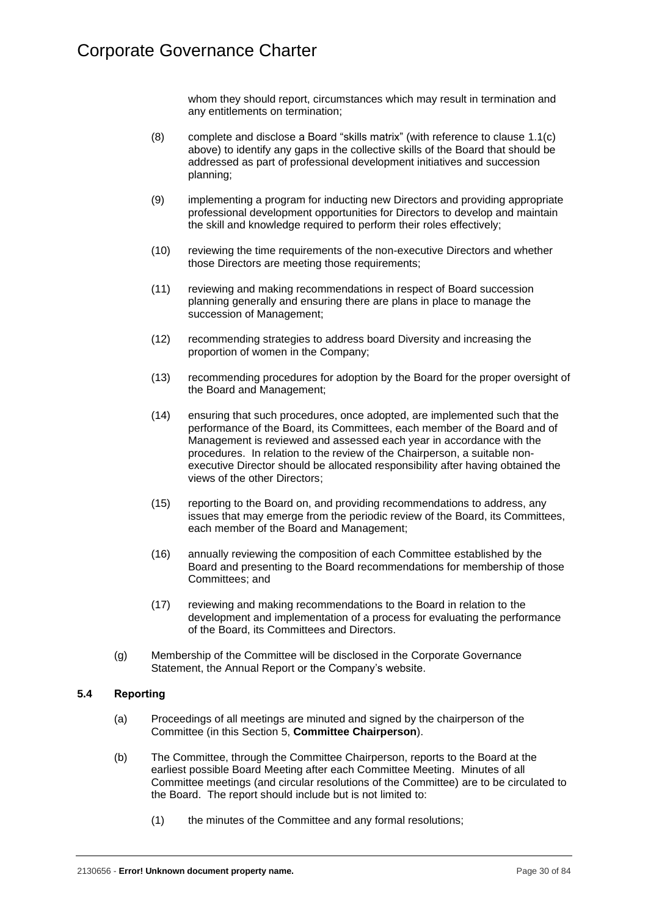whom they should report, circumstances which may result in termination and any entitlements on termination;

(8) complete and disclose a Board "skills matrix" (with reference to clause 1.1(c) above) to identify any gaps in the collective skills of the Board that should be addressed as part of professional development initiatives and succession planning;

(9) implementing a program for inducting new Directors and providing appropriate professional development opportunities for Directors to develop and maintain the skill and knowledge required to perform their roles effectively;

(10) reviewing the time requirements of the non-executive Directors and whether those Directors are meeting those requirements;

(11) reviewing and making recommendations in respect of Board succession planning generally and ensuring there are plans in place to manage the succession of Management;

(12) recommending strategies to address board Diversity and increasing the proportion of women in the Company;

(13) recommending procedures for adoption by the Board for the proper oversight of the Board and Management;

(14) ensuring that such procedures, once adopted, are implemented such that the performance of the Board, its Committees, each member of the Board and of Management is reviewed and assessed each year in accordance with the procedures. In relation to the review of the Chairperson, a suitable non-executive Director should be allocated responsibility after having obtained the views of the other Directors;

(15) reporting to the Board on, and providing recommendations to address, any issues that may emerge from the periodic review of the Board, its Committees, each member of the Board and Management;

(16) annually reviewing the composition of each Committee established by the Board and presenting to the Board recommendations for membership of those Committees; and

(17) reviewing and making recommendations to the Board in relation to the development and implementation of a process for evaluating the performance of the Board, its Committees and Directors.

(g) Membership of the Committee will be disclosed in the Corporate Governance Statement, the Annual Report or the Company's website.

### 5.4 Reporting

(a) Proceedings of all meetings are minuted and signed by the chairperson of the Committee (in this Section 5, **Committee Chairperson**).

(b) The Committee, through the Committee Chairperson, reports to the Board at the earliest possible Board Meeting after each Committee Meeting. Minutes of all Committee meetings (and circular resolutions of the Committee) are to be circulated to the Board. The report should include but is not limited to:

(1) the minutes of the Committee and any formal resolutions;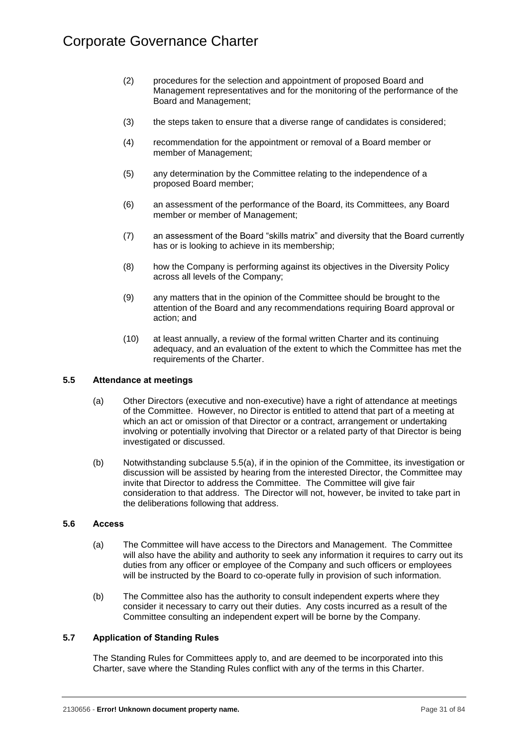(2) procedures for the selection and appointment of proposed Board and Management representatives and for the monitoring of the performance of the Board and Management;

(3) the steps taken to ensure that a diverse range of candidates is considered;

(4) recommendation for the appointment or removal of a Board member or member of Management;

(5) any determination by the Committee relating to the independence of a proposed Board member;

(6) an assessment of the performance of the Board, its Committees, any Board member or member of Management;

(7) an assessment of the Board "skills matrix" and diversity that the Board currently has or is looking to achieve in its membership;

(8) how the Company is performing against its objectives in the Diversity Policy across all levels of the Company;

(9) any matters that in the opinion of the Committee should be brought to the attention of the Board and any recommendations requiring Board approval or action; and

(10) at least annually, a review of the formal written Charter and its continuing adequacy, and an evaluation of the extent to which the Committee has met the requirements of the Charter.

### 5.5 Attendance at meetings

(a) Other Directors (executive and non-executive) have a right of attendance at meetings of the Committee. However, no Director is entitled to attend that part of a meeting at which an act or omission of that Director or a contract, arrangement or undertaking involving or potentially involving that Director or a related party of that Director is being investigated or discussed.

(b) Notwithstanding subclause 5.5(a), if in the opinion of the Committee, its investigation or discussion will be assisted by hearing from the interested Director, the Committee may invite that Director to address the Committee. The Committee will give fair consideration to that address. The Director will not, however, be invited to take part in the deliberations following that address.

### 5.6 Access

(a) The Committee will have access to the Directors and Management. The Committee will also have the ability and authority to seek any information it requires to carry out its duties from any officer or employee of the Company and such officers or employees will be instructed by the Board to co-operate fully in provision of such information.

(b) The Committee also has the authority to consult independent experts where they consider it necessary to carry out their duties. Any costs incurred as a result of the Committee consulting an independent expert will be borne by the Company.

### 5.7 Application of Standing Rules

The Standing Rules for Committees apply to, and are deemed to be incorporated into this Charter, save where the Standing Rules conflict with any of the terms in this Charter.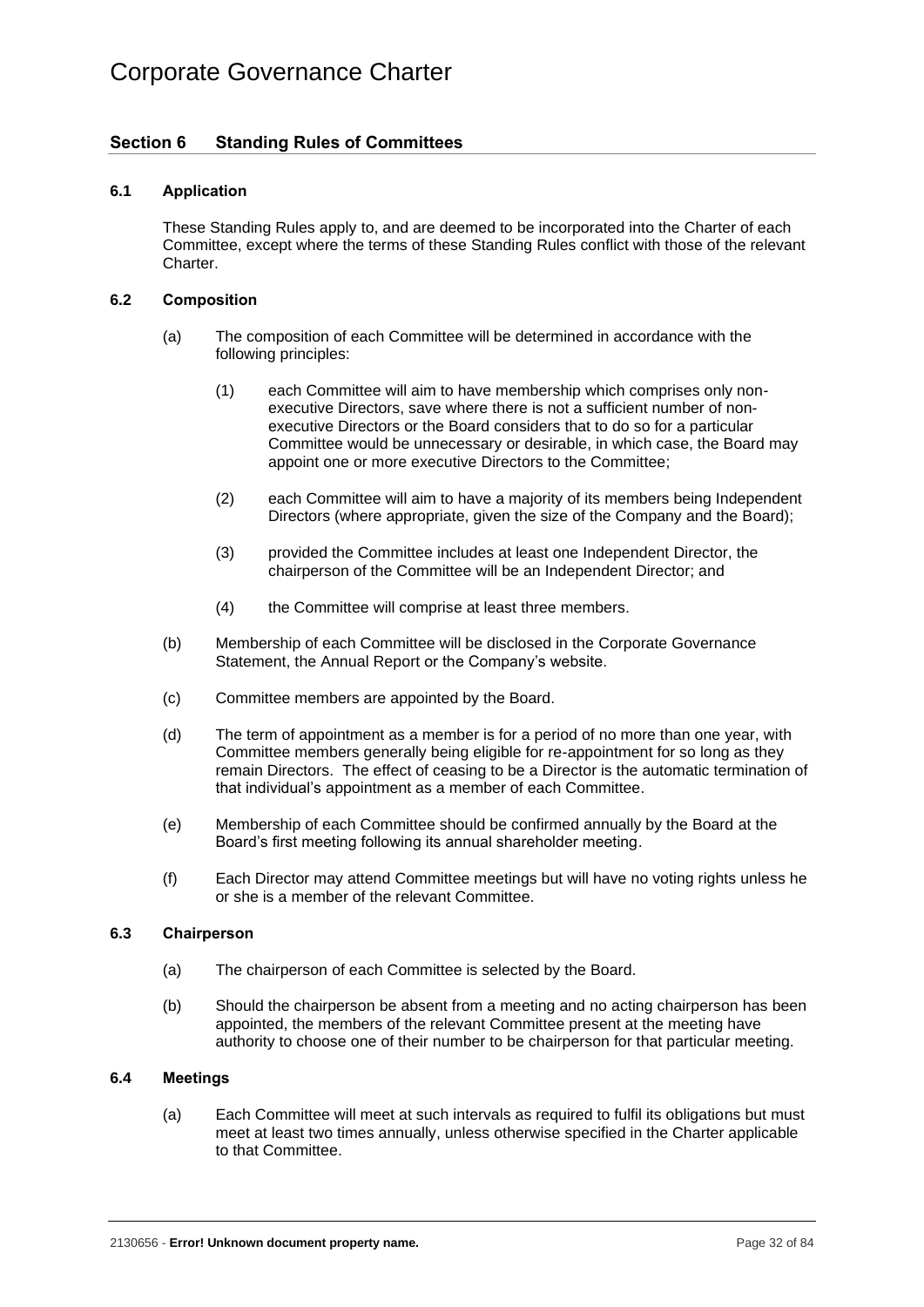## Section 6 Standing Rules of Committees

### 6.1 Application

These Standing Rules apply to, and are deemed to be incorporated into the Charter of each Committee, except where the terms of these Standing Rules conflict with those of the relevant Charter.

### 6.2 Composition

(a) The composition of each Committee will be determined in accordance with the following principles:

(1) each Committee will aim to have membership which comprises only non-executive Directors, save where there is not a sufficient number of non-executive Directors or the Board considers that to do so for a particular Committee would be unnecessary or desirable, in which case, the Board may appoint one or more executive Directors to the Committee;

(2) each Committee will aim to have a majority of its members being Independent Directors (where appropriate, given the size of the Company and the Board);

(3) provided the Committee includes at least one Independent Director, the chairperson of the Committee will be an Independent Director; and

(4) the Committee will comprise at least three members.

(b) Membership of each Committee will be disclosed in the Corporate Governance Statement, the Annual Report or the Company's website.

(c) Committee members are appointed by the Board.

(d) The term of appointment as a member is for a period of no more than one year, with Committee members generally being eligible for re-appointment for so long as they remain Directors. The effect of ceasing to be a Director is the automatic termination of that individual's appointment as a member of each Committee.

(e) Membership of each Committee should be confirmed annually by the Board at the Board's first meeting following its annual shareholder meeting.

(f) Each Director may attend Committee meetings but will have no voting rights unless he or she is a member of the relevant Committee.

### 6.3 Chairperson

(a) The chairperson of each Committee is selected by the Board.

(b) Should the chairperson be absent from a meeting and no acting chairperson has been appointed, the members of the relevant Committee present at the meeting have authority to choose one of their number to be chairperson for that particular meeting.

### 6.4 Meetings

(a) Each Committee will meet at such intervals as required to fulfil its obligations but must meet at least two times annually, unless otherwise specified in the Charter applicable to that Committee.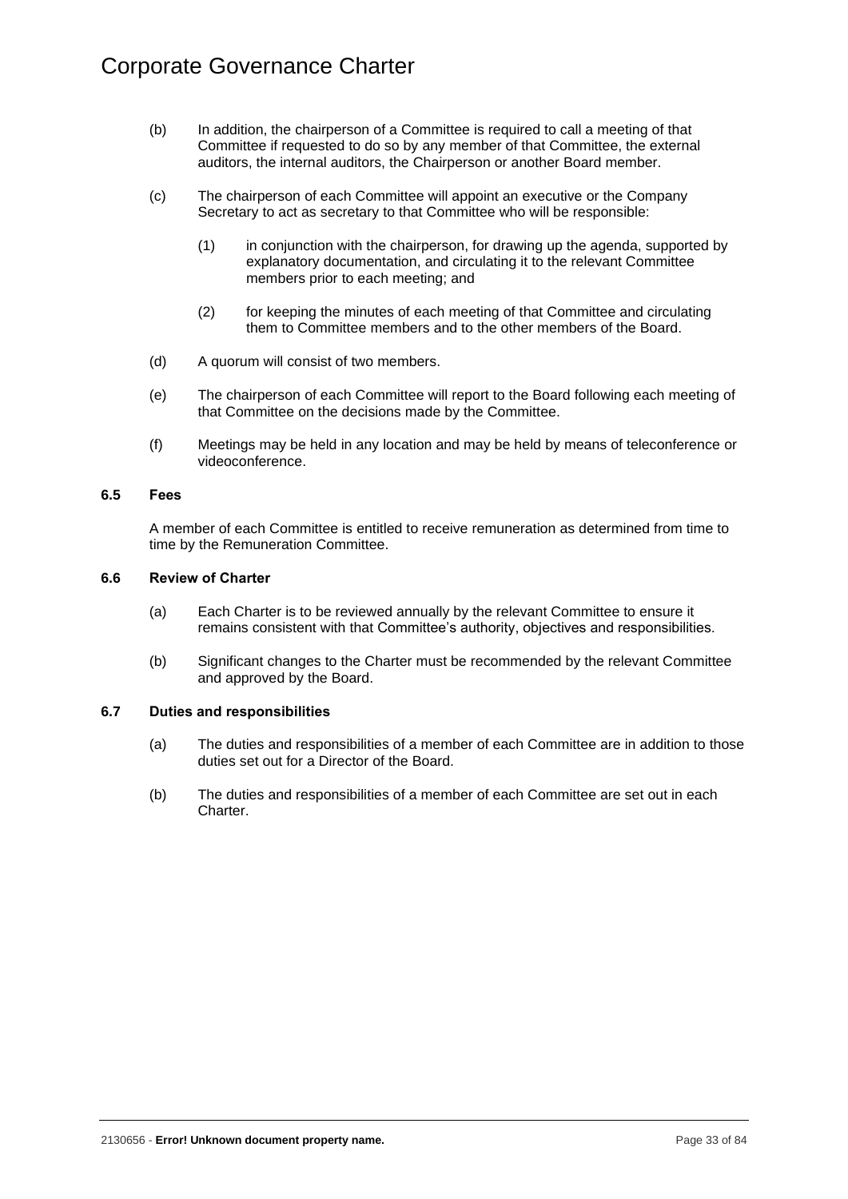(b) In addition, the chairperson of a Committee is required to call a meeting of that Committee if requested to do so by any member of that Committee, the external auditors, the internal auditors, the Chairperson or another Board member.

(c) The chairperson of each Committee will appoint an executive or the Company Secretary to act as secretary to that Committee who will be responsible:

   (1) in conjunction with the chairperson, for drawing up the agenda, supported by explanatory documentation, and circulating it to the relevant Committee members prior to each meeting; and

   (2) for keeping the minutes of each meeting of that Committee and circulating them to Committee members and to the other members of the Board.

(d) A quorum will consist of two members.

(e) The chairperson of each Committee will report to the Board following each meeting of that Committee on the decisions made by the Committee.

(f) Meetings may be held in any location and may be held by means of teleconference or videoconference.

### 6.5 Fees

A member of each Committee is entitled to receive remuneration as determined from time to time by the Remuneration Committee.

### 6.6 Review of Charter

(a) Each Charter is to be reviewed annually by the relevant Committee to ensure it remains consistent with that Committee's authority, objectives and responsibilities.

(b) Significant changes to the Charter must be recommended by the relevant Committee and approved by the Board.

### 6.7 Duties and responsibilities

(a) The duties and responsibilities of a member of each Committee are in addition to those duties set out for a Director of the Board.

(b) The duties and responsibilities of a member of each Committee are set out in each Charter.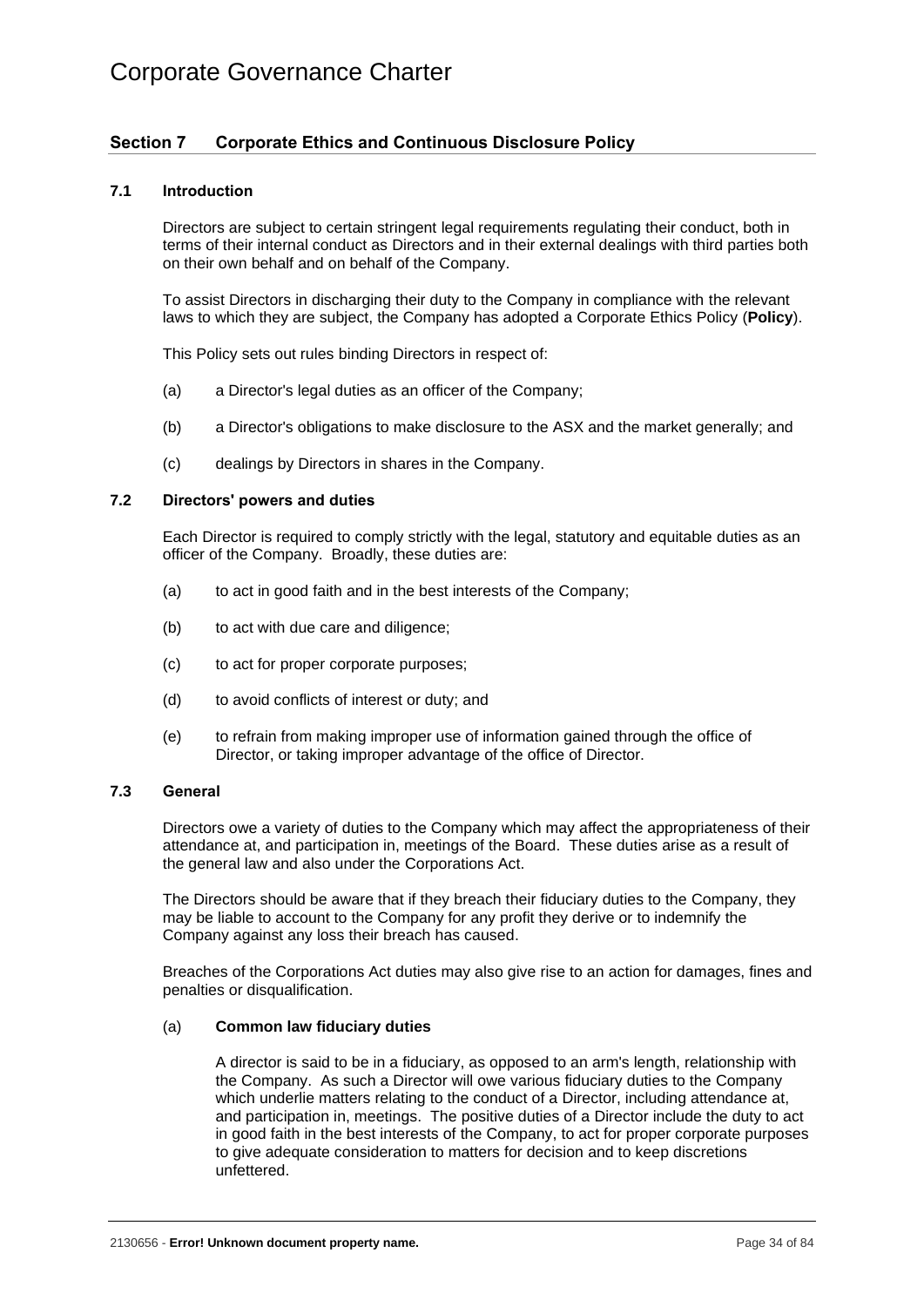## Section 7 Corporate Ethics and Continuous Disclosure Policy

### 7.1 Introduction

Directors are subject to certain stringent legal requirements regulating their conduct, both in terms of their internal conduct as Directors and in their external dealings with third parties both on their own behalf and on behalf of the Company.

To assist Directors in discharging their duty to the Company in compliance with the relevant laws to which they are subject, the Company has adopted a Corporate Ethics Policy (**Policy**).

This Policy sets out rules binding Directors in respect of:

(a) a Director's legal duties as an officer of the Company;

(b) a Director's obligations to make disclosure to the ASX and the market generally; and

(c) dealings by Directors in shares in the Company.

### 7.2 Directors' powers and duties

Each Director is required to comply strictly with the legal, statutory and equitable duties as an officer of the Company. Broadly, these duties are:

(a) to act in good faith and in the best interests of the Company;

(b) to act with due care and diligence;

(c) to act for proper corporate purposes;

(d) to avoid conflicts of interest or duty; and

(e) to refrain from making improper use of information gained through the office of Director, or taking improper advantage of the office of Director.

### 7.3 General

Directors owe a variety of duties to the Company which may affect the appropriateness of their attendance at, and participation in, meetings of the Board. These duties arise as a result of the general law and also under the Corporations Act.

The Directors should be aware that if they breach their fiduciary duties to the Company, they may be liable to account to the Company for any profit they derive or to indemnify the Company against any loss their breach has caused.

Breaches of the Corporations Act duties may also give rise to an action for damages, fines and penalties or disqualification.

(a) **Common law fiduciary duties**

A director is said to be in a fiduciary, as opposed to an arm's length, relationship with the Company. As such a Director will owe various fiduciary duties to the Company which underlie matters relating to the conduct of a Director, including attendance at, and participation in, meetings. The positive duties of a Director include the duty to act in good faith in the best interests of the Company, to act for proper corporate purposes to give adequate consideration to matters for decision and to keep discretions unfettered.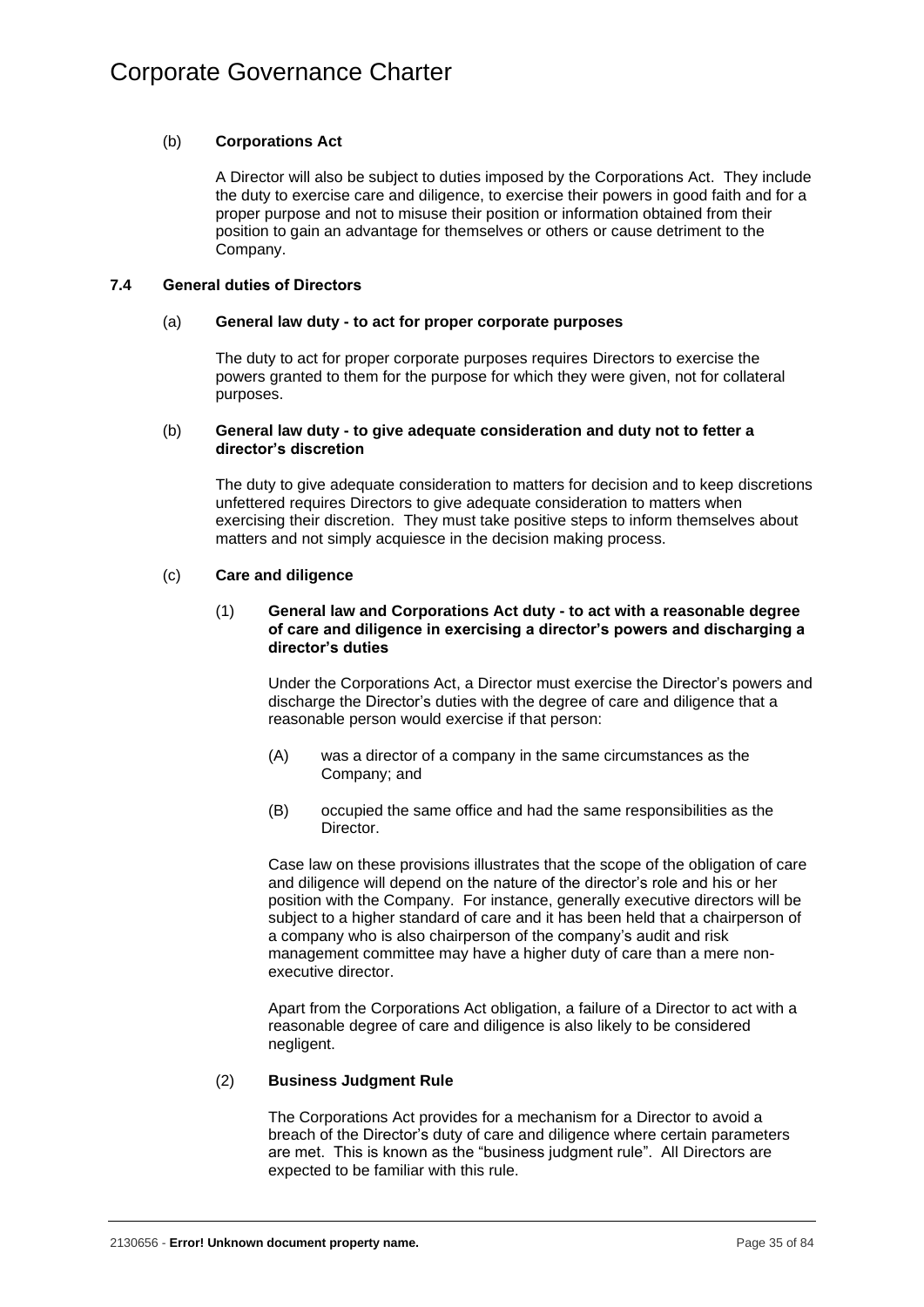#### (b) **Corporations Act**

A Director will also be subject to duties imposed by the Corporations Act. They include the duty to exercise care and diligence, to exercise their powers in good faith and for a proper purpose and not to misuse their position or information obtained from their position to gain an advantage for themselves or others or cause detriment to the Company.

### 7.4 General duties of Directors

#### (a) **General law duty - to act for proper corporate purposes**

The duty to act for proper corporate purposes requires Directors to exercise the powers granted to them for the purpose for which they were given, not for collateral purposes.

#### (b) **General law duty - to give adequate consideration and duty not to fetter a director's discretion**

The duty to give adequate consideration to matters for decision and to keep discretions unfettered requires Directors to give adequate consideration to matters when exercising their discretion. They must take positive steps to inform themselves about matters and not simply acquiesce in the decision making process.

#### (c) **Care and diligence**

##### (1) **General law and Corporations Act duty - to act with a reasonable degree of care and diligence in exercising a director's powers and discharging a director's duties**

Under the Corporations Act, a Director must exercise the Director's powers and discharge the Director's duties with the degree of care and diligence that a reasonable person would exercise if that person:

(A) was a director of a company in the same circumstances as the Company; and

(B) occupied the same office and had the same responsibilities as the Director.

Case law on these provisions illustrates that the scope of the obligation of care and diligence will depend on the nature of the director's role and his or her position with the Company. For instance, generally executive directors will be subject to a higher standard of care and it has been held that a chairperson of a company who is also chairperson of the company's audit and risk management committee may have a higher duty of care than a mere non-executive director.

Apart from the Corporations Act obligation, a failure of a Director to act with a reasonable degree of care and diligence is also likely to be considered negligent.

##### (2) **Business Judgment Rule**

The Corporations Act provides for a mechanism for a Director to avoid a breach of the Director's duty of care and diligence where certain parameters are met. This is known as the "business judgment rule". All Directors are expected to be familiar with this rule.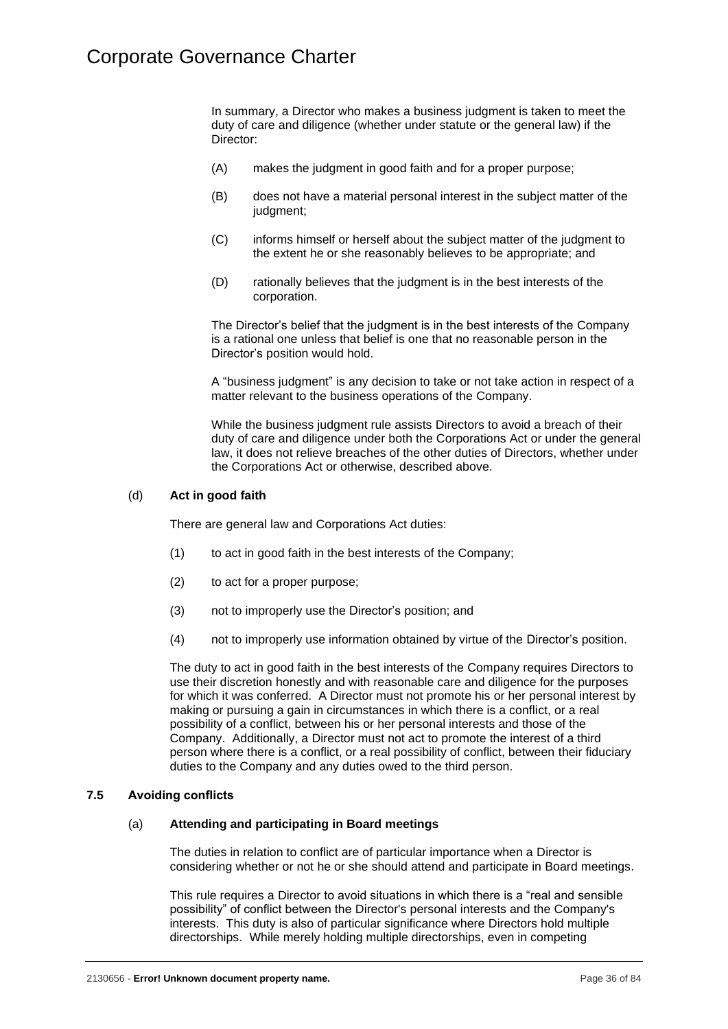In summary, a Director who makes a business judgment is taken to meet the duty of care and diligence (whether under statute or the general law) if the Director:

(A) makes the judgment in good faith and for a proper purpose;

(B) does not have a material personal interest in the subject matter of the judgment;

(C) informs himself or herself about the subject matter of the judgment to the extent he or she reasonably believes to be appropriate; and

(D) rationally believes that the judgment is in the best interests of the corporation.

The Director's belief that the judgment is in the best interests of the Company is a rational one unless that belief is one that no reasonable person in the Director's position would hold.

A "business judgment" is any decision to take or not take action in respect of a matter relevant to the business operations of the Company.

While the business judgment rule assists Directors to avoid a breach of their duty of care and diligence under both the Corporations Act or under the general law, it does not relieve breaches of the other duties of Directors, whether under the Corporations Act or otherwise, described above.

#### (d) **Act in good faith**

There are general law and Corporations Act duties:

(1) to act in good faith in the best interests of the Company;

(2) to act for a proper purpose;

(3) not to improperly use the Director's position; and

(4) not to improperly use information obtained by virtue of the Director's position.

The duty to act in good faith in the best interests of the Company requires Directors to use their discretion honestly and with reasonable care and diligence for the purposes for which it was conferred. A Director must not promote his or her personal interest by making or pursuing a gain in circumstances in which there is a conflict, or a real possibility of a conflict, between his or her personal interests and those of the Company. Additionally, a Director must not act to promote the interest of a third person where there is a conflict, or a real possibility of conflict, between their fiduciary duties to the Company and any duties owed to the third person.

### 7.5 Avoiding conflicts

#### (a) **Attending and participating in Board meetings**

The duties in relation to conflict are of particular importance when a Director is considering whether or not he or she should attend and participate in Board meetings.

This rule requires a Director to avoid situations in which there is a "real and sensible possibility" of conflict between the Director's personal interests and the Company's interests. This duty is also of particular significance where Directors hold multiple directorships. While merely holding multiple directorships, even in competing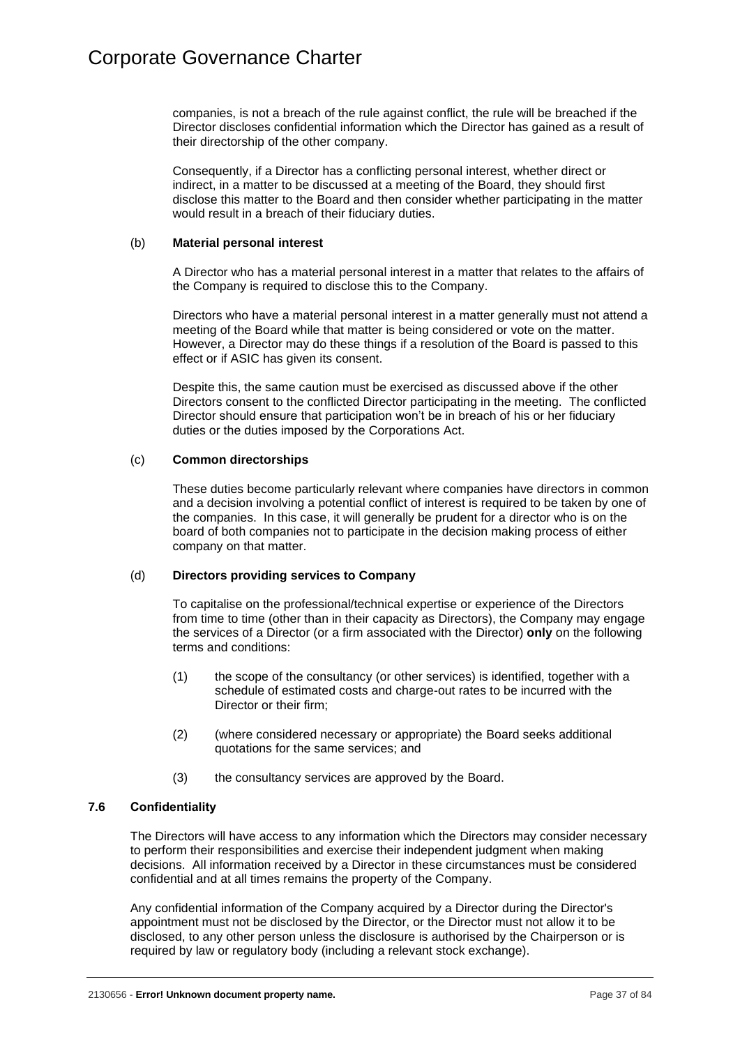companies, is not a breach of the rule against conflict, the rule will be breached if the Director discloses confidential information which the Director has gained as a result of their directorship of the other company.

Consequently, if a Director has a conflicting personal interest, whether direct or indirect, in a matter to be discussed at a meeting of the Board, they should first disclose this matter to the Board and then consider whether participating in the matter would result in a breach of their fiduciary duties.

(b) **Material personal interest**

A Director who has a material personal interest in a matter that relates to the affairs of the Company is required to disclose this to the Company.

Directors who have a material personal interest in a matter generally must not attend a meeting of the Board while that matter is being considered or vote on the matter. However, a Director may do these things if a resolution of the Board is passed to this effect or if ASIC has given its consent.

Despite this, the same caution must be exercised as discussed above if the other Directors consent to the conflicted Director participating in the meeting. The conflicted Director should ensure that participation won't be in breach of his or her fiduciary duties or the duties imposed by the Corporations Act.

(c) **Common directorships**

These duties become particularly relevant where companies have directors in common and a decision involving a potential conflict of interest is required to be taken by one of the companies. In this case, it will generally be prudent for a director who is on the board of both companies not to participate in the decision making process of either company on that matter.

(d) **Directors providing services to Company**

To capitalise on the professional/technical expertise or experience of the Directors from time to time (other than in their capacity as Directors), the Company may engage the services of a Director (or a firm associated with the Director) **only** on the following terms and conditions:

(1) the scope of the consultancy (or other services) is identified, together with a schedule of estimated costs and charge-out rates to be incurred with the Director or their firm;

(2) (where considered necessary or appropriate) the Board seeks additional quotations for the same services; and

(3) the consultancy services are approved by the Board.

### 7.6 Confidentiality

The Directors will have access to any information which the Directors may consider necessary to perform their responsibilities and exercise their independent judgment when making decisions. All information received by a Director in these circumstances must be considered confidential and at all times remains the property of the Company.

Any confidential information of the Company acquired by a Director during the Director's appointment must not be disclosed by the Director, or the Director must not allow it to be disclosed, to any other person unless the disclosure is authorised by the Chairperson or is required by law or regulatory body (including a relevant stock exchange).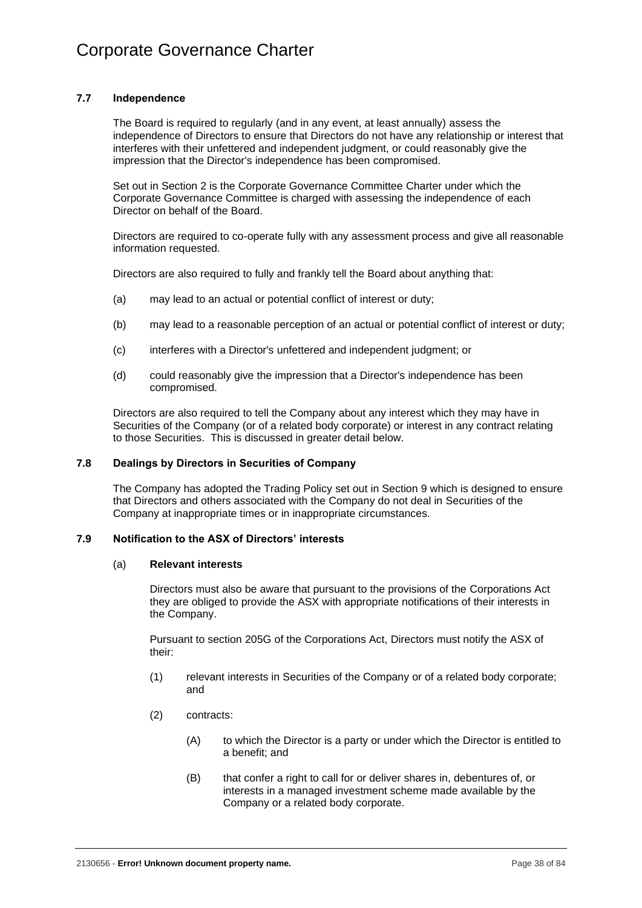### 7.7 Independence

The Board is required to regularly (and in any event, at least annually) assess the independence of Directors to ensure that Directors do not have any relationship or interest that interferes with their unfettered and independent judgment, or could reasonably give the impression that the Director's independence has been compromised.

Set out in Section 2 is the Corporate Governance Committee Charter under which the Corporate Governance Committee is charged with assessing the independence of each Director on behalf of the Board.

Directors are required to co-operate fully with any assessment process and give all reasonable information requested.

Directors are also required to fully and frankly tell the Board about anything that:

(a) may lead to an actual or potential conflict of interest or duty;

(b) may lead to a reasonable perception of an actual or potential conflict of interest or duty;

(c) interferes with a Director's unfettered and independent judgment; or

(d) could reasonably give the impression that a Director's independence has been compromised.

Directors are also required to tell the Company about any interest which they may have in Securities of the Company (or of a related body corporate) or interest in any contract relating to those Securities. This is discussed in greater detail below.

### 7.8 Dealings by Directors in Securities of Company

The Company has adopted the Trading Policy set out in Section 9 which is designed to ensure that Directors and others associated with the Company do not deal in Securities of the Company at inappropriate times or in inappropriate circumstances.

### 7.9 Notification to the ASX of Directors' interests

(a) **Relevant interests**

Directors must also be aware that pursuant to the provisions of the Corporations Act they are obliged to provide the ASX with appropriate notifications of their interests in the Company.

Pursuant to section 205G of the Corporations Act, Directors must notify the ASX of their:

(1) relevant interests in Securities of the Company or of a related body corporate; and

(2) contracts:

(A) to which the Director is a party or under which the Director is entitled to a benefit; and

(B) that confer a right to call for or deliver shares in, debentures of, or interests in a managed investment scheme made available by the Company or a related body corporate.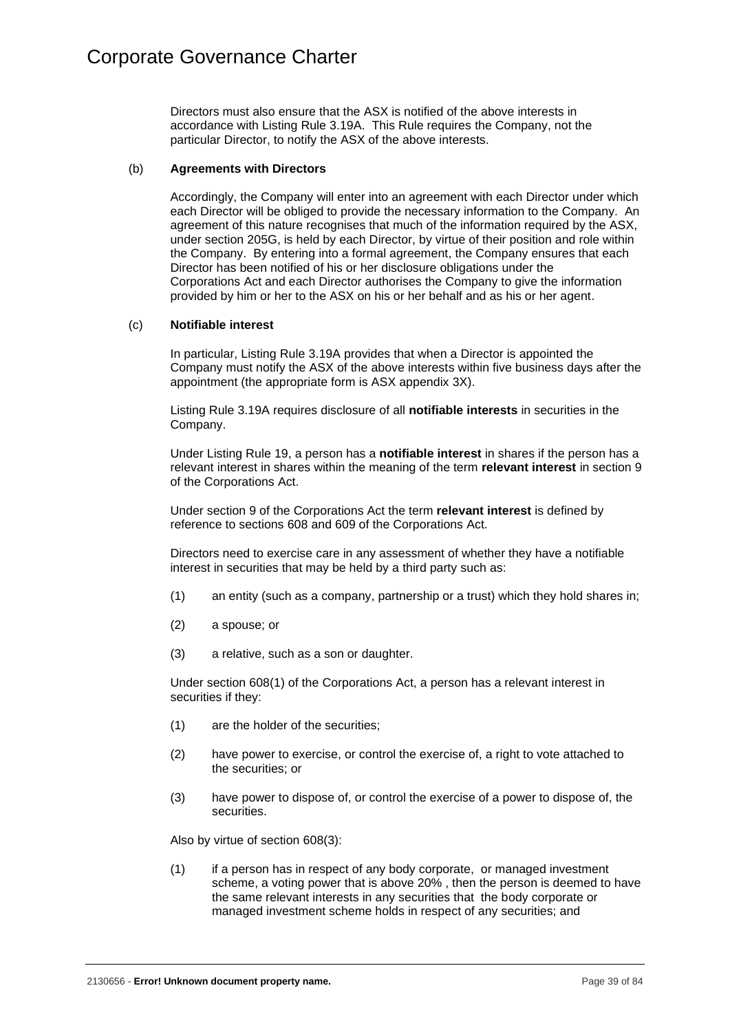Directors must also ensure that the ASX is notified of the above interests in accordance with Listing Rule 3.19A. This Rule requires the Company, not the particular Director, to notify the ASX of the above interests.

(b) **Agreements with Directors**

Accordingly, the Company will enter into an agreement with each Director under which each Director will be obliged to provide the necessary information to the Company. An agreement of this nature recognises that much of the information required by the ASX, under section 205G, is held by each Director, by virtue of their position and role within the Company. By entering into a formal agreement, the Company ensures that each Director has been notified of his or her disclosure obligations under the Corporations Act and each Director authorises the Company to give the information provided by him or her to the ASX on his or her behalf and as his or her agent.

(c) **Notifiable interest**

In particular, Listing Rule 3.19A provides that when a Director is appointed the Company must notify the ASX of the above interests within five business days after the appointment (the appropriate form is ASX appendix 3X).

Listing Rule 3.19A requires disclosure of all **notifiable interests** in securities in the Company.

Under Listing Rule 19, a person has a **notifiable interest** in shares if the person has a relevant interest in shares within the meaning of the term **relevant interest** in section 9 of the Corporations Act.

Under section 9 of the Corporations Act the term **relevant interest** is defined by reference to sections 608 and 609 of the Corporations Act.

Directors need to exercise care in any assessment of whether they have a notifiable interest in securities that may be held by a third party such as:

(1) an entity (such as a company, partnership or a trust) which they hold shares in;

(2) a spouse; or

(3) a relative, such as a son or daughter.

Under section 608(1) of the Corporations Act, a person has a relevant interest in securities if they:

(1) are the holder of the securities;

(2) have power to exercise, or control the exercise of, a right to vote attached to the securities; or

(3) have power to dispose of, or control the exercise of a power to dispose of, the securities.

Also by virtue of section 608(3):

(1) if a person has in respect of any body corporate, or managed investment scheme, a voting power that is above 20% , then the person is deemed to have the same relevant interests in any securities that the body corporate or managed investment scheme holds in respect of any securities; and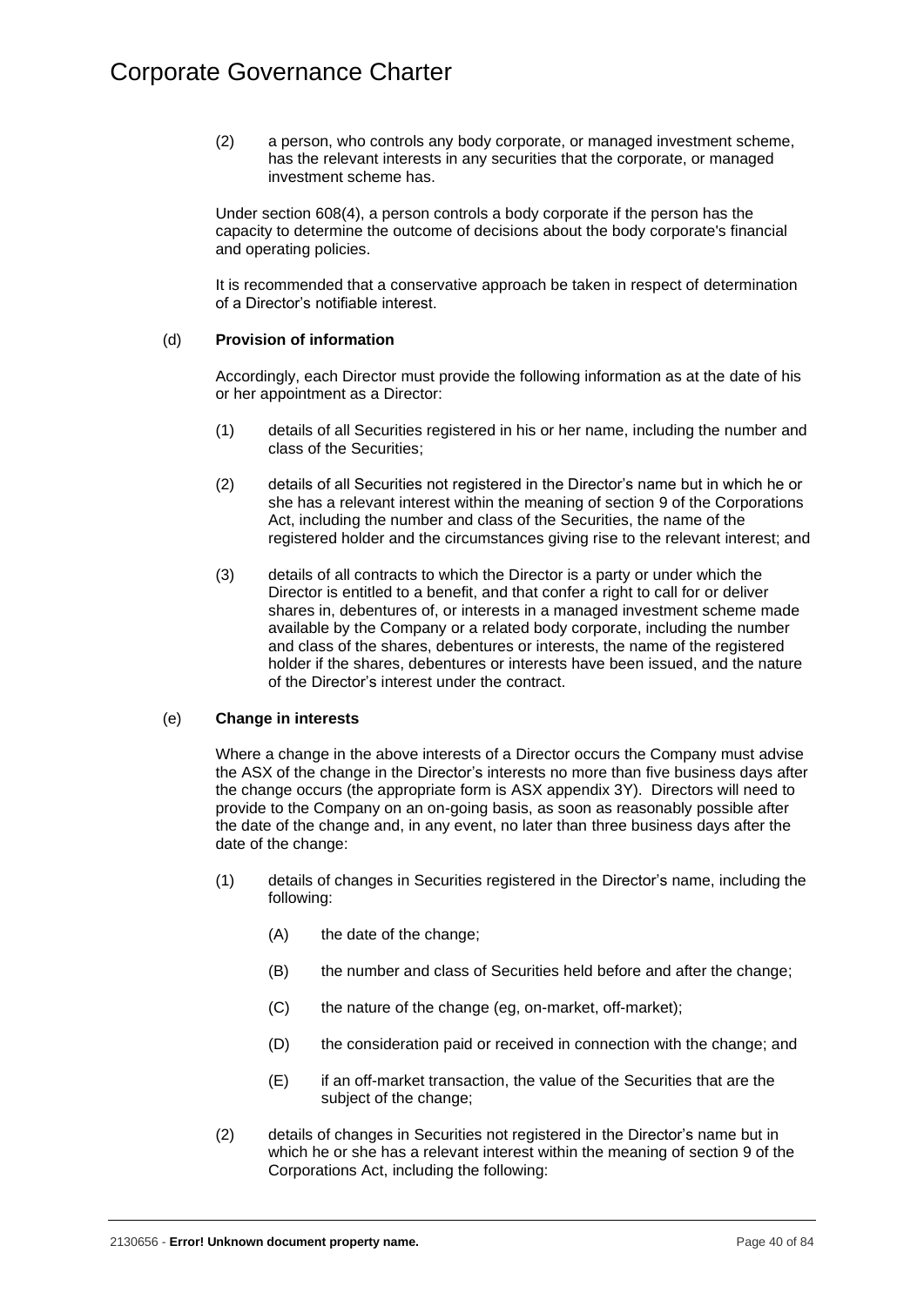(2) a person, who controls any body corporate, or managed investment scheme, has the relevant interests in any securities that the corporate, or managed investment scheme has.

Under section 608(4), a person controls a body corporate if the person has the capacity to determine the outcome of decisions about the body corporate's financial and operating policies.

It is recommended that a conservative approach be taken in respect of determination of a Director's notifiable interest.

(d) **Provision of information**

Accordingly, each Director must provide the following information as at the date of his or her appointment as a Director:

(1) details of all Securities registered in his or her name, including the number and class of the Securities;

(2) details of all Securities not registered in the Director's name but in which he or she has a relevant interest within the meaning of section 9 of the Corporations Act, including the number and class of the Securities, the name of the registered holder and the circumstances giving rise to the relevant interest; and

(3) details of all contracts to which the Director is a party or under which the Director is entitled to a benefit, and that confer a right to call for or deliver shares in, debentures of, or interests in a managed investment scheme made available by the Company or a related body corporate, including the number and class of the shares, debentures or interests, the name of the registered holder if the shares, debentures or interests have been issued, and the nature of the Director's interest under the contract.

(e) **Change in interests**

Where a change in the above interests of a Director occurs the Company must advise the ASX of the change in the Director's interests no more than five business days after the change occurs (the appropriate form is ASX appendix 3Y). Directors will need to provide to the Company on an on-going basis, as soon as reasonably possible after the date of the change and, in any event, no later than three business days after the date of the change:

(1) details of changes in Securities registered in the Director's name, including the following:

(A) the date of the change;

(B) the number and class of Securities held before and after the change;

(C) the nature of the change (eg, on-market, off-market);

(D) the consideration paid or received in connection with the change; and

(E) if an off-market transaction, the value of the Securities that are the subject of the change;

(2) details of changes in Securities not registered in the Director's name but in which he or she has a relevant interest within the meaning of section 9 of the Corporations Act, including the following: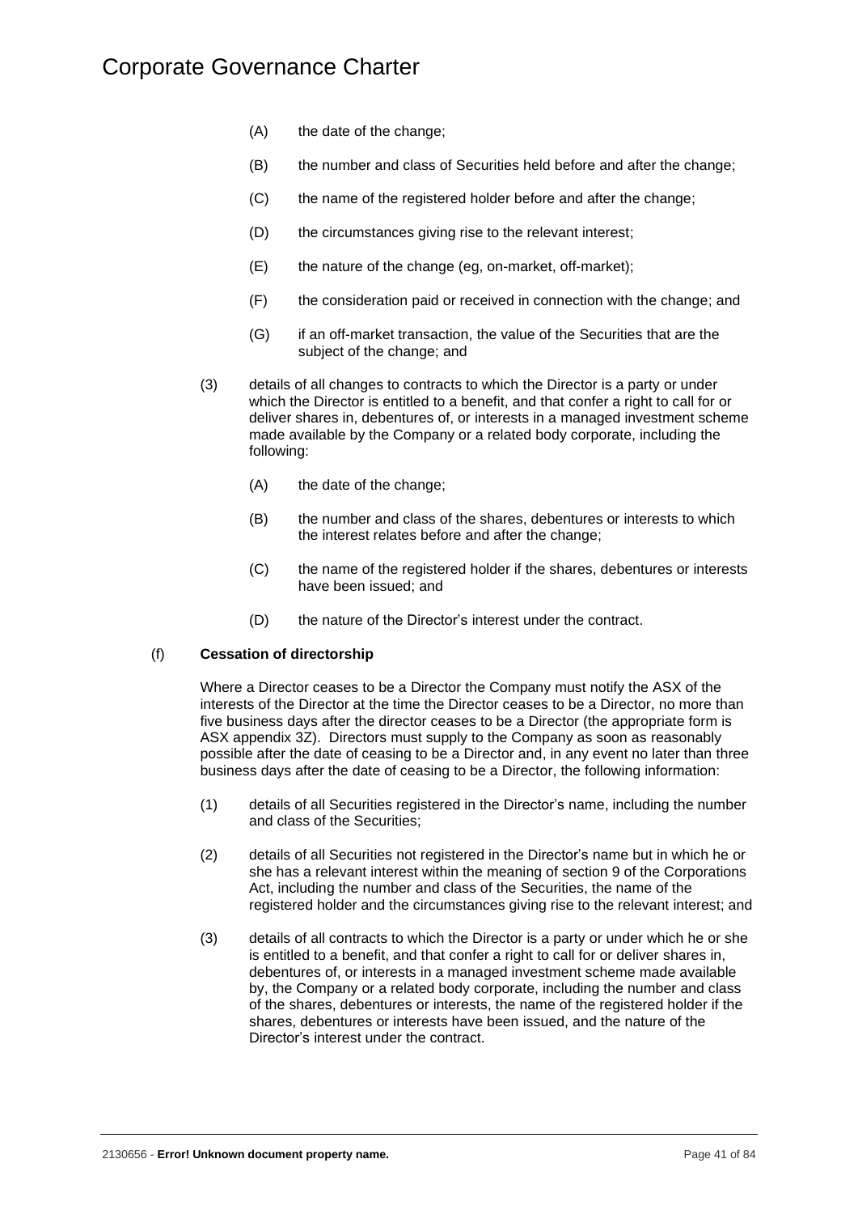(A) the date of the change;

(B) the number and class of Securities held before and after the change;

(C) the name of the registered holder before and after the change;

(D) the circumstances giving rise to the relevant interest;

(E) the nature of the change (eg, on-market, off-market);

(F) the consideration paid or received in connection with the change; and

(G) if an off-market transaction, the value of the Securities that are the subject of the change; and

(3) details of all changes to contracts to which the Director is a party or under which the Director is entitled to a benefit, and that confer a right to call for or deliver shares in, debentures of, or interests in a managed investment scheme made available by the Company or a related body corporate, including the following:

(A) the date of the change;

(B) the number and class of the shares, debentures or interests to which the interest relates before and after the change;

(C) the name of the registered holder if the shares, debentures or interests have been issued; and

(D) the nature of the Director's interest under the contract.

(f) **Cessation of directorship**

Where a Director ceases to be a Director the Company must notify the ASX of the interests of the Director at the time the Director ceases to be a Director, no more than five business days after the director ceases to be a Director (the appropriate form is ASX appendix 3Z). Directors must supply to the Company as soon as reasonably possible after the date of ceasing to be a Director and, in any event no later than three business days after the date of ceasing to be a Director, the following information:

(1) details of all Securities registered in the Director's name, including the number and class of the Securities;

(2) details of all Securities not registered in the Director's name but in which he or she has a relevant interest within the meaning of section 9 of the Corporations Act, including the number and class of the Securities, the name of the registered holder and the circumstances giving rise to the relevant interest; and

(3) details of all contracts to which the Director is a party or under which he or she is entitled to a benefit, and that confer a right to call for or deliver shares in, debentures of, or interests in a managed investment scheme made available by, the Company or a related body corporate, including the number and class of the shares, debentures or interests, the name of the registered holder if the shares, debentures or interests have been issued, and the nature of the Director's interest under the contract.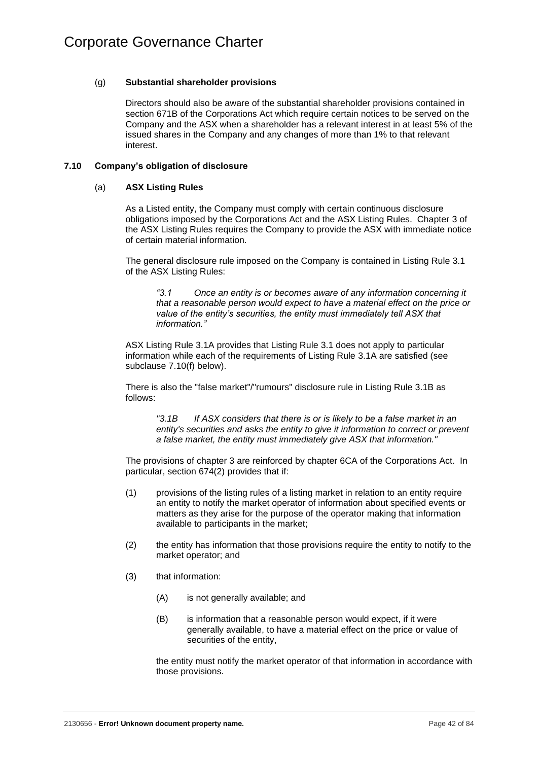(g) **Substantial shareholder provisions**

Directors should also be aware of the substantial shareholder provisions contained in section 671B of the Corporations Act which require certain notices to be served on the Company and the ASX when a shareholder has a relevant interest in at least 5% of the issued shares in the Company and any changes of more than 1% to that relevant interest.

### 7.10 Company's obligation of disclosure

(a) **ASX Listing Rules**

As a Listed entity, the Company must comply with certain continuous disclosure obligations imposed by the Corporations Act and the ASX Listing Rules. Chapter 3 of the ASX Listing Rules requires the Company to provide the ASX with immediate notice of certain material information.

The general disclosure rule imposed on the Company is contained in Listing Rule 3.1 of the ASX Listing Rules:

> *"3.1 Once an entity is or becomes aware of any information concerning it that a reasonable person would expect to have a material effect on the price or value of the entity's securities, the entity must immediately tell ASX that information."*

ASX Listing Rule 3.1A provides that Listing Rule 3.1 does not apply to particular information while each of the requirements of Listing Rule 3.1A are satisfied (see subclause 7.10(f) below).

There is also the "false market"/"rumours" disclosure rule in Listing Rule 3.1B as follows:

> *"3.1B If ASX considers that there is or is likely to be a false market in an entity's securities and asks the entity to give it information to correct or prevent a false market, the entity must immediately give ASX that information."*

The provisions of chapter 3 are reinforced by chapter 6CA of the Corporations Act. In particular, section 674(2) provides that if:

(1) provisions of the listing rules of a listing market in relation to an entity require an entity to notify the market operator of information about specified events or matters as they arise for the purpose of the operator making that information available to participants in the market;

(2) the entity has information that those provisions require the entity to notify to the market operator; and

(3) that information:

  (A) is not generally available; and

  (B) is information that a reasonable person would expect, if it were generally available, to have a material effect on the price or value of securities of the entity,

the entity must notify the market operator of that information in accordance with those provisions.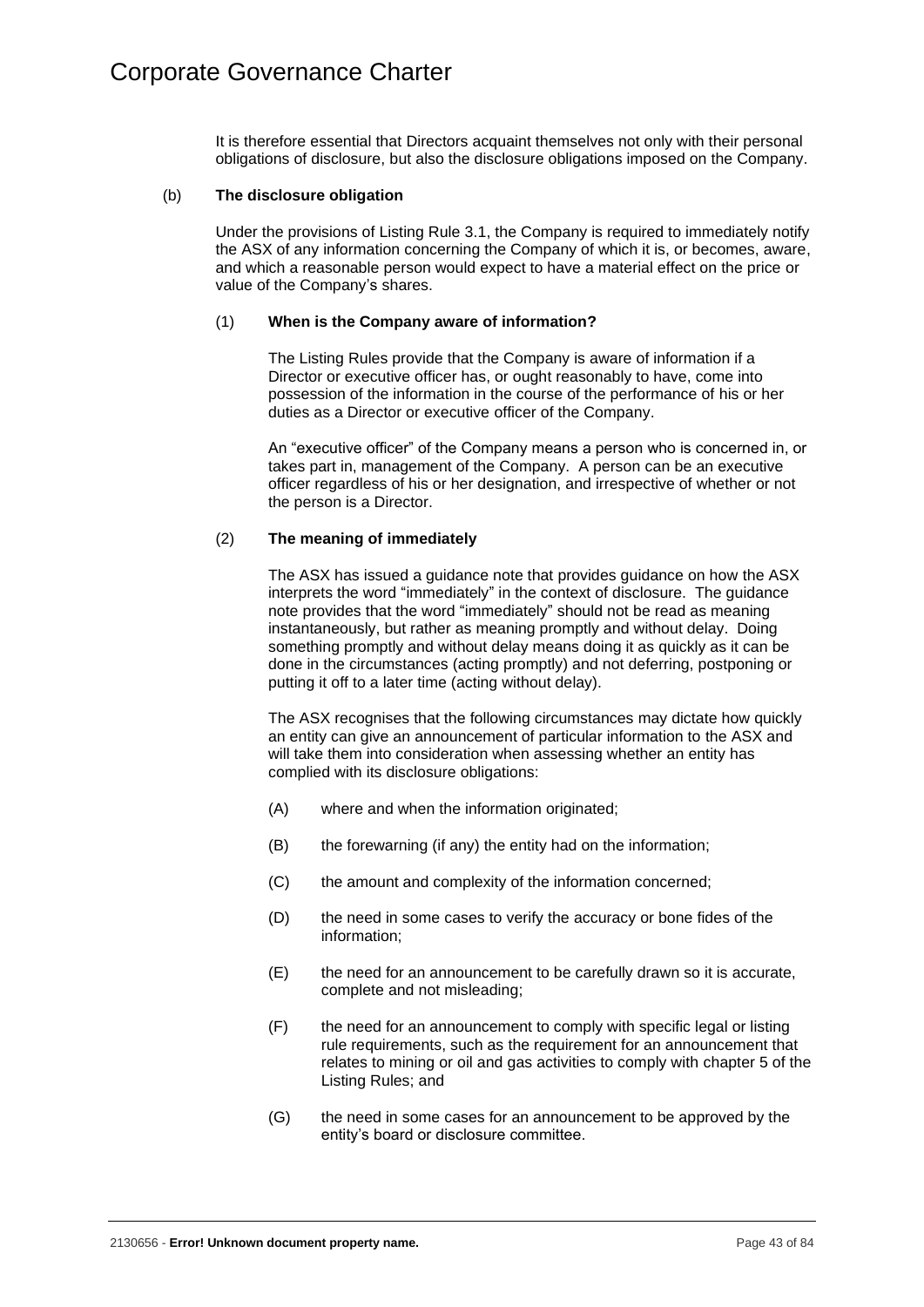It is therefore essential that Directors acquaint themselves not only with their personal obligations of disclosure, but also the disclosure obligations imposed on the Company.

(b) **The disclosure obligation**

Under the provisions of Listing Rule 3.1, the Company is required to immediately notify the ASX of any information concerning the Company of which it is, or becomes, aware, and which a reasonable person would expect to have a material effect on the price or value of the Company's shares.

(1) **When is the Company aware of information?**

The Listing Rules provide that the Company is aware of information if a Director or executive officer has, or ought reasonably to have, come into possession of the information in the course of the performance of his or her duties as a Director or executive officer of the Company.

An "executive officer" of the Company means a person who is concerned in, or takes part in, management of the Company. A person can be an executive officer regardless of his or her designation, and irrespective of whether or not the person is a Director.

(2) **The meaning of immediately**

The ASX has issued a guidance note that provides guidance on how the ASX interprets the word "immediately" in the context of disclosure. The guidance note provides that the word "immediately" should not be read as meaning instantaneously, but rather as meaning promptly and without delay. Doing something promptly and without delay means doing it as quickly as it can be done in the circumstances (acting promptly) and not deferring, postponing or putting it off to a later time (acting without delay).

The ASX recognises that the following circumstances may dictate how quickly an entity can give an announcement of particular information to the ASX and will take them into consideration when assessing whether an entity has complied with its disclosure obligations:

(A) where and when the information originated;

(B) the forewarning (if any) the entity had on the information;

(C) the amount and complexity of the information concerned;

(D) the need in some cases to verify the accuracy or bone fides of the information;

(E) the need for an announcement to be carefully drawn so it is accurate, complete and not misleading;

(F) the need for an announcement to comply with specific legal or listing rule requirements, such as the requirement for an announcement that relates to mining or oil and gas activities to comply with chapter 5 of the Listing Rules; and

(G) the need in some cases for an announcement to be approved by the entity's board or disclosure committee.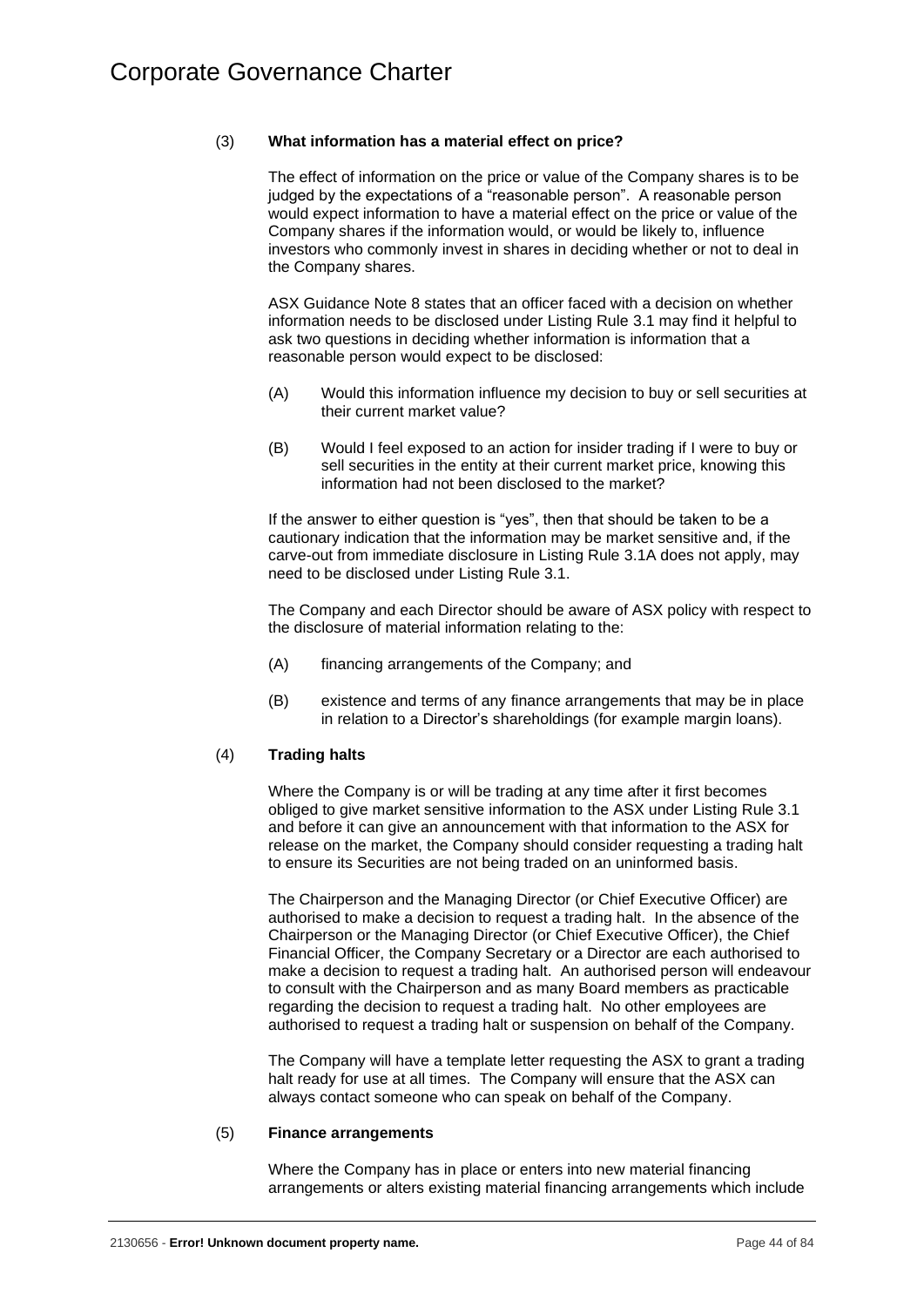(3) **What information has a material effect on price?**

The effect of information on the price or value of the Company shares is to be judged by the expectations of a "reasonable person". A reasonable person would expect information to have a material effect on the price or value of the Company shares if the information would, or would be likely to, influence investors who commonly invest in shares in deciding whether or not to deal in the Company shares.

ASX Guidance Note 8 states that an officer faced with a decision on whether information needs to be disclosed under Listing Rule 3.1 may find it helpful to ask two questions in deciding whether information is information that a reasonable person would expect to be disclosed:

(A) Would this information influence my decision to buy or sell securities at their current market value?

(B) Would I feel exposed to an action for insider trading if I were to buy or sell securities in the entity at their current market price, knowing this information had not been disclosed to the market?

If the answer to either question is "yes", then that should be taken to be a cautionary indication that the information may be market sensitive and, if the carve-out from immediate disclosure in Listing Rule 3.1A does not apply, may need to be disclosed under Listing Rule 3.1.

The Company and each Director should be aware of ASX policy with respect to the disclosure of material information relating to the:

(A) financing arrangements of the Company; and

(B) existence and terms of any finance arrangements that may be in place in relation to a Director's shareholdings (for example margin loans).

(4) **Trading halts**

Where the Company is or will be trading at any time after it first becomes obliged to give market sensitive information to the ASX under Listing Rule 3.1 and before it can give an announcement with that information to the ASX for release on the market, the Company should consider requesting a trading halt to ensure its Securities are not being traded on an uninformed basis.

The Chairperson and the Managing Director (or Chief Executive Officer) are authorised to make a decision to request a trading halt. In the absence of the Chairperson or the Managing Director (or Chief Executive Officer), the Chief Financial Officer, the Company Secretary or a Director are each authorised to make a decision to request a trading halt. An authorised person will endeavour to consult with the Chairperson and as many Board members as practicable regarding the decision to request a trading halt. No other employees are authorised to request a trading halt or suspension on behalf of the Company.

The Company will have a template letter requesting the ASX to grant a trading halt ready for use at all times. The Company will ensure that the ASX can always contact someone who can speak on behalf of the Company.

(5) **Finance arrangements**

Where the Company has in place or enters into new material financing arrangements or alters existing material financing arrangements which include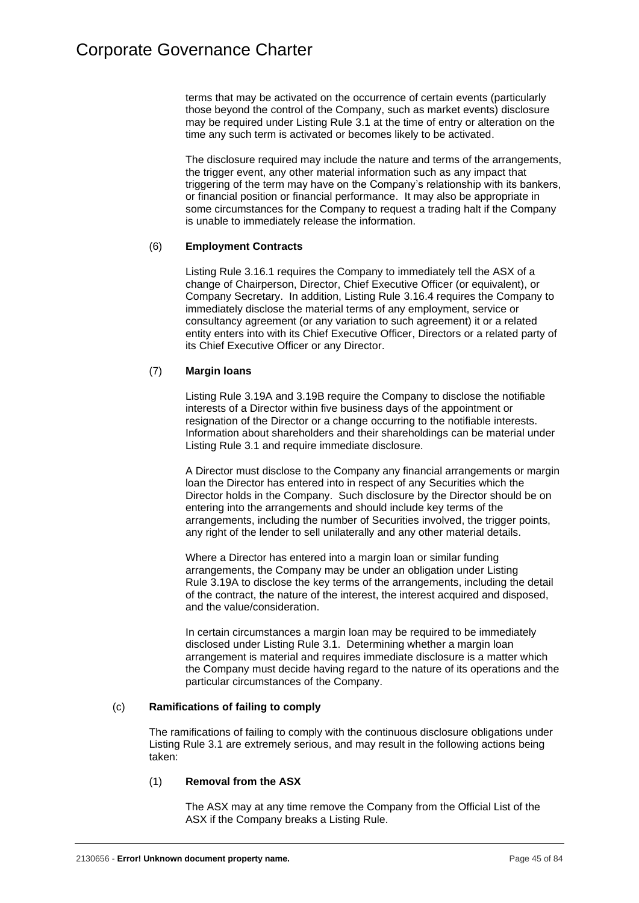terms that may be activated on the occurrence of certain events (particularly those beyond the control of the Company, such as market events) disclosure may be required under Listing Rule 3.1 at the time of entry or alteration on the time any such term is activated or becomes likely to be activated.

The disclosure required may include the nature and terms of the arrangements, the trigger event, any other material information such as any impact that triggering of the term may have on the Company's relationship with its bankers, or financial position or financial performance. It may also be appropriate in some circumstances for the Company to request a trading halt if the Company is unable to immediately release the information.

(6) **Employment Contracts**

Listing Rule 3.16.1 requires the Company to immediately tell the ASX of a change of Chairperson, Director, Chief Executive Officer (or equivalent), or Company Secretary. In addition, Listing Rule 3.16.4 requires the Company to immediately disclose the material terms of any employment, service or consultancy agreement (or any variation to such agreement) it or a related entity enters into with its Chief Executive Officer, Directors or a related party of its Chief Executive Officer or any Director.

(7) **Margin loans**

Listing Rule 3.19A and 3.19B require the Company to disclose the notifiable interests of a Director within five business days of the appointment or resignation of the Director or a change occurring to the notifiable interests. Information about shareholders and their shareholdings can be material under Listing Rule 3.1 and require immediate disclosure.

A Director must disclose to the Company any financial arrangements or margin loan the Director has entered into in respect of any Securities which the Director holds in the Company. Such disclosure by the Director should be on entering into the arrangements and should include key terms of the arrangements, including the number of Securities involved, the trigger points, any right of the lender to sell unilaterally and any other material details.

Where a Director has entered into a margin loan or similar funding arrangements, the Company may be under an obligation under Listing Rule 3.19A to disclose the key terms of the arrangements, including the detail of the contract, the nature of the interest, the interest acquired and disposed, and the value/consideration.

In certain circumstances a margin loan may be required to be immediately disclosed under Listing Rule 3.1. Determining whether a margin loan arrangement is material and requires immediate disclosure is a matter which the Company must decide having regard to the nature of its operations and the particular circumstances of the Company.

(c) **Ramifications of failing to comply**

The ramifications of failing to comply with the continuous disclosure obligations under Listing Rule 3.1 are extremely serious, and may result in the following actions being taken:

(1) **Removal from the ASX**

The ASX may at any time remove the Company from the Official List of the ASX if the Company breaks a Listing Rule.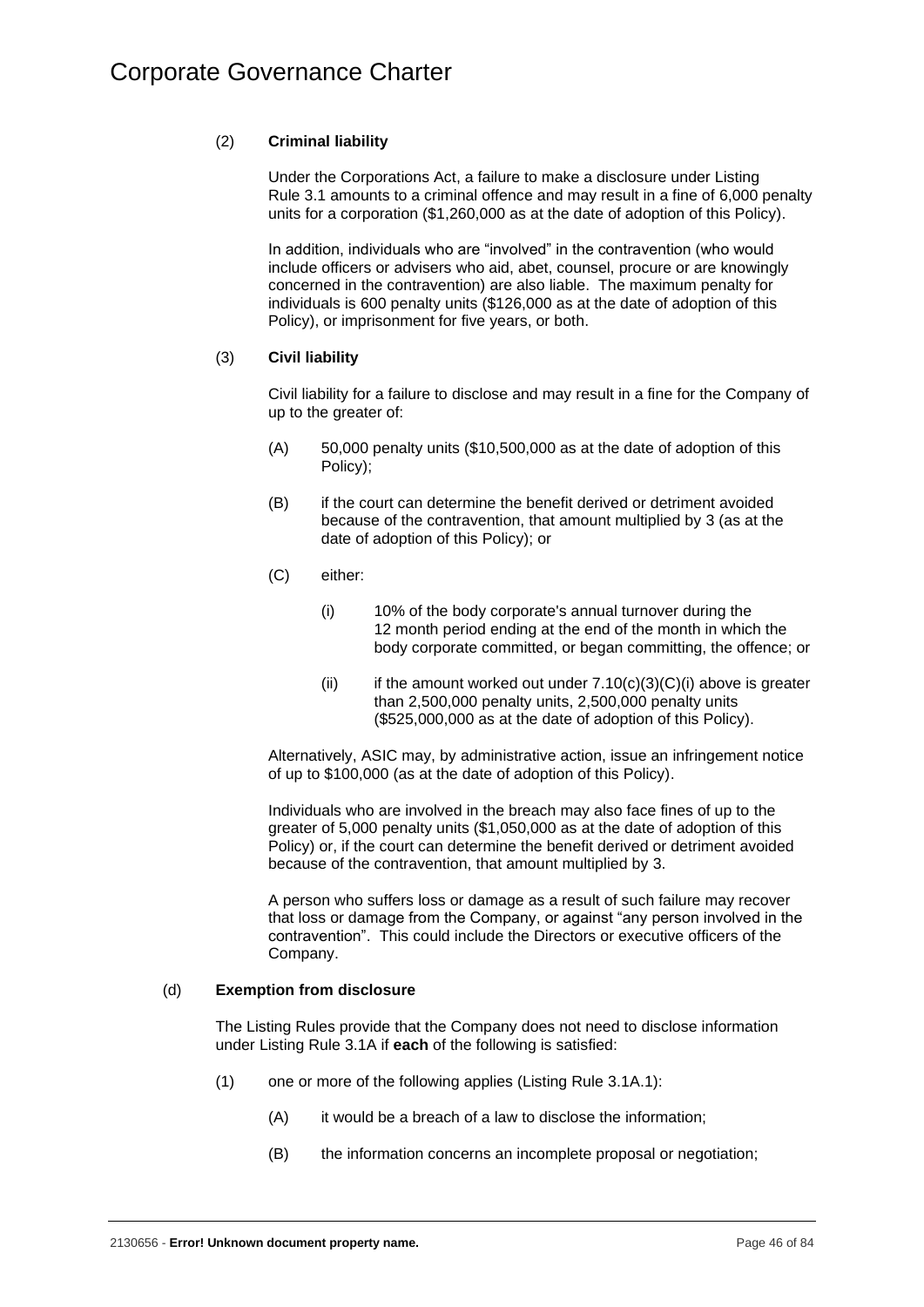(2) **Criminal liability**

Under the Corporations Act, a failure to make a disclosure under Listing Rule 3.1 amounts to a criminal offence and may result in a fine of 6,000 penalty units for a corporation ($1,260,000 as at the date of adoption of this Policy).

In addition, individuals who are "involved" in the contravention (who would include officers or advisers who aid, abet, counsel, procure or are knowingly concerned in the contravention) are also liable. The maximum penalty for individuals is 600 penalty units ($126,000 as at the date of adoption of this Policy), or imprisonment for five years, or both.

(3) **Civil liability**

Civil liability for a failure to disclose and may result in a fine for the Company of up to the greater of:

(A) 50,000 penalty units ($10,500,000 as at the date of adoption of this Policy);

(B) if the court can determine the benefit derived or detriment avoided because of the contravention, that amount multiplied by 3 (as at the date of adoption of this Policy); or

(C) either:

(i) 10% of the body corporate's annual turnover during the 12 month period ending at the end of the month in which the body corporate committed, or began committing, the offence; or

(ii) if the amount worked out under 7.10(c)(3)(C)(i) above is greater than 2,500,000 penalty units, 2,500,000 penalty units ($525,000,000 as at the date of adoption of this Policy).

Alternatively, ASIC may, by administrative action, issue an infringement notice of up to $100,000 (as at the date of adoption of this Policy).

Individuals who are involved in the breach may also face fines of up to the greater of 5,000 penalty units ($1,050,000 as at the date of adoption of this Policy) or, if the court can determine the benefit derived or detriment avoided because of the contravention, that amount multiplied by 3.

A person who suffers loss or damage as a result of such failure may recover that loss or damage from the Company, or against "any person involved in the contravention". This could include the Directors or executive officers of the Company.

(d) **Exemption from disclosure**

The Listing Rules provide that the Company does not need to disclose information under Listing Rule 3.1A if **each** of the following is satisfied:

(1) one or more of the following applies (Listing Rule 3.1A.1):

(A) it would be a breach of a law to disclose the information;

(B) the information concerns an incomplete proposal or negotiation;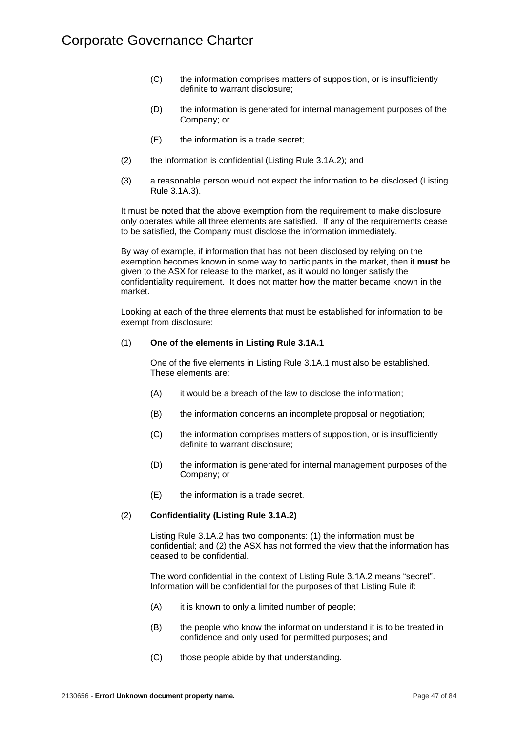(C) the information comprises matters of supposition, or is insufficiently definite to warrant disclosure;

(D) the information is generated for internal management purposes of the Company; or

(E) the information is a trade secret;

(2) the information is confidential (Listing Rule 3.1A.2); and

(3) a reasonable person would not expect the information to be disclosed (Listing Rule 3.1A.3).

It must be noted that the above exemption from the requirement to make disclosure only operates while all three elements are satisfied. If any of the requirements cease to be satisfied, the Company must disclose the information immediately.

By way of example, if information that has not been disclosed by relying on the exemption becomes known in some way to participants in the market, then it **must** be given to the ASX for release to the market, as it would no longer satisfy the confidentiality requirement. It does not matter how the matter became known in the market.

Looking at each of the three elements that must be established for information to be exempt from disclosure:

(1) **One of the elements in Listing Rule 3.1A.1**

One of the five elements in Listing Rule 3.1A.1 must also be established. These elements are:

(A) it would be a breach of the law to disclose the information;

(B) the information concerns an incomplete proposal or negotiation;

(C) the information comprises matters of supposition, or is insufficiently definite to warrant disclosure;

(D) the information is generated for internal management purposes of the Company; or

(E) the information is a trade secret.

(2) **Confidentiality (Listing Rule 3.1A.2)**

Listing Rule 3.1A.2 has two components: (1) the information must be confidential; and (2) the ASX has not formed the view that the information has ceased to be confidential.

The word confidential in the context of Listing Rule 3.1A.2 means "secret". Information will be confidential for the purposes of that Listing Rule if:

(A) it is known to only a limited number of people;

(B) the people who know the information understand it is to be treated in confidence and only used for permitted purposes; and

(C) those people abide by that understanding.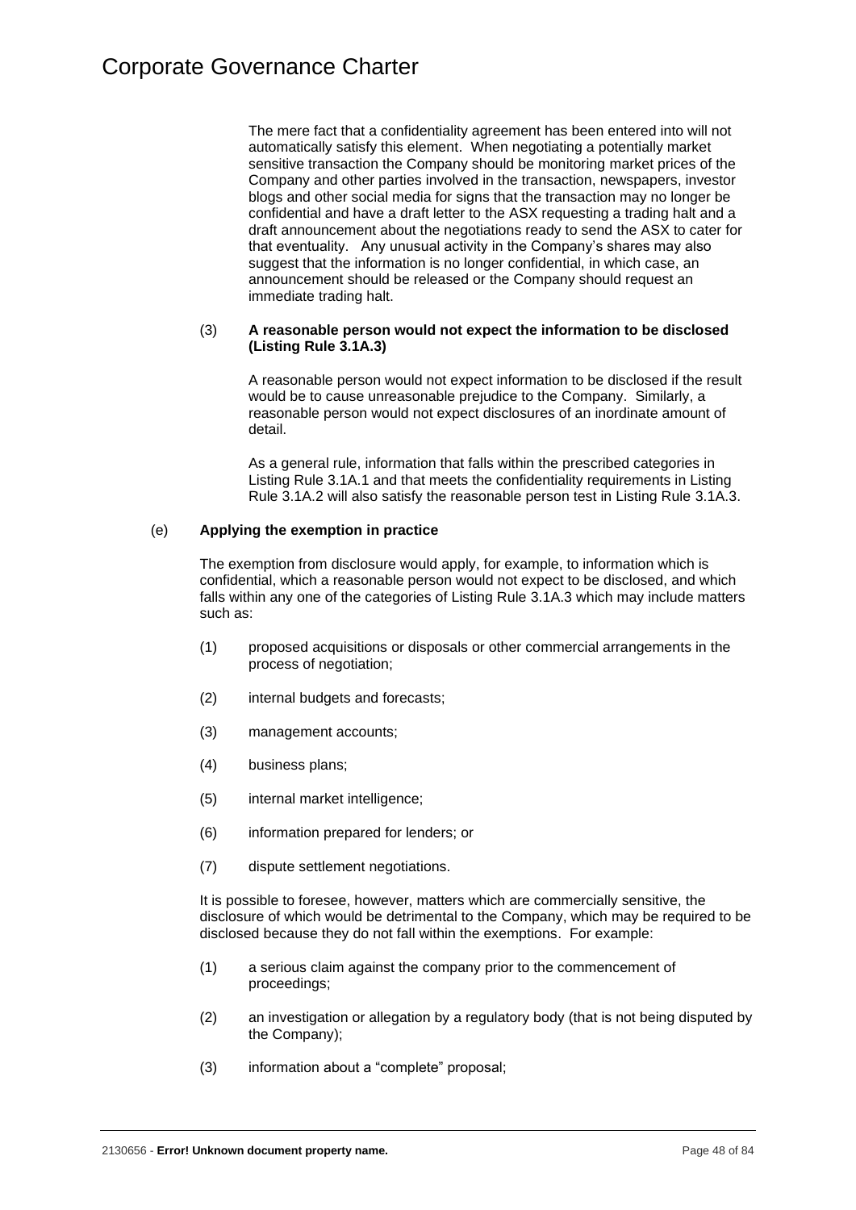The mere fact that a confidentiality agreement has been entered into will not automatically satisfy this element. When negotiating a potentially market sensitive transaction the Company should be monitoring market prices of the Company and other parties involved in the transaction, newspapers, investor blogs and other social media for signs that the transaction may no longer be confidential and have a draft letter to the ASX requesting a trading halt and a draft announcement about the negotiations ready to send the ASX to cater for that eventuality. Any unusual activity in the Company's shares may also suggest that the information is no longer confidential, in which case, an announcement should be released or the Company should request an immediate trading halt.

(3) **A reasonable person would not expect the information to be disclosed (Listing Rule 3.1A.3)**

A reasonable person would not expect information to be disclosed if the result would be to cause unreasonable prejudice to the Company. Similarly, a reasonable person would not expect disclosures of an inordinate amount of detail.

As a general rule, information that falls within the prescribed categories in Listing Rule 3.1A.1 and that meets the confidentiality requirements in Listing Rule 3.1A.2 will also satisfy the reasonable person test in Listing Rule 3.1A.3.

(e) **Applying the exemption in practice**

The exemption from disclosure would apply, for example, to information which is confidential, which a reasonable person would not expect to be disclosed, and which falls within any one of the categories of Listing Rule 3.1A.3 which may include matters such as:

(1) proposed acquisitions or disposals or other commercial arrangements in the process of negotiation;

(2) internal budgets and forecasts;

(3) management accounts;

(4) business plans;

(5) internal market intelligence;

(6) information prepared for lenders; or

(7) dispute settlement negotiations.

It is possible to foresee, however, matters which are commercially sensitive, the disclosure of which would be detrimental to the Company, which may be required to be disclosed because they do not fall within the exemptions. For example:

(1) a serious claim against the company prior to the commencement of proceedings;

(2) an investigation or allegation by a regulatory body (that is not being disputed by the Company);

(3) information about a "complete" proposal;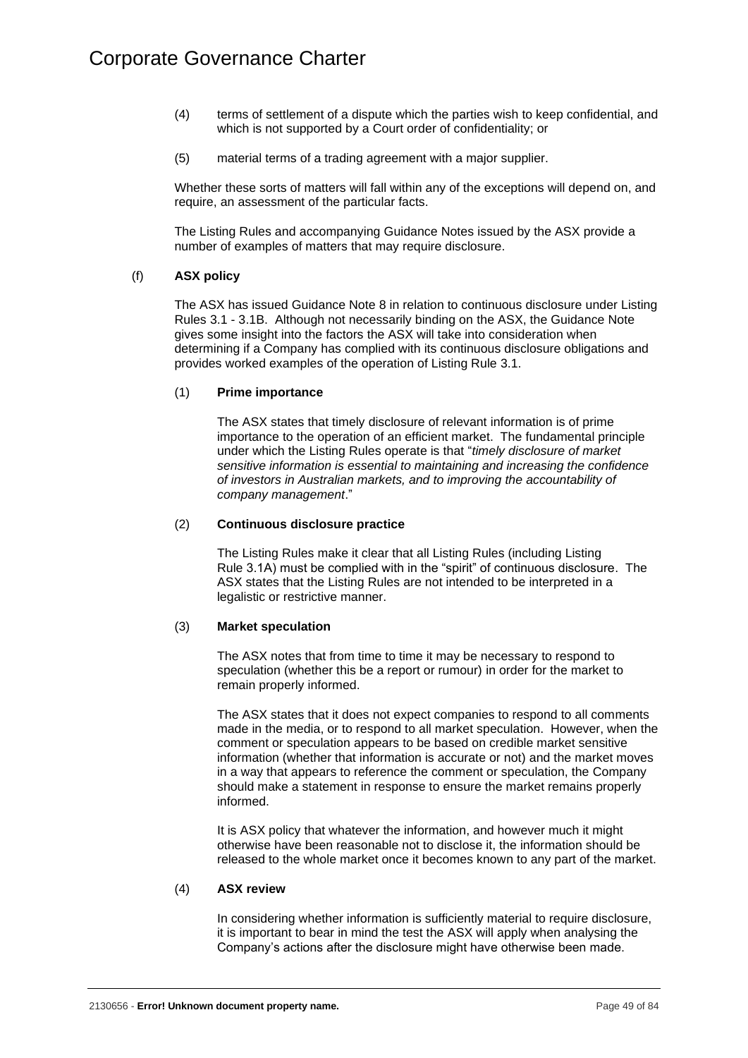(4) terms of settlement of a dispute which the parties wish to keep confidential, and which is not supported by a Court order of confidentiality; or

(5) material terms of a trading agreement with a major supplier.

Whether these sorts of matters will fall within any of the exceptions will depend on, and require, an assessment of the particular facts.

The Listing Rules and accompanying Guidance Notes issued by the ASX provide a number of examples of matters that may require disclosure.

(f) **ASX policy**

The ASX has issued Guidance Note 8 in relation to continuous disclosure under Listing Rules 3.1 - 3.1B. Although not necessarily binding on the ASX, the Guidance Note gives some insight into the factors the ASX will take into consideration when determining if a Company has complied with its continuous disclosure obligations and provides worked examples of the operation of Listing Rule 3.1.

(1) **Prime importance**

The ASX states that timely disclosure of relevant information is of prime importance to the operation of an efficient market. The fundamental principle under which the Listing Rules operate is that "*timely disclosure of market sensitive information is essential to maintaining and increasing the confidence of investors in Australian markets, and to improving the accountability of company management*."

(2) **Continuous disclosure practice**

The Listing Rules make it clear that all Listing Rules (including Listing Rule 3.1A) must be complied with in the "spirit" of continuous disclosure. The ASX states that the Listing Rules are not intended to be interpreted in a legalistic or restrictive manner.

(3) **Market speculation**

The ASX notes that from time to time it may be necessary to respond to speculation (whether this be a report or rumour) in order for the market to remain properly informed.

The ASX states that it does not expect companies to respond to all comments made in the media, or to respond to all market speculation. However, when the comment or speculation appears to be based on credible market sensitive information (whether that information is accurate or not) and the market moves in a way that appears to reference the comment or speculation, the Company should make a statement in response to ensure the market remains properly informed.

It is ASX policy that whatever the information, and however much it might otherwise have been reasonable not to disclose it, the information should be released to the whole market once it becomes known to any part of the market.

(4) **ASX review**

In considering whether information is sufficiently material to require disclosure, it is important to bear in mind the test the ASX will apply when analysing the Company's actions after the disclosure might have otherwise been made.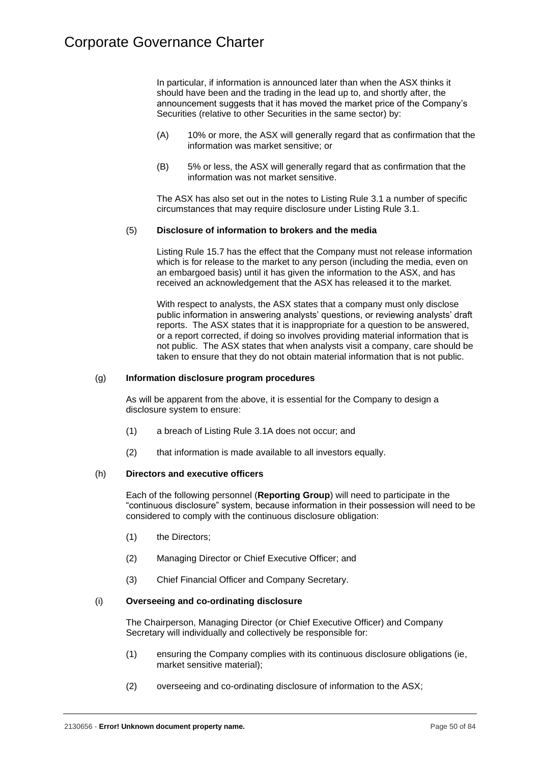In particular, if information is announced later than when the ASX thinks it should have been and the trading in the lead up to, and shortly after, the announcement suggests that it has moved the market price of the Company's Securities (relative to other Securities in the same sector) by:

(A) 10% or more, the ASX will generally regard that as confirmation that the information was market sensitive; or

(B) 5% or less, the ASX will generally regard that as confirmation that the information was not market sensitive.

The ASX has also set out in the notes to Listing Rule 3.1 a number of specific circumstances that may require disclosure under Listing Rule 3.1.

(5) **Disclosure of information to brokers and the media**

Listing Rule 15.7 has the effect that the Company must not release information which is for release to the market to any person (including the media, even on an embargoed basis) until it has given the information to the ASX, and has received an acknowledgement that the ASX has released it to the market.

With respect to analysts, the ASX states that a company must only disclose public information in answering analysts' questions, or reviewing analysts' draft reports. The ASX states that it is inappropriate for a question to be answered, or a report corrected, if doing so involves providing material information that is not public. The ASX states that when analysts visit a company, care should be taken to ensure that they do not obtain material information that is not public.

(g) **Information disclosure program procedures**

As will be apparent from the above, it is essential for the Company to design a disclosure system to ensure:

(1) a breach of Listing Rule 3.1A does not occur; and

(2) that information is made available to all investors equally.

(h) **Directors and executive officers**

Each of the following personnel (**Reporting Group**) will need to participate in the "continuous disclosure" system, because information in their possession will need to be considered to comply with the continuous disclosure obligation:

(1) the Directors;

(2) Managing Director or Chief Executive Officer; and

(3) Chief Financial Officer and Company Secretary.

(i) **Overseeing and co-ordinating disclosure**

The Chairperson, Managing Director (or Chief Executive Officer) and Company Secretary will individually and collectively be responsible for:

(1) ensuring the Company complies with its continuous disclosure obligations (ie, market sensitive material);

(2) overseeing and co-ordinating disclosure of information to the ASX;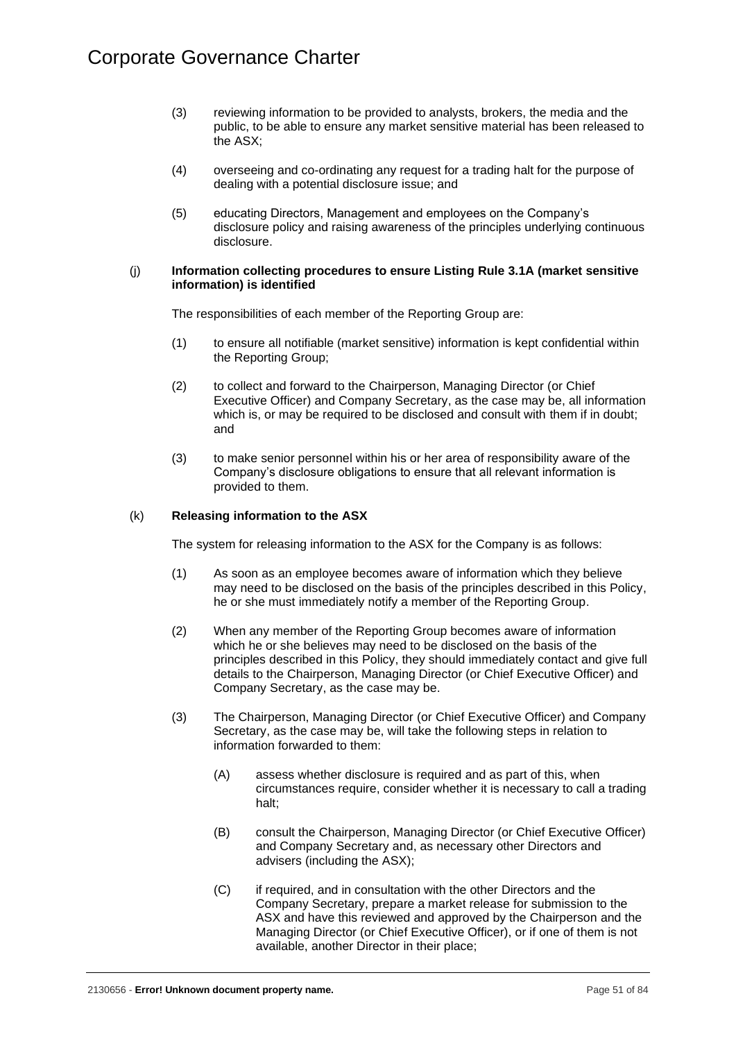(3) reviewing information to be provided to analysts, brokers, the media and the public, to be able to ensure any market sensitive material has been released to the ASX;

(4) overseeing and co-ordinating any request for a trading halt for the purpose of dealing with a potential disclosure issue; and

(5) educating Directors, Management and employees on the Company's disclosure policy and raising awareness of the principles underlying continuous disclosure.

(j) **Information collecting procedures to ensure Listing Rule 3.1A (market sensitive information) is identified**

The responsibilities of each member of the Reporting Group are:

(1) to ensure all notifiable (market sensitive) information is kept confidential within the Reporting Group;

(2) to collect and forward to the Chairperson, Managing Director (or Chief Executive Officer) and Company Secretary, as the case may be, all information which is, or may be required to be disclosed and consult with them if in doubt; and

(3) to make senior personnel within his or her area of responsibility aware of the Company's disclosure obligations to ensure that all relevant information is provided to them.

(k) **Releasing information to the ASX**

The system for releasing information to the ASX for the Company is as follows:

(1) As soon as an employee becomes aware of information which they believe may need to be disclosed on the basis of the principles described in this Policy, he or she must immediately notify a member of the Reporting Group.

(2) When any member of the Reporting Group becomes aware of information which he or she believes may need to be disclosed on the basis of the principles described in this Policy, they should immediately contact and give full details to the Chairperson, Managing Director (or Chief Executive Officer) and Company Secretary, as the case may be.

(3) The Chairperson, Managing Director (or Chief Executive Officer) and Company Secretary, as the case may be, will take the following steps in relation to information forwarded to them:

(A) assess whether disclosure is required and as part of this, when circumstances require, consider whether it is necessary to call a trading halt;

(B) consult the Chairperson, Managing Director (or Chief Executive Officer) and Company Secretary and, as necessary other Directors and advisers (including the ASX);

(C) if required, and in consultation with the other Directors and the Company Secretary, prepare a market release for submission to the ASX and have this reviewed and approved by the Chairperson and the Managing Director (or Chief Executive Officer), or if one of them is not available, another Director in their place;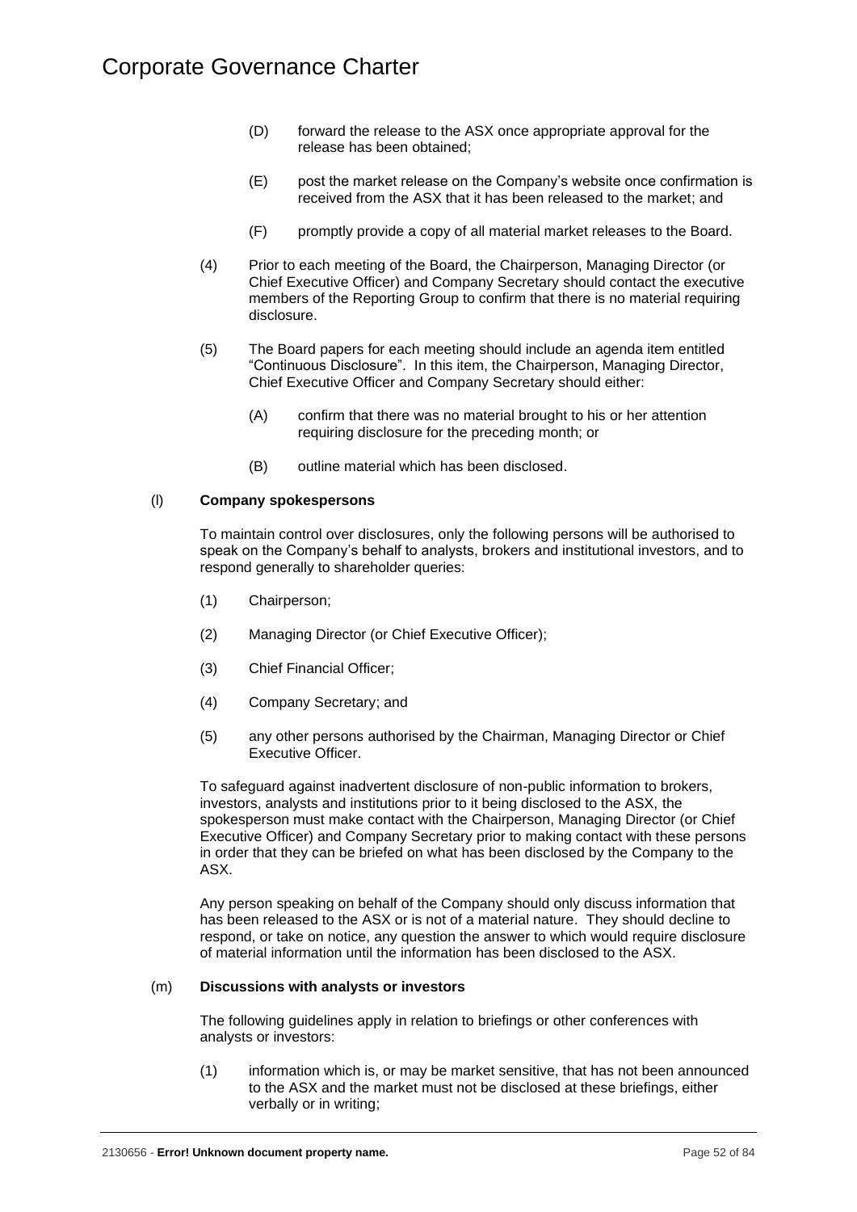(D) forward the release to the ASX once appropriate approval for the release has been obtained;

(E) post the market release on the Company's website once confirmation is received from the ASX that it has been released to the market; and

(F) promptly provide a copy of all material market releases to the Board.

(4) Prior to each meeting of the Board, the Chairperson, Managing Director (or Chief Executive Officer) and Company Secretary should contact the executive members of the Reporting Group to confirm that there is no material requiring disclosure.

(5) The Board papers for each meeting should include an agenda item entitled "Continuous Disclosure". In this item, the Chairperson, Managing Director, Chief Executive Officer and Company Secretary should either:

(A) confirm that there was no material brought to his or her attention requiring disclosure for the preceding month; or

(B) outline material which has been disclosed.

(l) **Company spokespersons**

To maintain control over disclosures, only the following persons will be authorised to speak on the Company's behalf to analysts, brokers and institutional investors, and to respond generally to shareholder queries:

(1) Chairperson;

(2) Managing Director (or Chief Executive Officer);

(3) Chief Financial Officer;

(4) Company Secretary; and

(5) any other persons authorised by the Chairman, Managing Director or Chief Executive Officer.

To safeguard against inadvertent disclosure of non-public information to brokers, investors, analysts and institutions prior to it being disclosed to the ASX, the spokesperson must make contact with the Chairperson, Managing Director (or Chief Executive Officer) and Company Secretary prior to making contact with these persons in order that they can be briefed on what has been disclosed by the Company to the ASX.

Any person speaking on behalf of the Company should only discuss information that has been released to the ASX or is not of a material nature. They should decline to respond, or take on notice, any question the answer to which would require disclosure of material information until the information has been disclosed to the ASX.

(m) **Discussions with analysts or investors**

The following guidelines apply in relation to briefings or other conferences with analysts or investors:

(1) information which is, or may be market sensitive, that has not been announced to the ASX and the market must not be disclosed at these briefings, either verbally or in writing;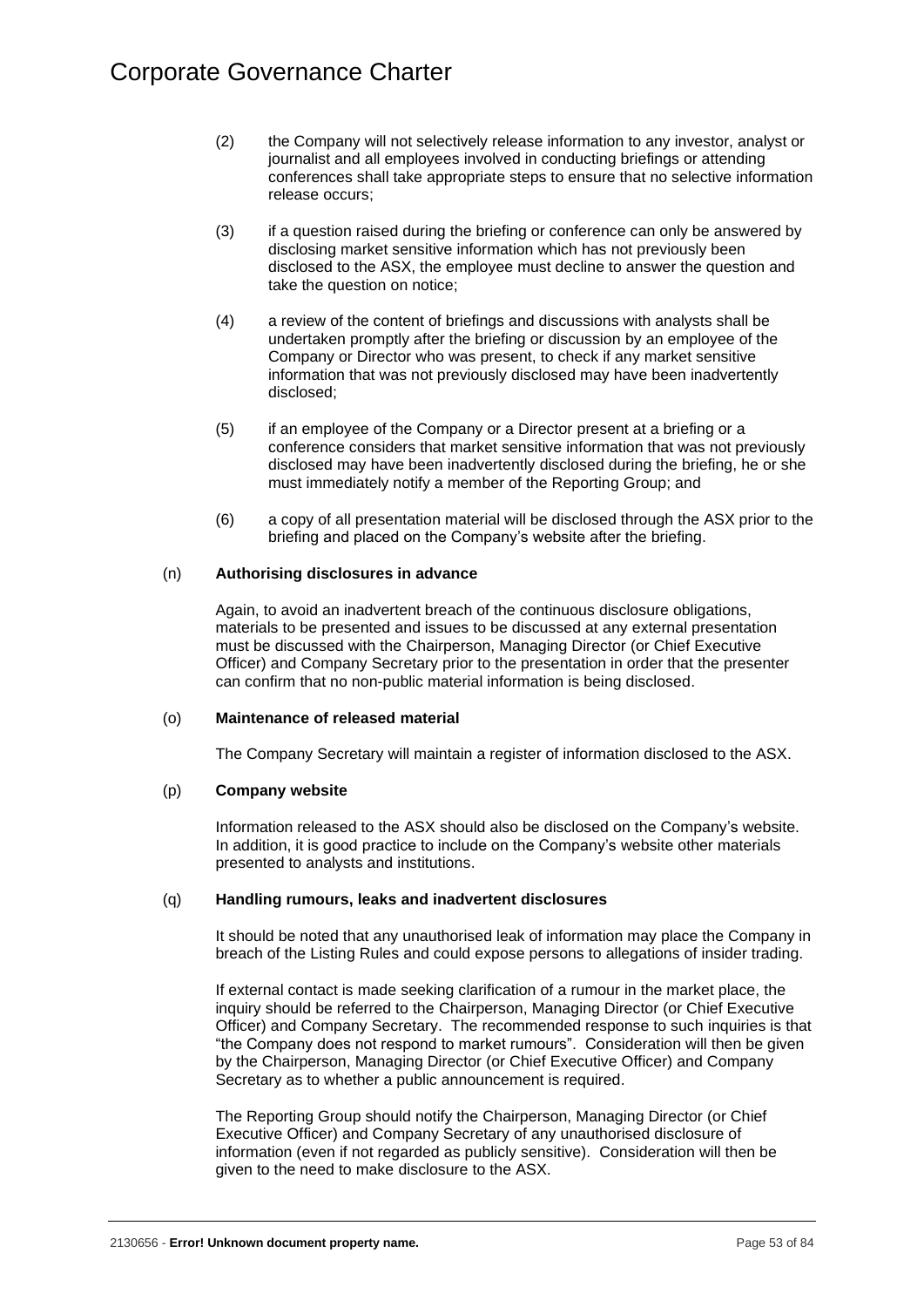(2) the Company will not selectively release information to any investor, analyst or journalist and all employees involved in conducting briefings or attending conferences shall take appropriate steps to ensure that no selective information release occurs;

(3) if a question raised during the briefing or conference can only be answered by disclosing market sensitive information which has not previously been disclosed to the ASX, the employee must decline to answer the question and take the question on notice;

(4) a review of the content of briefings and discussions with analysts shall be undertaken promptly after the briefing or discussion by an employee of the Company or Director who was present, to check if any market sensitive information that was not previously disclosed may have been inadvertently disclosed;

(5) if an employee of the Company or a Director present at a briefing or a conference considers that market sensitive information that was not previously disclosed may have been inadvertently disclosed during the briefing, he or she must immediately notify a member of the Reporting Group; and

(6) a copy of all presentation material will be disclosed through the ASX prior to the briefing and placed on the Company's website after the briefing.

(n) **Authorising disclosures in advance**

Again, to avoid an inadvertent breach of the continuous disclosure obligations, materials to be presented and issues to be discussed at any external presentation must be discussed with the Chairperson, Managing Director (or Chief Executive Officer) and Company Secretary prior to the presentation in order that the presenter can confirm that no non-public material information is being disclosed.

(o) **Maintenance of released material**

The Company Secretary will maintain a register of information disclosed to the ASX.

(p) **Company website**

Information released to the ASX should also be disclosed on the Company's website. In addition, it is good practice to include on the Company's website other materials presented to analysts and institutions.

(q) **Handling rumours, leaks and inadvertent disclosures**

It should be noted that any unauthorised leak of information may place the Company in breach of the Listing Rules and could expose persons to allegations of insider trading.

If external contact is made seeking clarification of a rumour in the market place, the inquiry should be referred to the Chairperson, Managing Director (or Chief Executive Officer) and Company Secretary. The recommended response to such inquiries is that "the Company does not respond to market rumours". Consideration will then be given by the Chairperson, Managing Director (or Chief Executive Officer) and Company Secretary as to whether a public announcement is required.

The Reporting Group should notify the Chairperson, Managing Director (or Chief Executive Officer) and Company Secretary of any unauthorised disclosure of information (even if not regarded as publicly sensitive). Consideration will then be given to the need to make disclosure to the ASX.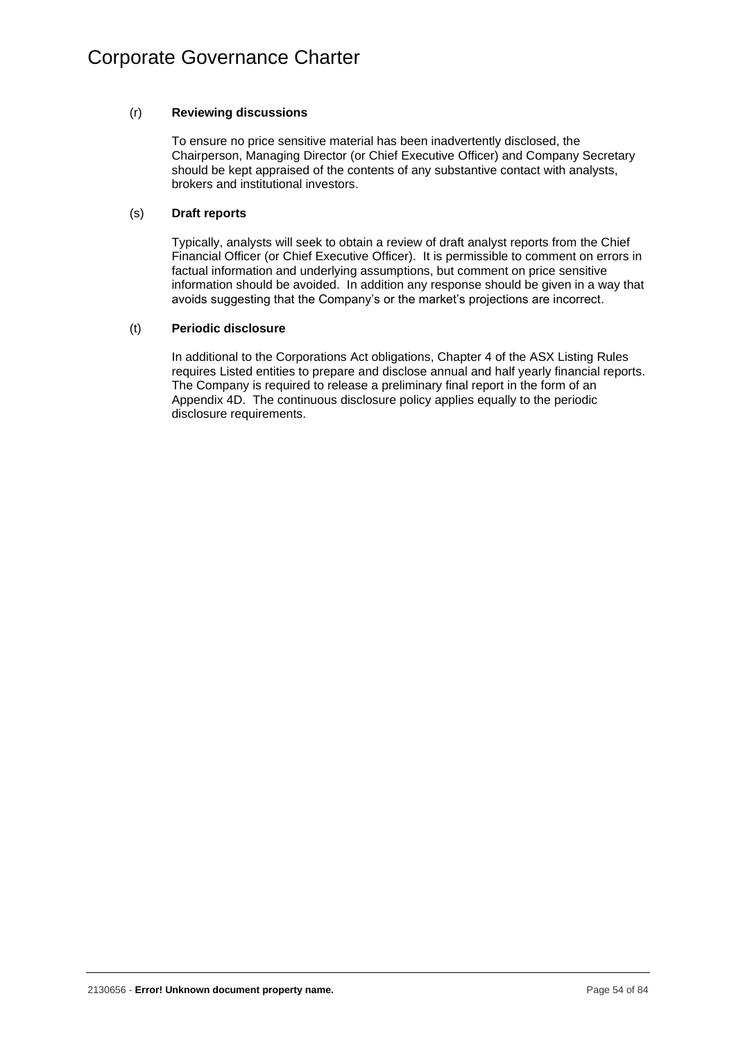(r) **Reviewing discussions**

To ensure no price sensitive material has been inadvertently disclosed, the Chairperson, Managing Director (or Chief Executive Officer) and Company Secretary should be kept appraised of the contents of any substantive contact with analysts, brokers and institutional investors.

(s) **Draft reports**

Typically, analysts will seek to obtain a review of draft analyst reports from the Chief Financial Officer (or Chief Executive Officer). It is permissible to comment on errors in factual information and underlying assumptions, but comment on price sensitive information should be avoided. In addition any response should be given in a way that avoids suggesting that the Company's or the market's projections are incorrect.

(t) **Periodic disclosure**

In additional to the Corporations Act obligations, Chapter 4 of the ASX Listing Rules requires Listed entities to prepare and disclose annual and half yearly financial reports. The Company is required to release a preliminary final report in the form of an Appendix 4D. The continuous disclosure policy applies equally to the periodic disclosure requirements.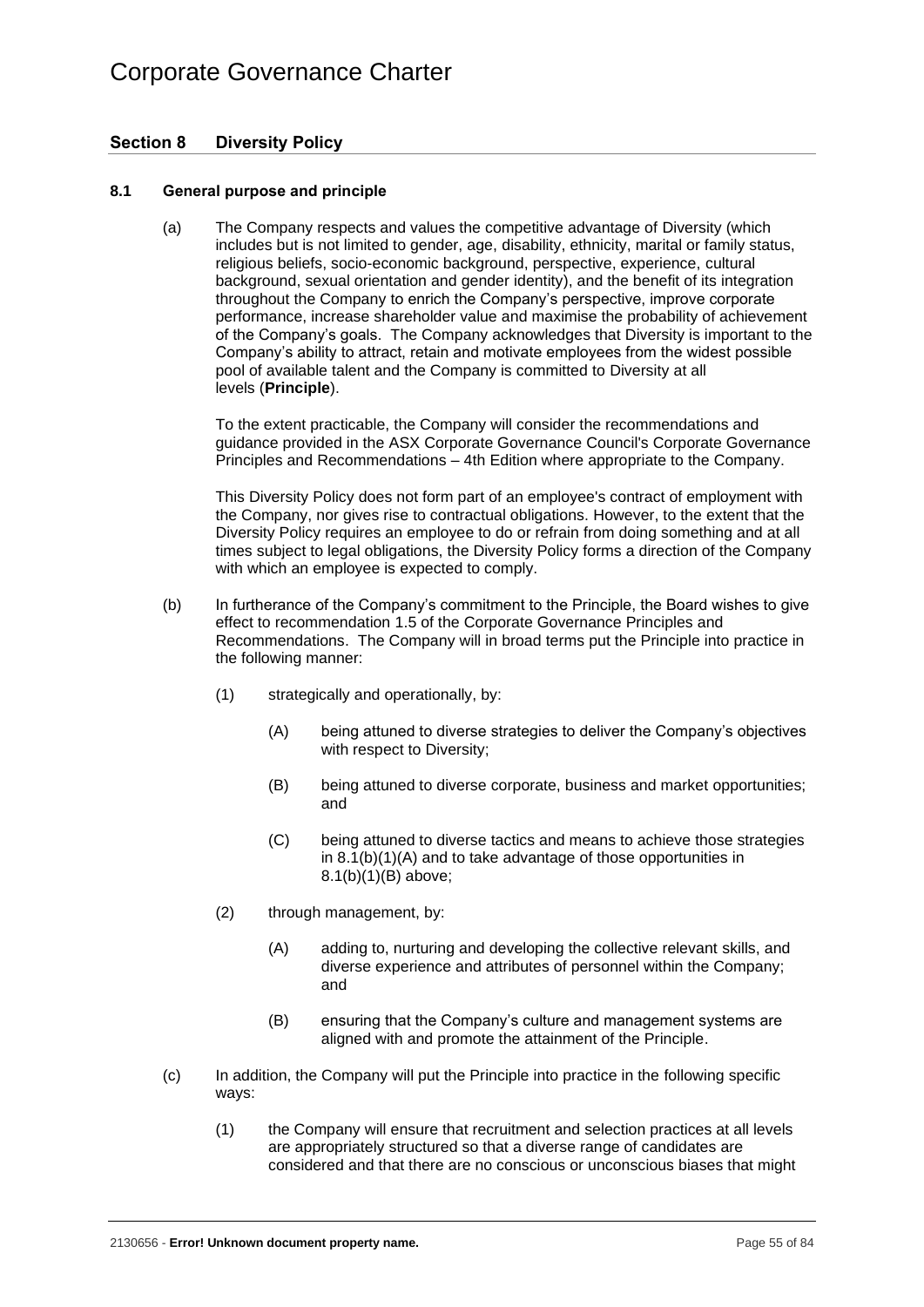## Section 8 Diversity Policy

### 8.1 General purpose and principle

(a) The Company respects and values the competitive advantage of Diversity (which includes but is not limited to gender, age, disability, ethnicity, marital or family status, religious beliefs, socio-economic background, perspective, experience, cultural background, sexual orientation and gender identity), and the benefit of its integration throughout the Company to enrich the Company's perspective, improve corporate performance, increase shareholder value and maximise the probability of achievement of the Company's goals. The Company acknowledges that Diversity is important to the Company's ability to attract, retain and motivate employees from the widest possible pool of available talent and the Company is committed to Diversity at all levels (**Principle**).

To the extent practicable, the Company will consider the recommendations and guidance provided in the ASX Corporate Governance Council's Corporate Governance Principles and Recommendations – 4th Edition where appropriate to the Company.

This Diversity Policy does not form part of an employee's contract of employment with the Company, nor gives rise to contractual obligations. However, to the extent that the Diversity Policy requires an employee to do or refrain from doing something and at all times subject to legal obligations, the Diversity Policy forms a direction of the Company with which an employee is expected to comply.

(b) In furtherance of the Company's commitment to the Principle, the Board wishes to give effect to recommendation 1.5 of the Corporate Governance Principles and Recommendations. The Company will in broad terms put the Principle into practice in the following manner:

(1) strategically and operationally, by:

(A) being attuned to diverse strategies to deliver the Company's objectives with respect to Diversity;

(B) being attuned to diverse corporate, business and market opportunities; and

(C) being attuned to diverse tactics and means to achieve those strategies in 8.1(b)(1)(A) and to take advantage of those opportunities in 8.1(b)(1)(B) above;

(2) through management, by:

(A) adding to, nurturing and developing the collective relevant skills, and diverse experience and attributes of personnel within the Company; and

(B) ensuring that the Company's culture and management systems are aligned with and promote the attainment of the Principle.

(c) In addition, the Company will put the Principle into practice in the following specific ways:

(1) the Company will ensure that recruitment and selection practices at all levels are appropriately structured so that a diverse range of candidates are considered and that there are no conscious or unconscious biases that might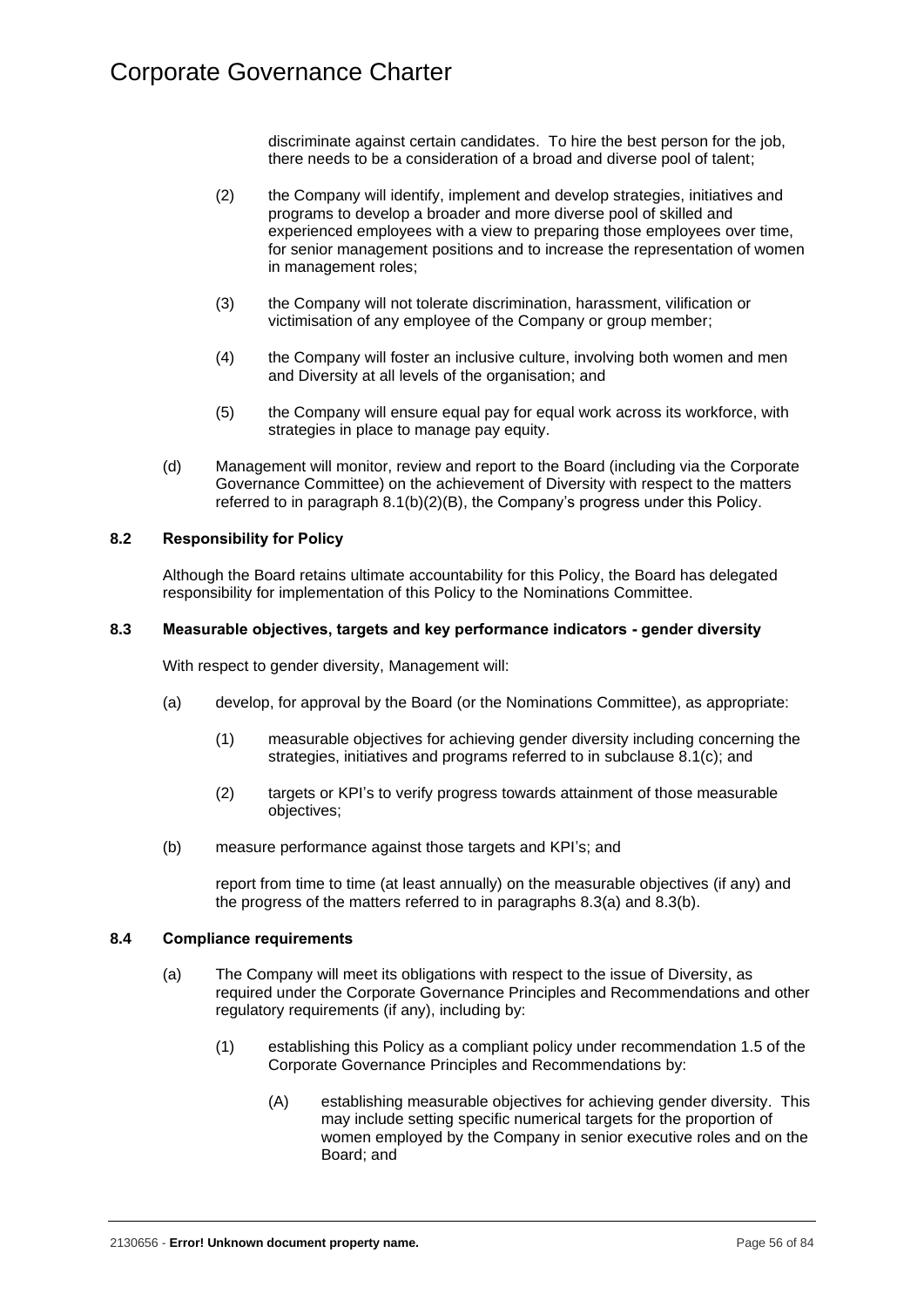discriminate against certain candidates. To hire the best person for the job, there needs to be a consideration of a broad and diverse pool of talent;

(2) the Company will identify, implement and develop strategies, initiatives and programs to develop a broader and more diverse pool of skilled and experienced employees with a view to preparing those employees over time, for senior management positions and to increase the representation of women in management roles;

(3) the Company will not tolerate discrimination, harassment, vilification or victimisation of any employee of the Company or group member;

(4) the Company will foster an inclusive culture, involving both women and men and Diversity at all levels of the organisation; and

(5) the Company will ensure equal pay for equal work across its workforce, with strategies in place to manage pay equity.

(d) Management will monitor, review and report to the Board (including via the Corporate Governance Committee) on the achievement of Diversity with respect to the matters referred to in paragraph 8.1(b)(2)(B), the Company's progress under this Policy.

### 8.2 Responsibility for Policy

Although the Board retains ultimate accountability for this Policy, the Board has delegated responsibility for implementation of this Policy to the Nominations Committee.

### 8.3 Measurable objectives, targets and key performance indicators - gender diversity

With respect to gender diversity, Management will:

(a) develop, for approval by the Board (or the Nominations Committee), as appropriate:

(1) measurable objectives for achieving gender diversity including concerning the strategies, initiatives and programs referred to in subclause 8.1(c); and

(2) targets or KPI's to verify progress towards attainment of those measurable objectives;

(b) measure performance against those targets and KPI's; and

report from time to time (at least annually) on the measurable objectives (if any) and the progress of the matters referred to in paragraphs 8.3(a) and 8.3(b).

### 8.4 Compliance requirements

(a) The Company will meet its obligations with respect to the issue of Diversity, as required under the Corporate Governance Principles and Recommendations and other regulatory requirements (if any), including by:

(1) establishing this Policy as a compliant policy under recommendation 1.5 of the Corporate Governance Principles and Recommendations by:

(A) establishing measurable objectives for achieving gender diversity. This may include setting specific numerical targets for the proportion of women employed by the Company in senior executive roles and on the Board; and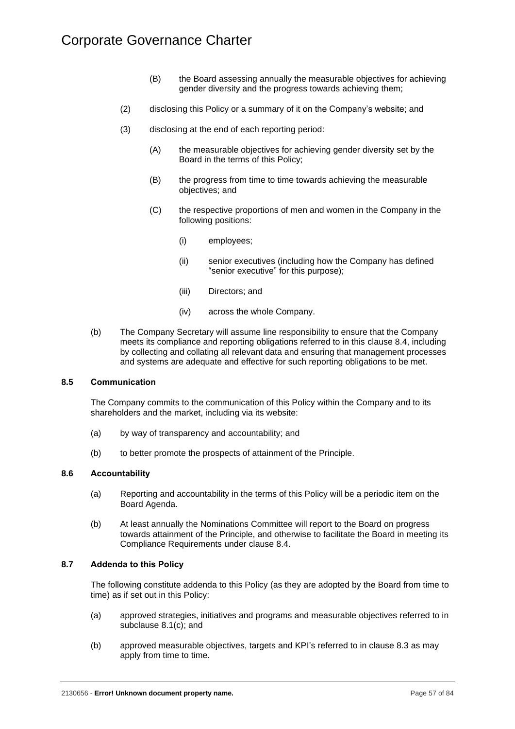(B) the Board assessing annually the measurable objectives for achieving gender diversity and the progress towards achieving them;

(2) disclosing this Policy or a summary of it on the Company's website; and

(3) disclosing at the end of each reporting period:

(A) the measurable objectives for achieving gender diversity set by the Board in the terms of this Policy;

(B) the progress from time to time towards achieving the measurable objectives; and

(C) the respective proportions of men and women in the Company in the following positions:

(i) employees;

(ii) senior executives (including how the Company has defined "senior executive" for this purpose);

(iii) Directors; and

(iv) across the whole Company.

(b) The Company Secretary will assume line responsibility to ensure that the Company meets its compliance and reporting obligations referred to in this clause 8.4, including by collecting and collating all relevant data and ensuring that management processes and systems are adequate and effective for such reporting obligations to be met.

**8.5 Communication**

The Company commits to the communication of this Policy within the Company and to its shareholders and the market, including via its website:

(a) by way of transparency and accountability; and

(b) to better promote the prospects of attainment of the Principle.

**8.6 Accountability**

(a) Reporting and accountability in the terms of this Policy will be a periodic item on the Board Agenda.

(b) At least annually the Nominations Committee will report to the Board on progress towards attainment of the Principle, and otherwise to facilitate the Board in meeting its Compliance Requirements under clause 8.4.

**8.7 Addenda to this Policy**

The following constitute addenda to this Policy (as they are adopted by the Board from time to time) as if set out in this Policy:

(a) approved strategies, initiatives and programs and measurable objectives referred to in subclause 8.1(c); and

(b) approved measurable objectives, targets and KPI's referred to in clause 8.3 as may apply from time to time.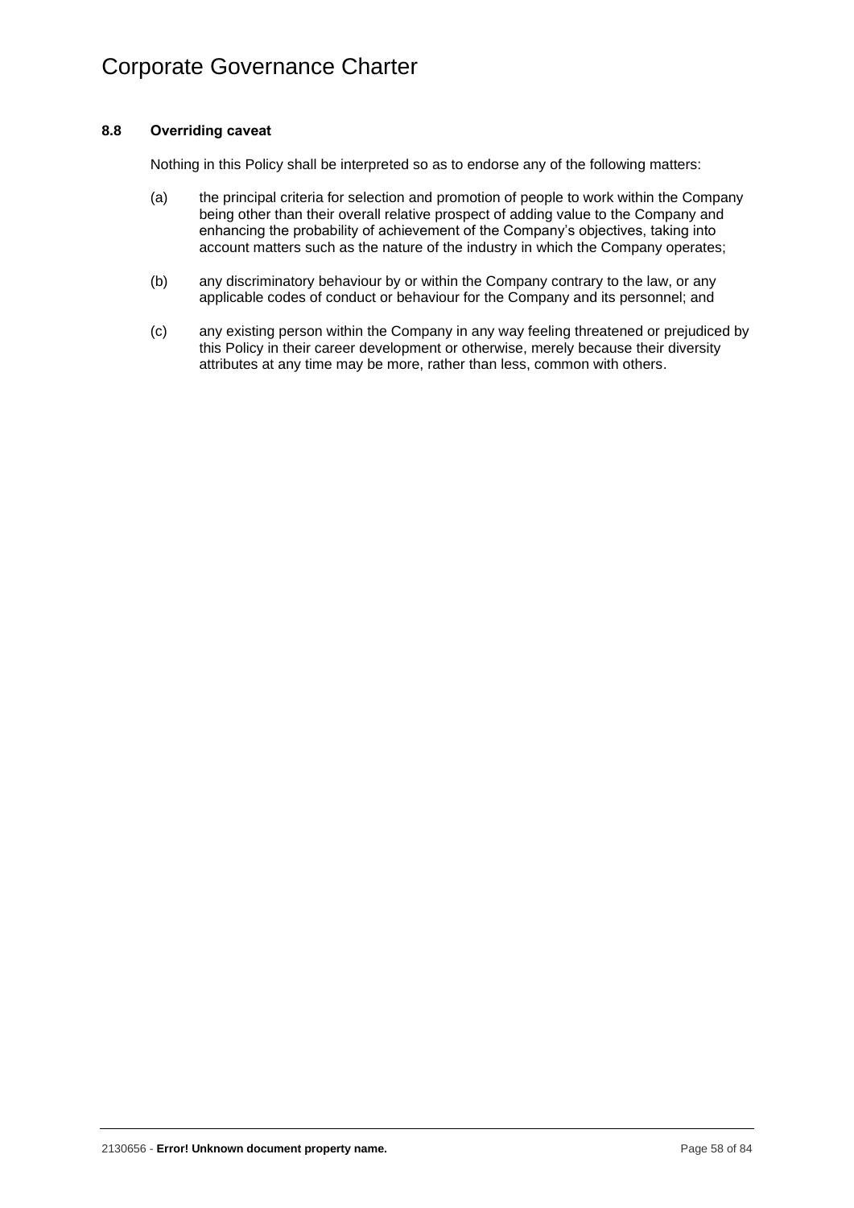### 8.8 Overriding caveat

Nothing in this Policy shall be interpreted so as to endorse any of the following matters:

(a) the principal criteria for selection and promotion of people to work within the Company being other than their overall relative prospect of adding value to the Company and enhancing the probability of achievement of the Company's objectives, taking into account matters such as the nature of the industry in which the Company operates;

(b) any discriminatory behaviour by or within the Company contrary to the law, or any applicable codes of conduct or behaviour for the Company and its personnel; and

(c) any existing person within the Company in any way feeling threatened or prejudiced by this Policy in their career development or otherwise, merely because their diversity attributes at any time may be more, rather than less, common with others.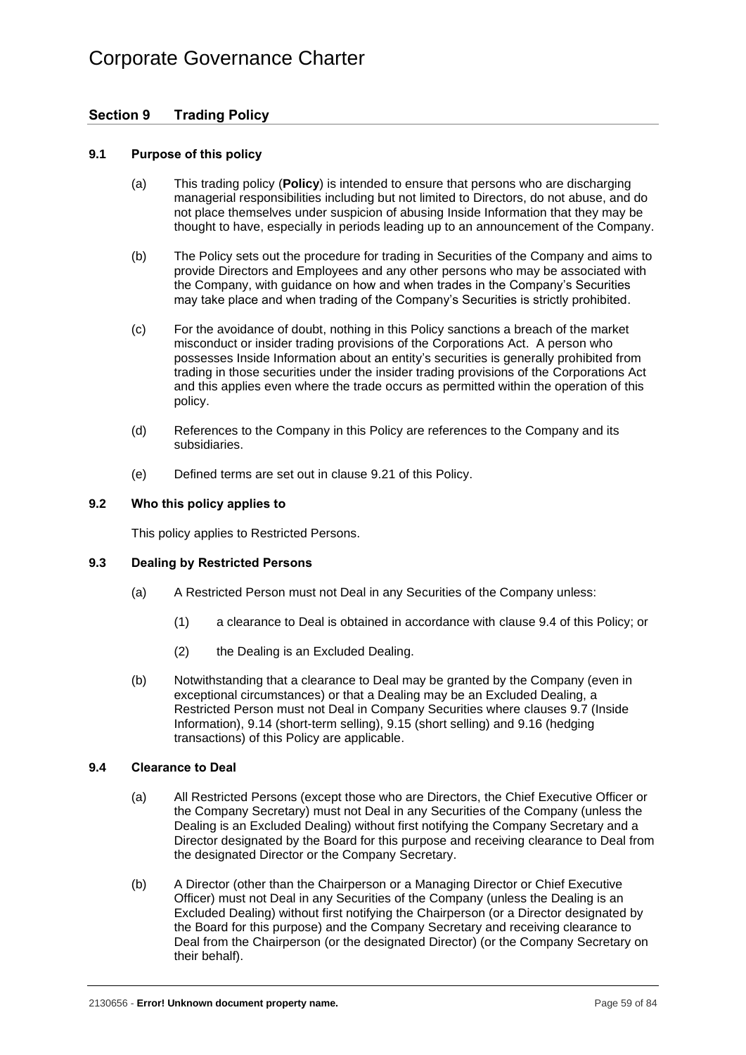## Section 9 Trading Policy

### 9.1 Purpose of this policy

(a) This trading policy (**Policy**) is intended to ensure that persons who are discharging managerial responsibilities including but not limited to Directors, do not abuse, and do not place themselves under suspicion of abusing Inside Information that they may be thought to have, especially in periods leading up to an announcement of the Company.

(b) The Policy sets out the procedure for trading in Securities of the Company and aims to provide Directors and Employees and any other persons who may be associated with the Company, with guidance on how and when trades in the Company's Securities may take place and when trading of the Company's Securities is strictly prohibited.

(c) For the avoidance of doubt, nothing in this Policy sanctions a breach of the market misconduct or insider trading provisions of the Corporations Act. A person who possesses Inside Information about an entity's securities is generally prohibited from trading in those securities under the insider trading provisions of the Corporations Act and this applies even where the trade occurs as permitted within the operation of this policy.

(d) References to the Company in this Policy are references to the Company and its subsidiaries.

(e) Defined terms are set out in clause 9.21 of this Policy.

### 9.2 Who this policy applies to

This policy applies to Restricted Persons.

### 9.3 Dealing by Restricted Persons

(a) A Restricted Person must not Deal in any Securities of the Company unless:

(1) a clearance to Deal is obtained in accordance with clause 9.4 of this Policy; or

(2) the Dealing is an Excluded Dealing.

(b) Notwithstanding that a clearance to Deal may be granted by the Company (even in exceptional circumstances) or that a Dealing may be an Excluded Dealing, a Restricted Person must not Deal in Company Securities where clauses 9.7 (Inside Information), 9.14 (short-term selling), 9.15 (short selling) and 9.16 (hedging transactions) of this Policy are applicable.

### 9.4 Clearance to Deal

(a) All Restricted Persons (except those who are Directors, the Chief Executive Officer or the Company Secretary) must not Deal in any Securities of the Company (unless the Dealing is an Excluded Dealing) without first notifying the Company Secretary and a Director designated by the Board for this purpose and receiving clearance to Deal from the designated Director or the Company Secretary.

(b) A Director (other than the Chairperson or a Managing Director or Chief Executive Officer) must not Deal in any Securities of the Company (unless the Dealing is an Excluded Dealing) without first notifying the Chairperson (or a Director designated by the Board for this purpose) and the Company Secretary and receiving clearance to Deal from the Chairperson (or the designated Director) (or the Company Secretary on their behalf).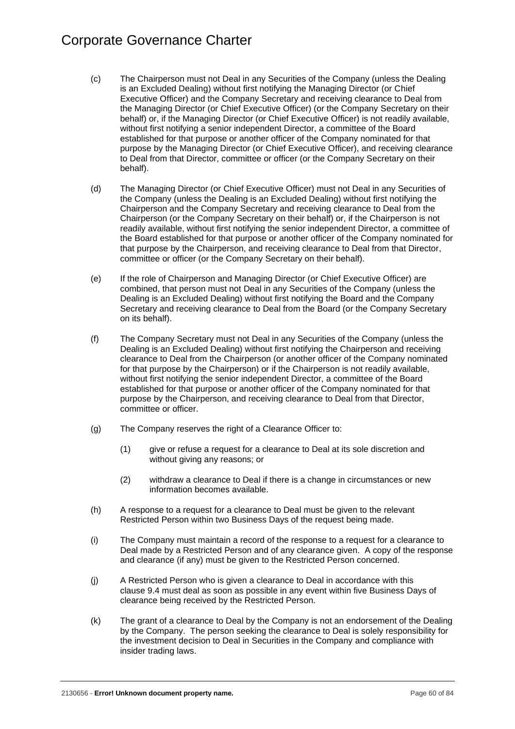(c) The Chairperson must not Deal in any Securities of the Company (unless the Dealing is an Excluded Dealing) without first notifying the Managing Director (or Chief Executive Officer) and the Company Secretary and receiving clearance to Deal from the Managing Director (or Chief Executive Officer) (or the Company Secretary on their behalf) or, if the Managing Director (or Chief Executive Officer) is not readily available, without first notifying a senior independent Director, a committee of the Board established for that purpose or another officer of the Company nominated for that purpose by the Managing Director (or Chief Executive Officer), and receiving clearance to Deal from that Director, committee or officer (or the Company Secretary on their behalf).

(d) The Managing Director (or Chief Executive Officer) must not Deal in any Securities of the Company (unless the Dealing is an Excluded Dealing) without first notifying the Chairperson and the Company Secretary and receiving clearance to Deal from the Chairperson (or the Company Secretary on their behalf) or, if the Chairperson is not readily available, without first notifying the senior independent Director, a committee of the Board established for that purpose or another officer of the Company nominated for that purpose by the Chairperson, and receiving clearance to Deal from that Director, committee or officer (or the Company Secretary on their behalf).

(e) If the role of Chairperson and Managing Director (or Chief Executive Officer) are combined, that person must not Deal in any Securities of the Company (unless the Dealing is an Excluded Dealing) without first notifying the Board and the Company Secretary and receiving clearance to Deal from the Board (or the Company Secretary on its behalf).

(f) The Company Secretary must not Deal in any Securities of the Company (unless the Dealing is an Excluded Dealing) without first notifying the Chairperson and receiving clearance to Deal from the Chairperson (or another officer of the Company nominated for that purpose by the Chairperson) or if the Chairperson is not readily available, without first notifying the senior independent Director, a committee of the Board established for that purpose or another officer of the Company nominated for that purpose by the Chairperson, and receiving clearance to Deal from that Director, committee or officer.

(g) The Company reserves the right of a Clearance Officer to:

  (1) give or refuse a request for a clearance to Deal at its sole discretion and without giving any reasons; or

  (2) withdraw a clearance to Deal if there is a change in circumstances or new information becomes available.

(h) A response to a request for a clearance to Deal must be given to the relevant Restricted Person within two Business Days of the request being made.

(i) The Company must maintain a record of the response to a request for a clearance to Deal made by a Restricted Person and of any clearance given. A copy of the response and clearance (if any) must be given to the Restricted Person concerned.

(j) A Restricted Person who is given a clearance to Deal in accordance with this clause 9.4 must deal as soon as possible in any event within five Business Days of clearance being received by the Restricted Person.

(k) The grant of a clearance to Deal by the Company is not an endorsement of the Dealing by the Company. The person seeking the clearance to Deal is solely responsibility for the investment decision to Deal in Securities in the Company and compliance with insider trading laws.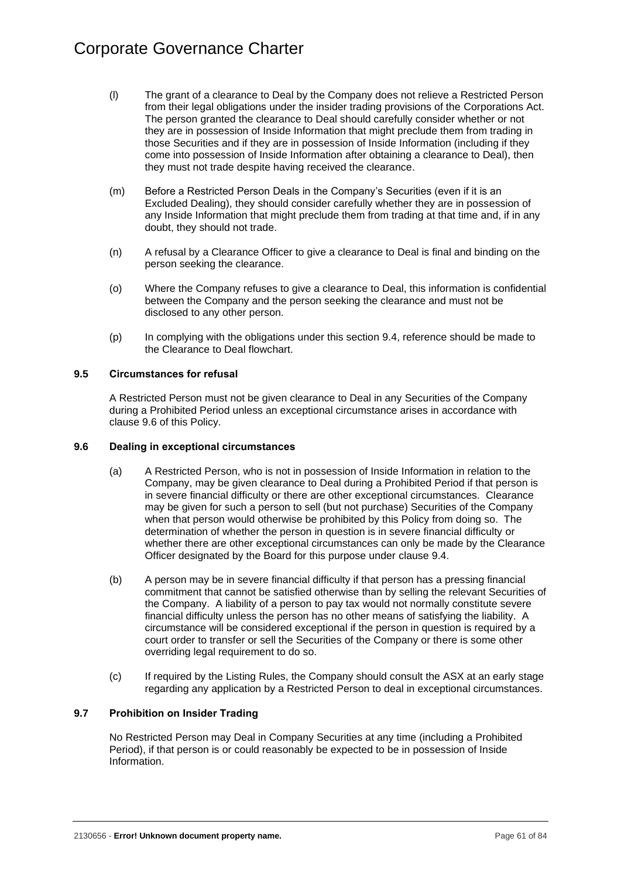(l) The grant of a clearance to Deal by the Company does not relieve a Restricted Person from their legal obligations under the insider trading provisions of the Corporations Act. The person granted the clearance to Deal should carefully consider whether or not they are in possession of Inside Information that might preclude them from trading in those Securities and if they are in possession of Inside Information (including if they come into possession of Inside Information after obtaining a clearance to Deal), then they must not trade despite having received the clearance.

(m) Before a Restricted Person Deals in the Company's Securities (even if it is an Excluded Dealing), they should consider carefully whether they are in possession of any Inside Information that might preclude them from trading at that time and, if in any doubt, they should not trade.

(n) A refusal by a Clearance Officer to give a clearance to Deal is final and binding on the person seeking the clearance.

(o) Where the Company refuses to give a clearance to Deal, this information is confidential between the Company and the person seeking the clearance and must not be disclosed to any other person.

(p) In complying with the obligations under this section 9.4, reference should be made to the Clearance to Deal flowchart.

### 9.5 Circumstances for refusal

A Restricted Person must not be given clearance to Deal in any Securities of the Company during a Prohibited Period unless an exceptional circumstance arises in accordance with clause 9.6 of this Policy.

### 9.6 Dealing in exceptional circumstances

(a) A Restricted Person, who is not in possession of Inside Information in relation to the Company, may be given clearance to Deal during a Prohibited Period if that person is in severe financial difficulty or there are other exceptional circumstances. Clearance may be given for such a person to sell (but not purchase) Securities of the Company when that person would otherwise be prohibited by this Policy from doing so. The determination of whether the person in question is in severe financial difficulty or whether there are other exceptional circumstances can only be made by the Clearance Officer designated by the Board for this purpose under clause 9.4.

(b) A person may be in severe financial difficulty if that person has a pressing financial commitment that cannot be satisfied otherwise than by selling the relevant Securities of the Company. A liability of a person to pay tax would not normally constitute severe financial difficulty unless the person has no other means of satisfying the liability. A circumstance will be considered exceptional if the person in question is required by a court order to transfer or sell the Securities of the Company or there is some other overriding legal requirement to do so.

(c) If required by the Listing Rules, the Company should consult the ASX at an early stage regarding any application by a Restricted Person to deal in exceptional circumstances.

### 9.7 Prohibition on Insider Trading

No Restricted Person may Deal in Company Securities at any time (including a Prohibited Period), if that person is or could reasonably be expected to be in possession of Inside Information.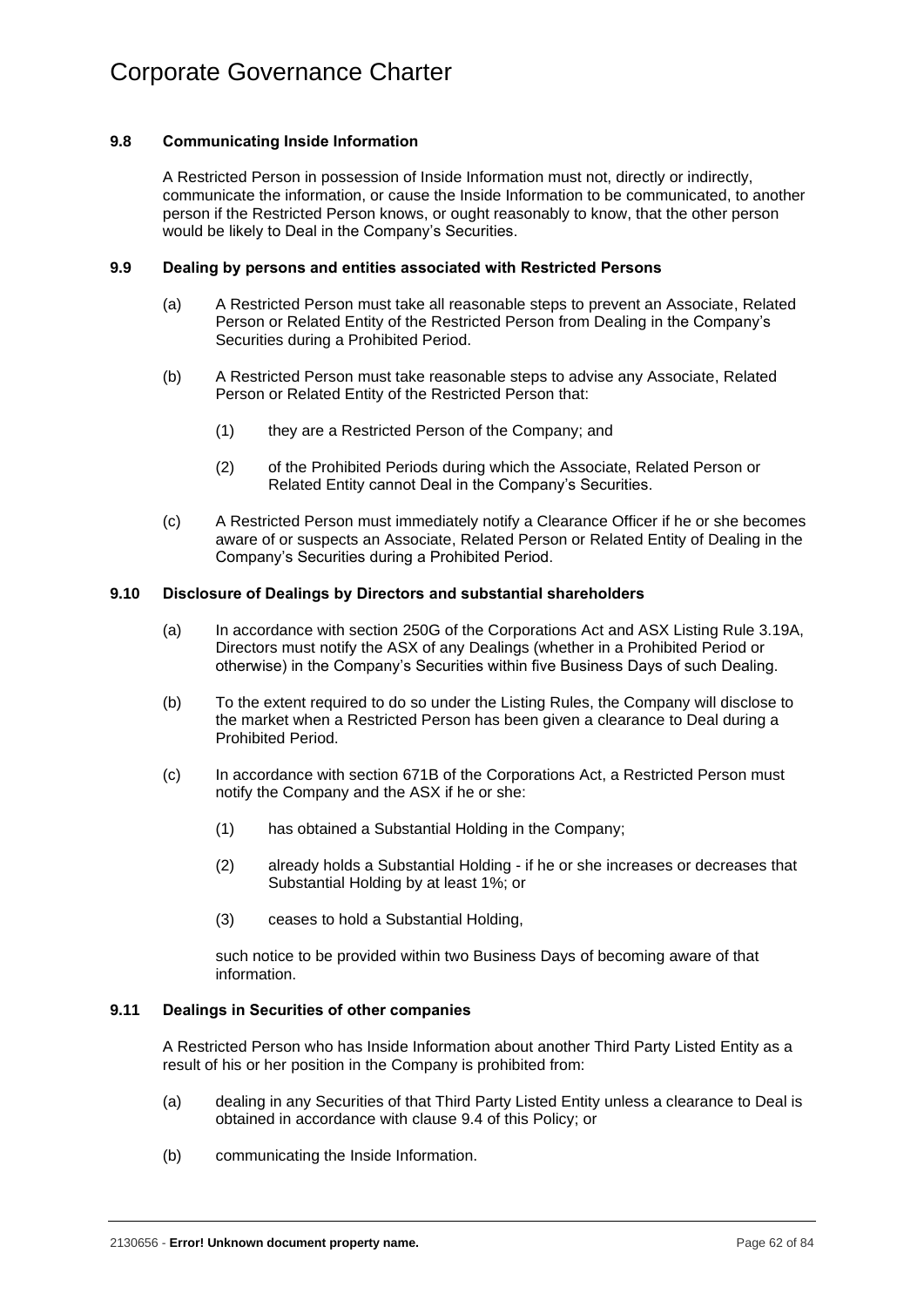### 9.8 Communicating Inside Information

A Restricted Person in possession of Inside Information must not, directly or indirectly, communicate the information, or cause the Inside Information to be communicated, to another person if the Restricted Person knows, or ought reasonably to know, that the other person would be likely to Deal in the Company's Securities.

### 9.9 Dealing by persons and entities associated with Restricted Persons

(a) A Restricted Person must take all reasonable steps to prevent an Associate, Related Person or Related Entity of the Restricted Person from Dealing in the Company's Securities during a Prohibited Period.

(b) A Restricted Person must take reasonable steps to advise any Associate, Related Person or Related Entity of the Restricted Person that:

(1) they are a Restricted Person of the Company; and

(2) of the Prohibited Periods during which the Associate, Related Person or Related Entity cannot Deal in the Company's Securities.

(c) A Restricted Person must immediately notify a Clearance Officer if he or she becomes aware of or suspects an Associate, Related Person or Related Entity of Dealing in the Company's Securities during a Prohibited Period.

### 9.10 Disclosure of Dealings by Directors and substantial shareholders

(a) In accordance with section 250G of the Corporations Act and ASX Listing Rule 3.19A, Directors must notify the ASX of any Dealings (whether in a Prohibited Period or otherwise) in the Company's Securities within five Business Days of such Dealing.

(b) To the extent required to do so under the Listing Rules, the Company will disclose to the market when a Restricted Person has been given a clearance to Deal during a Prohibited Period.

(c) In accordance with section 671B of the Corporations Act, a Restricted Person must notify the Company and the ASX if he or she:

(1) has obtained a Substantial Holding in the Company;

(2) already holds a Substantial Holding - if he or she increases or decreases that Substantial Holding by at least 1%; or

(3) ceases to hold a Substantial Holding,

such notice to be provided within two Business Days of becoming aware of that information.

### 9.11 Dealings in Securities of other companies

A Restricted Person who has Inside Information about another Third Party Listed Entity as a result of his or her position in the Company is prohibited from:

(a) dealing in any Securities of that Third Party Listed Entity unless a clearance to Deal is obtained in accordance with clause 9.4 of this Policy; or

(b) communicating the Inside Information.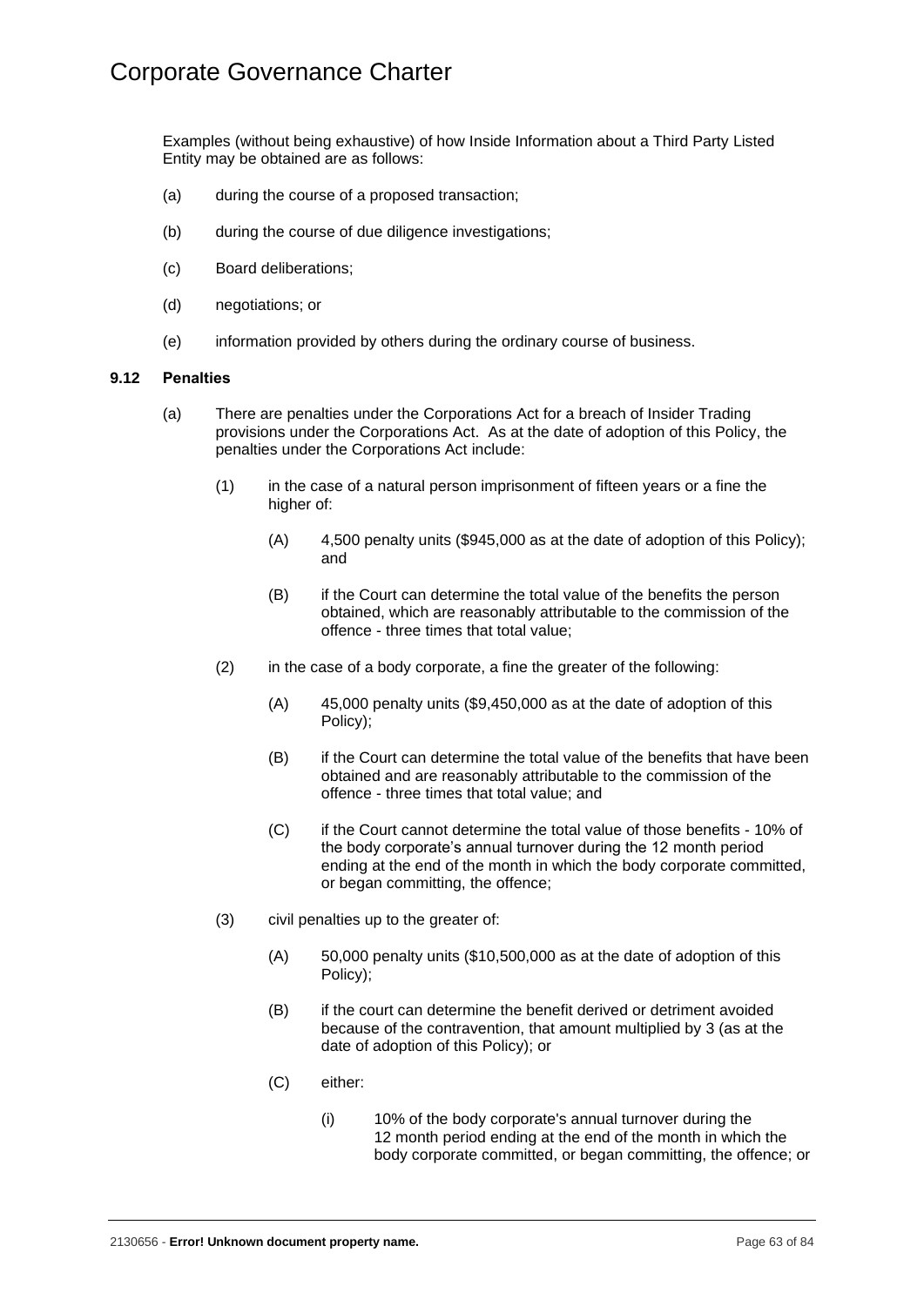Examples (without being exhaustive) of how Inside Information about a Third Party Listed Entity may be obtained are as follows:

(a) during the course of a proposed transaction;

(b) during the course of due diligence investigations;

(c) Board deliberations;

(d) negotiations; or

(e) information provided by others during the ordinary course of business.

### 9.12 Penalties

(a) There are penalties under the Corporations Act for a breach of Insider Trading provisions under the Corporations Act. As at the date of adoption of this Policy, the penalties under the Corporations Act include:

(1) in the case of a natural person imprisonment of fifteen years or a fine the higher of:

(A) 4,500 penalty units ($945,000 as at the date of adoption of this Policy); and

(B) if the Court can determine the total value of the benefits the person obtained, which are reasonably attributable to the commission of the offence - three times that total value;

(2) in the case of a body corporate, a fine the greater of the following:

(A) 45,000 penalty units ($9,450,000 as at the date of adoption of this Policy);

(B) if the Court can determine the total value of the benefits that have been obtained and are reasonably attributable to the commission of the offence - three times that total value; and

(C) if the Court cannot determine the total value of those benefits - 10% of the body corporate's annual turnover during the 12 month period ending at the end of the month in which the body corporate committed, or began committing, the offence;

(3) civil penalties up to the greater of:

(A) 50,000 penalty units ($10,500,000 as at the date of adoption of this Policy);

(B) if the court can determine the benefit derived or detriment avoided because of the contravention, that amount multiplied by 3 (as at the date of adoption of this Policy); or

(C) either:

(i) 10% of the body corporate's annual turnover during the 12 month period ending at the end of the month in which the body corporate committed, or began committing, the offence; or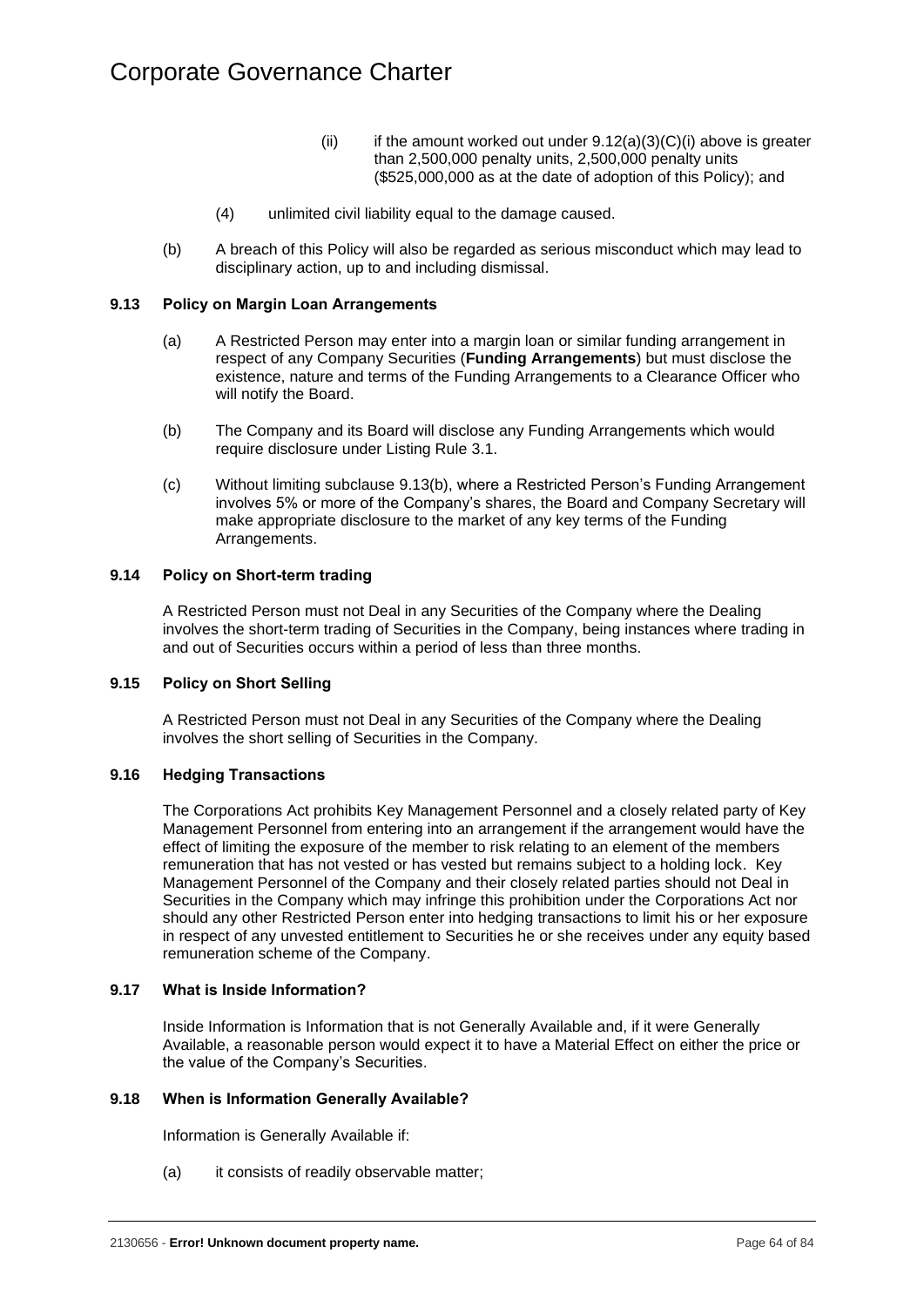(ii) if the amount worked out under 9.12(a)(3)(C)(i) above is greater than 2,500,000 penalty units, 2,500,000 penalty units ($525,000,000 as at the date of adoption of this Policy); and

(4) unlimited civil liability equal to the damage caused.

(b) A breach of this Policy will also be regarded as serious misconduct which may lead to disciplinary action, up to and including dismissal.

### 9.13 Policy on Margin Loan Arrangements

(a) A Restricted Person may enter into a margin loan or similar funding arrangement in respect of any Company Securities (**Funding Arrangements**) but must disclose the existence, nature and terms of the Funding Arrangements to a Clearance Officer who will notify the Board.

(b) The Company and its Board will disclose any Funding Arrangements which would require disclosure under Listing Rule 3.1.

(c) Without limiting subclause 9.13(b), where a Restricted Person's Funding Arrangement involves 5% or more of the Company's shares, the Board and Company Secretary will make appropriate disclosure to the market of any key terms of the Funding Arrangements.

### 9.14 Policy on Short-term trading

A Restricted Person must not Deal in any Securities of the Company where the Dealing involves the short-term trading of Securities in the Company, being instances where trading in and out of Securities occurs within a period of less than three months.

### 9.15 Policy on Short Selling

A Restricted Person must not Deal in any Securities of the Company where the Dealing involves the short selling of Securities in the Company.

### 9.16 Hedging Transactions

The Corporations Act prohibits Key Management Personnel and a closely related party of Key Management Personnel from entering into an arrangement if the arrangement would have the effect of limiting the exposure of the member to risk relating to an element of the members remuneration that has not vested or has vested but remains subject to a holding lock. Key Management Personnel of the Company and their closely related parties should not Deal in Securities in the Company which may infringe this prohibition under the Corporations Act nor should any other Restricted Person enter into hedging transactions to limit his or her exposure in respect of any unvested entitlement to Securities he or she receives under any equity based remuneration scheme of the Company.

### 9.17 What is Inside Information?

Inside Information is Information that is not Generally Available and, if it were Generally Available, a reasonable person would expect it to have a Material Effect on either the price or the value of the Company's Securities.

### 9.18 When is Information Generally Available?

Information is Generally Available if:

(a) it consists of readily observable matter;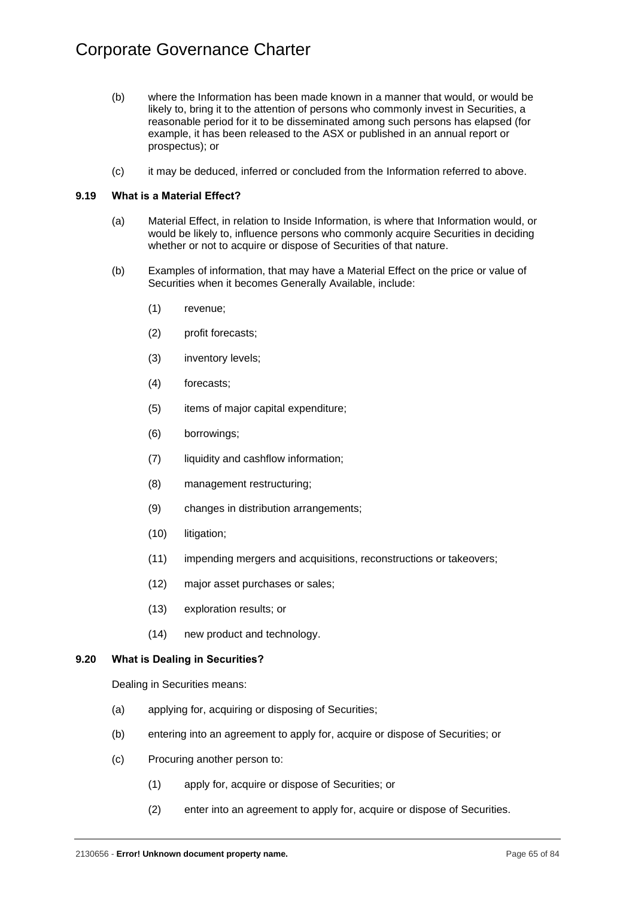(b) where the Information has been made known in a manner that would, or would be likely to, bring it to the attention of persons who commonly invest in Securities, a reasonable period for it to be disseminated among such persons has elapsed (for example, it has been released to the ASX or published in an annual report or prospectus); or

(c) it may be deduced, inferred or concluded from the Information referred to above.

### 9.19 What is a Material Effect?

(a) Material Effect, in relation to Inside Information, is where that Information would, or would be likely to, influence persons who commonly acquire Securities in deciding whether or not to acquire or dispose of Securities of that nature.

(b) Examples of information, that may have a Material Effect on the price or value of Securities when it becomes Generally Available, include:

(1) revenue;

(2) profit forecasts;

(3) inventory levels;

(4) forecasts;

(5) items of major capital expenditure;

(6) borrowings;

(7) liquidity and cashflow information;

(8) management restructuring;

(9) changes in distribution arrangements;

(10) litigation;

(11) impending mergers and acquisitions, reconstructions or takeovers;

(12) major asset purchases or sales;

(13) exploration results; or

(14) new product and technology.

### 9.20 What is Dealing in Securities?

Dealing in Securities means:

(a) applying for, acquiring or disposing of Securities;

(b) entering into an agreement to apply for, acquire or dispose of Securities; or

(c) Procuring another person to:

(1) apply for, acquire or dispose of Securities; or

(2) enter into an agreement to apply for, acquire or dispose of Securities.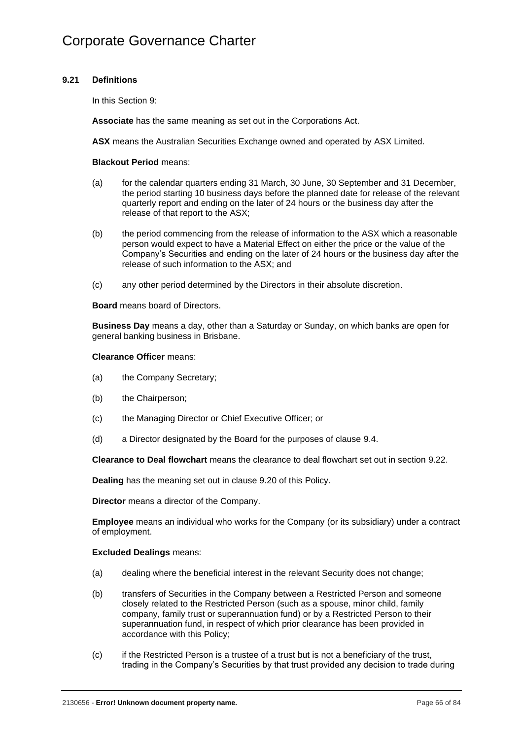### 9.21 Definitions

In this Section 9:

**Associate** has the same meaning as set out in the Corporations Act.

**ASX** means the Australian Securities Exchange owned and operated by ASX Limited.

**Blackout Period** means:

(a) for the calendar quarters ending 31 March, 30 June, 30 September and 31 December, the period starting 10 business days before the planned date for release of the relevant quarterly report and ending on the later of 24 hours or the business day after the release of that report to the ASX;

(b) the period commencing from the release of information to the ASX which a reasonable person would expect to have a Material Effect on either the price or the value of the Company's Securities and ending on the later of 24 hours or the business day after the release of such information to the ASX; and

(c) any other period determined by the Directors in their absolute discretion.

**Board** means board of Directors.

**Business Day** means a day, other than a Saturday or Sunday, on which banks are open for general banking business in Brisbane.

**Clearance Officer** means:

(a) the Company Secretary;

(b) the Chairperson;

(c) the Managing Director or Chief Executive Officer; or

(d) a Director designated by the Board for the purposes of clause 9.4.

**Clearance to Deal flowchart** means the clearance to deal flowchart set out in section 9.22.

**Dealing** has the meaning set out in clause 9.20 of this Policy.

**Director** means a director of the Company.

**Employee** means an individual who works for the Company (or its subsidiary) under a contract of employment.

**Excluded Dealings** means:

(a) dealing where the beneficial interest in the relevant Security does not change;

(b) transfers of Securities in the Company between a Restricted Person and someone closely related to the Restricted Person (such as a spouse, minor child, family company, family trust or superannuation fund) or by a Restricted Person to their superannuation fund, in respect of which prior clearance has been provided in accordance with this Policy;

(c) if the Restricted Person is a trustee of a trust but is not a beneficiary of the trust, trading in the Company's Securities by that trust provided any decision to trade during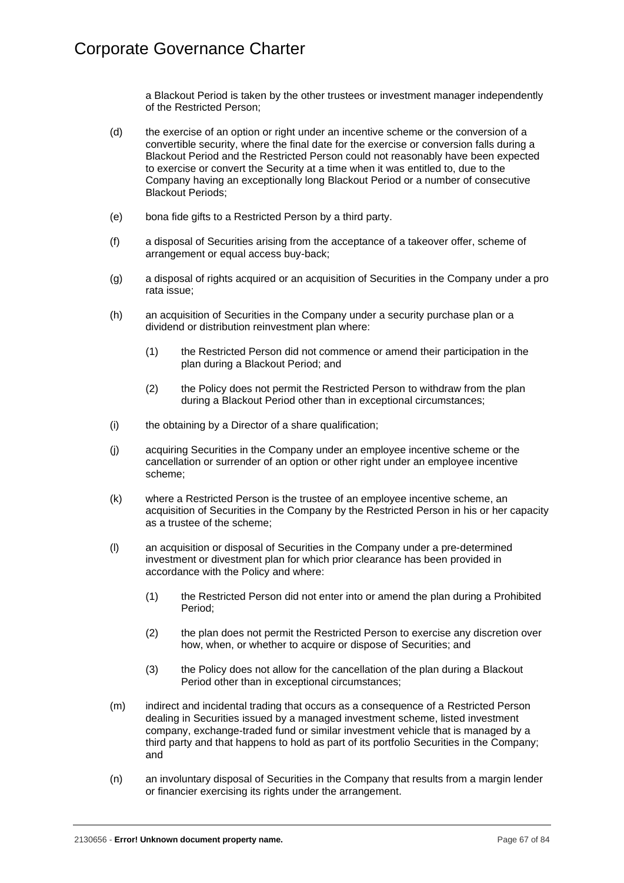a Blackout Period is taken by the other trustees or investment manager independently of the Restricted Person;

(d) the exercise of an option or right under an incentive scheme or the conversion of a convertible security, where the final date for the exercise or conversion falls during a Blackout Period and the Restricted Person could not reasonably have been expected to exercise or convert the Security at a time when it was entitled to, due to the Company having an exceptionally long Blackout Period or a number of consecutive Blackout Periods;

(e) bona fide gifts to a Restricted Person by a third party.

(f) a disposal of Securities arising from the acceptance of a takeover offer, scheme of arrangement or equal access buy-back;

(g) a disposal of rights acquired or an acquisition of Securities in the Company under a pro rata issue;

(h) an acquisition of Securities in the Company under a security purchase plan or a dividend or distribution reinvestment plan where:

   (1) the Restricted Person did not commence or amend their participation in the plan during a Blackout Period; and

   (2) the Policy does not permit the Restricted Person to withdraw from the plan during a Blackout Period other than in exceptional circumstances;

(i) the obtaining by a Director of a share qualification;

(j) acquiring Securities in the Company under an employee incentive scheme or the cancellation or surrender of an option or other right under an employee incentive scheme;

(k) where a Restricted Person is the trustee of an employee incentive scheme, an acquisition of Securities in the Company by the Restricted Person in his or her capacity as a trustee of the scheme;

(l) an acquisition or disposal of Securities in the Company under a pre-determined investment or divestment plan for which prior clearance has been provided in accordance with the Policy and where:

   (1) the Restricted Person did not enter into or amend the plan during a Prohibited Period;

   (2) the plan does not permit the Restricted Person to exercise any discretion over how, when, or whether to acquire or dispose of Securities; and

   (3) the Policy does not allow for the cancellation of the plan during a Blackout Period other than in exceptional circumstances;

(m) indirect and incidental trading that occurs as a consequence of a Restricted Person dealing in Securities issued by a managed investment scheme, listed investment company, exchange-traded fund or similar investment vehicle that is managed by a third party and that happens to hold as part of its portfolio Securities in the Company; and

(n) an involuntary disposal of Securities in the Company that results from a margin lender or financier exercising its rights under the arrangement.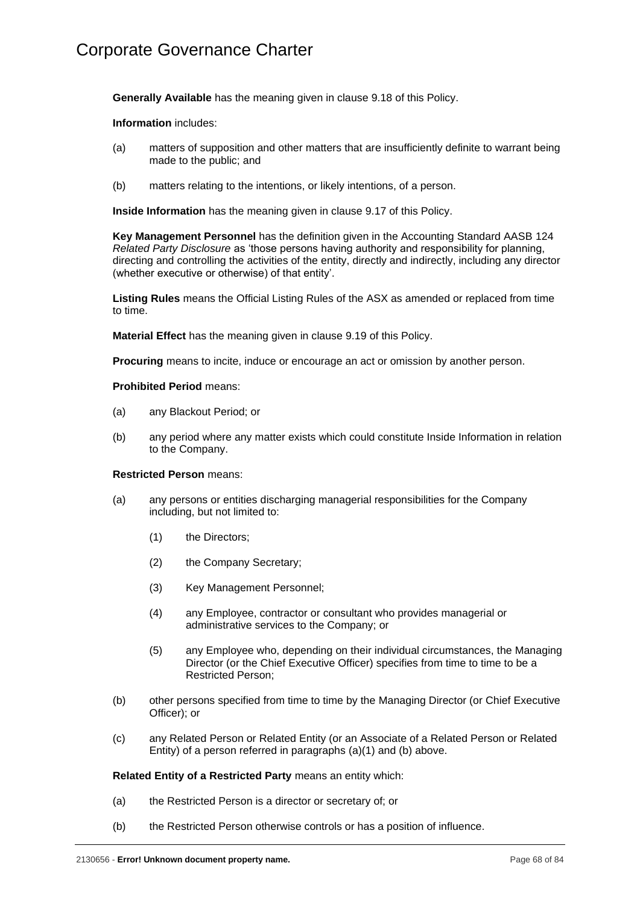**Generally Available** has the meaning given in clause 9.18 of this Policy.

**Information** includes:

(a) matters of supposition and other matters that are insufficiently definite to warrant being made to the public; and

(b) matters relating to the intentions, or likely intentions, of a person.

**Inside Information** has the meaning given in clause 9.17 of this Policy.

**Key Management Personnel** has the definition given in the Accounting Standard AASB 124 *Related Party Disclosure* as 'those persons having authority and responsibility for planning, directing and controlling the activities of the entity, directly and indirectly, including any director (whether executive or otherwise) of that entity'.

**Listing Rules** means the Official Listing Rules of the ASX as amended or replaced from time to time.

**Material Effect** has the meaning given in clause 9.19 of this Policy.

**Procuring** means to incite, induce or encourage an act or omission by another person.

**Prohibited Period** means:

(a) any Blackout Period; or

(b) any period where any matter exists which could constitute Inside Information in relation to the Company.

**Restricted Person** means:

(a) any persons or entities discharging managerial responsibilities for the Company including, but not limited to:

  (1) the Directors;

  (2) the Company Secretary;

  (3) Key Management Personnel;

  (4) any Employee, contractor or consultant who provides managerial or administrative services to the Company; or

  (5) any Employee who, depending on their individual circumstances, the Managing Director (or the Chief Executive Officer) specifies from time to time to be a Restricted Person;

(b) other persons specified from time to time by the Managing Director (or Chief Executive Officer); or

(c) any Related Person or Related Entity (or an Associate of a Related Person or Related Entity) of a person referred in paragraphs (a)(1) and (b) above.

**Related Entity of a Restricted Party** means an entity which:

(a) the Restricted Person is a director or secretary of; or

(b) the Restricted Person otherwise controls or has a position of influence.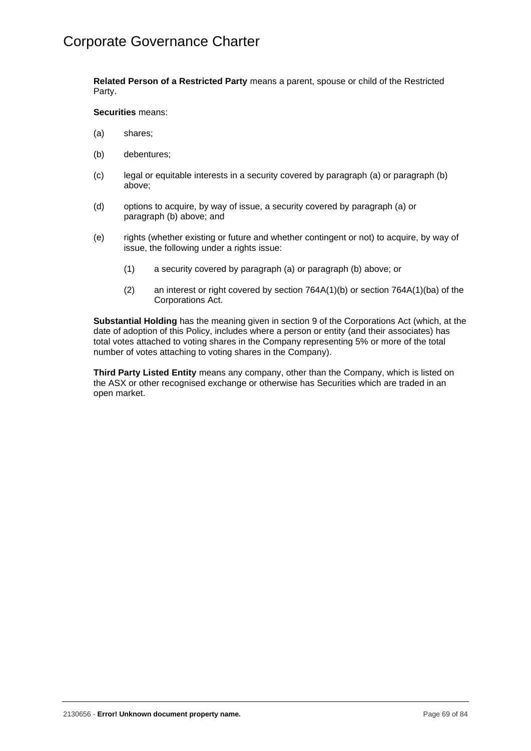**Related Person of a Restricted Party** means a parent, spouse or child of the Restricted Party.

**Securities** means:

(a) shares;

(b) debentures;

(c) legal or equitable interests in a security covered by paragraph (a) or paragraph (b) above;

(d) options to acquire, by way of issue, a security covered by paragraph (a) or paragraph (b) above; and

(e) rights (whether existing or future and whether contingent or not) to acquire, by way of issue, the following under a rights issue:

  (1) a security covered by paragraph (a) or paragraph (b) above; or

  (2) an interest or right covered by section 764A(1)(b) or section 764A(1)(ba) of the Corporations Act.

**Substantial Holding** has the meaning given in section 9 of the Corporations Act (which, at the date of adoption of this Policy, includes where a person or entity (and their associates) has total votes attached to voting shares in the Company representing 5% or more of the total number of votes attaching to voting shares in the Company).

**Third Party Listed Entity** means any company, other than the Company, which is listed on the ASX or other recognised exchange or otherwise has Securities which are traded in an open market.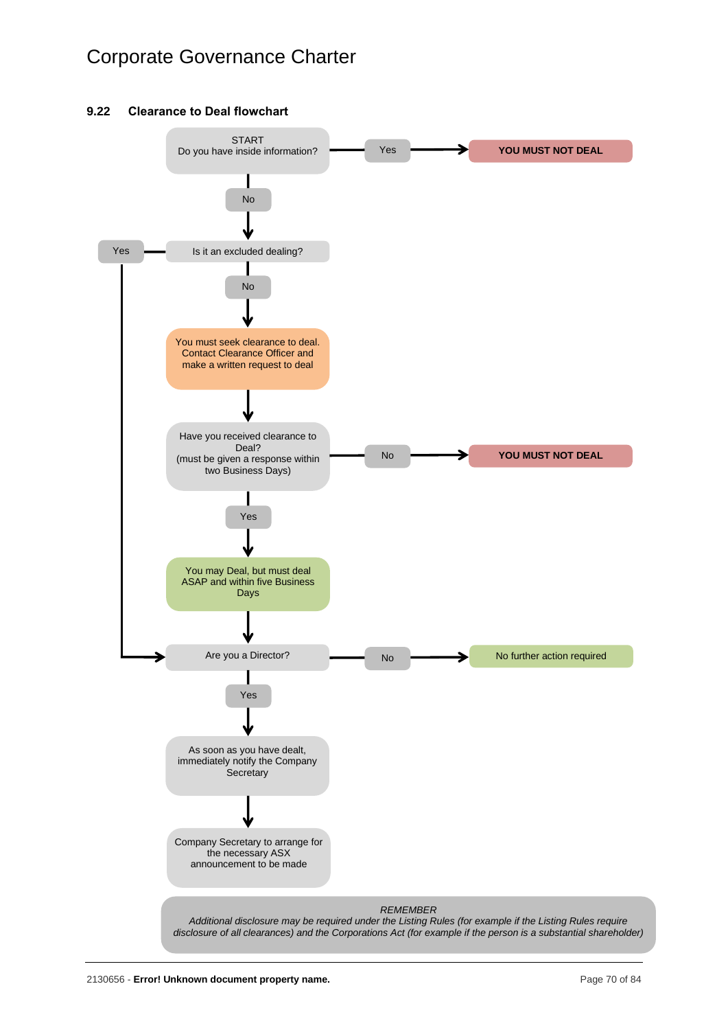### 9.22 Clearance to Deal flowchart

START
Do you have inside information?

- Yes → **YOU MUST NOT DEAL**
- No ↓

Is it an excluded dealing?

- Yes → Are you a Director?
- No ↓

You must seek clearance to deal. Contact Clearance Officer and make a written request to deal

↓

Have you received clearance to Deal?
(must be given a response within two Business Days)

- No → **YOU MUST NOT DEAL**
- Yes ↓

You may Deal, but must deal ASAP and within five Business Days

↓

Are you a Director?

- No → No further action required
- Yes ↓

As soon as you have dealt, immediately notify the Company Secretary

↓

Company Secretary to arrange for the necessary ASX announcement to be made

*REMEMBER*
*Additional disclosure may be required under the Listing Rules (for example if the Listing Rules require disclosure of all clearances) and the Corporations Act (for example if the person is a substantial shareholder)*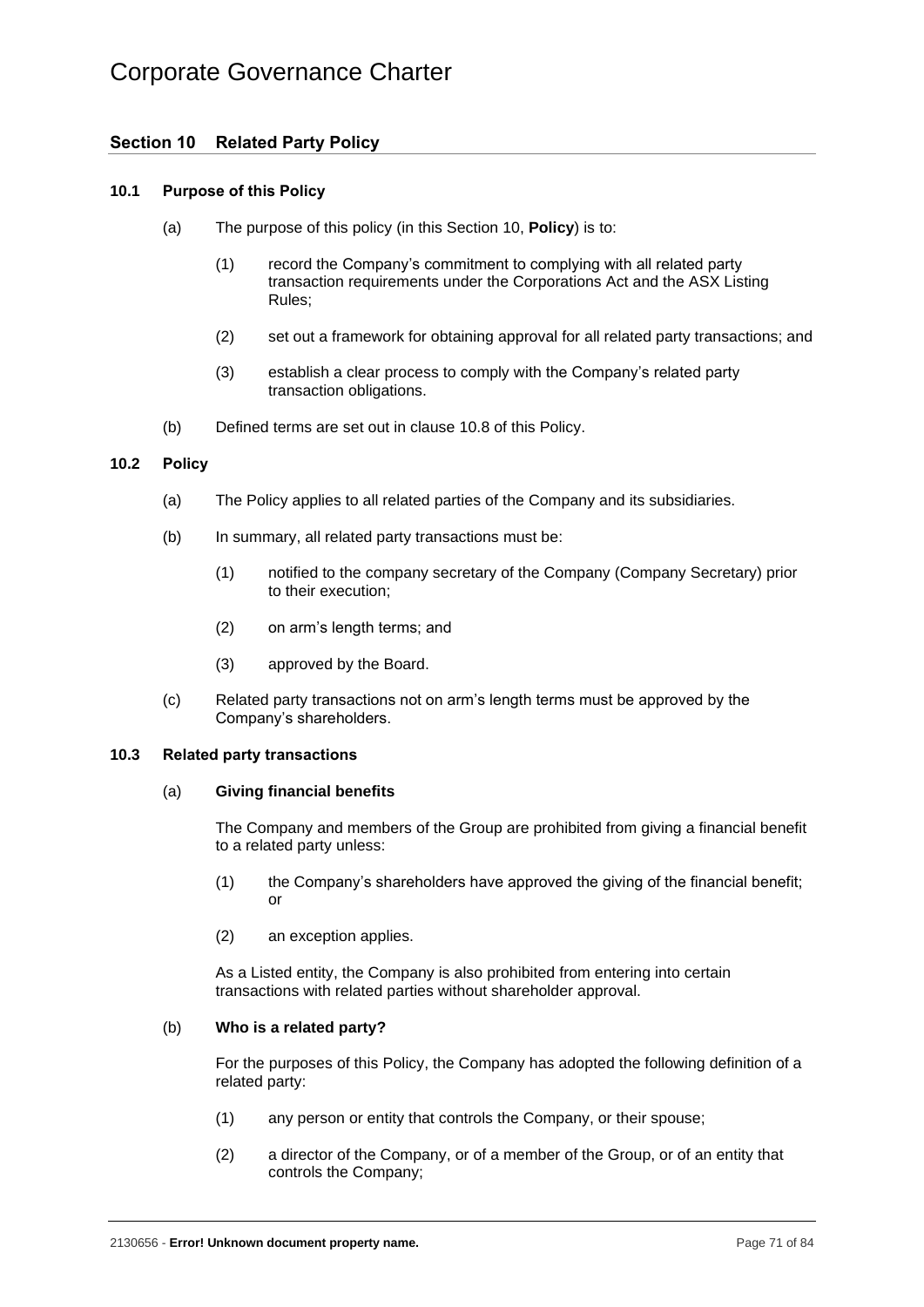## Section 10 Related Party Policy

### 10.1 Purpose of this Policy

(a) The purpose of this policy (in this Section 10, **Policy**) is to:

(1) record the Company's commitment to complying with all related party transaction requirements under the Corporations Act and the ASX Listing Rules;

(2) set out a framework for obtaining approval for all related party transactions; and

(3) establish a clear process to comply with the Company's related party transaction obligations.

(b) Defined terms are set out in clause 10.8 of this Policy.

### 10.2 Policy

(a) The Policy applies to all related parties of the Company and its subsidiaries.

(b) In summary, all related party transactions must be:

(1) notified to the company secretary of the Company (Company Secretary) prior to their execution;

(2) on arm's length terms; and

(3) approved by the Board.

(c) Related party transactions not on arm's length terms must be approved by the Company's shareholders.

### 10.3 Related party transactions

(a) **Giving financial benefits**

The Company and members of the Group are prohibited from giving a financial benefit to a related party unless:

(1) the Company's shareholders have approved the giving of the financial benefit; or

(2) an exception applies.

As a Listed entity, the Company is also prohibited from entering into certain transactions with related parties without shareholder approval.

(b) **Who is a related party?**

For the purposes of this Policy, the Company has adopted the following definition of a related party:

(1) any person or entity that controls the Company, or their spouse;

(2) a director of the Company, or of a member of the Group, or of an entity that controls the Company;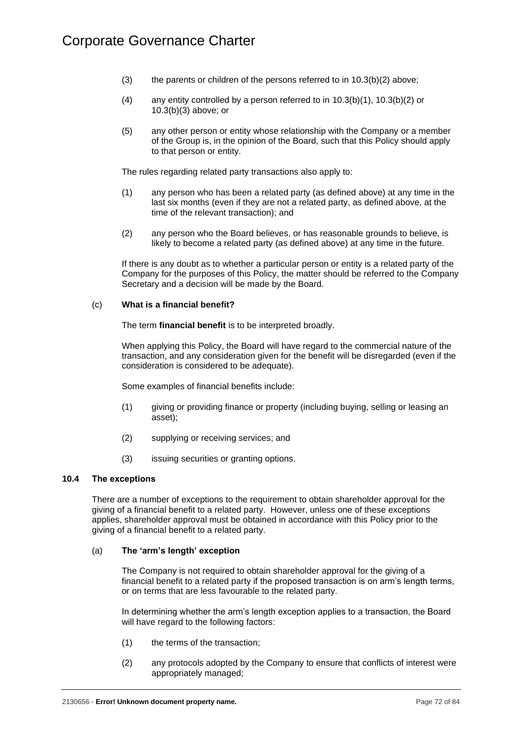(3) the parents or children of the persons referred to in 10.3(b)(2) above;

(4) any entity controlled by a person referred to in 10.3(b)(1), 10.3(b)(2) or 10.3(b)(3) above; or

(5) any other person or entity whose relationship with the Company or a member of the Group is, in the opinion of the Board, such that this Policy should apply to that person or entity.

The rules regarding related party transactions also apply to:

(1) any person who has been a related party (as defined above) at any time in the last six months (even if they are not a related party, as defined above, at the time of the relevant transaction); and

(2) any person who the Board believes, or has reasonable grounds to believe, is likely to become a related party (as defined above) at any time in the future.

If there is any doubt as to whether a particular person or entity is a related party of the Company for the purposes of this Policy, the matter should be referred to the Company Secretary and a decision will be made by the Board.

(c) **What is a financial benefit?**

The term **financial benefit** is to be interpreted broadly.

When applying this Policy, the Board will have regard to the commercial nature of the transaction, and any consideration given for the benefit will be disregarded (even if the consideration is considered to be adequate).

Some examples of financial benefits include:

(1) giving or providing finance or property (including buying, selling or leasing an asset);

(2) supplying or receiving services; and

(3) issuing securities or granting options.

### 10.4 The exceptions

There are a number of exceptions to the requirement to obtain shareholder approval for the giving of a financial benefit to a related party. However, unless one of these exceptions applies, shareholder approval must be obtained in accordance with this Policy prior to the giving of a financial benefit to a related party.

(a) **The 'arm's length' exception**

The Company is not required to obtain shareholder approval for the giving of a financial benefit to a related party if the proposed transaction is on arm's length terms, or on terms that are less favourable to the related party.

In determining whether the arm's length exception applies to a transaction, the Board will have regard to the following factors:

(1) the terms of the transaction;

(2) any protocols adopted by the Company to ensure that conflicts of interest were appropriately managed;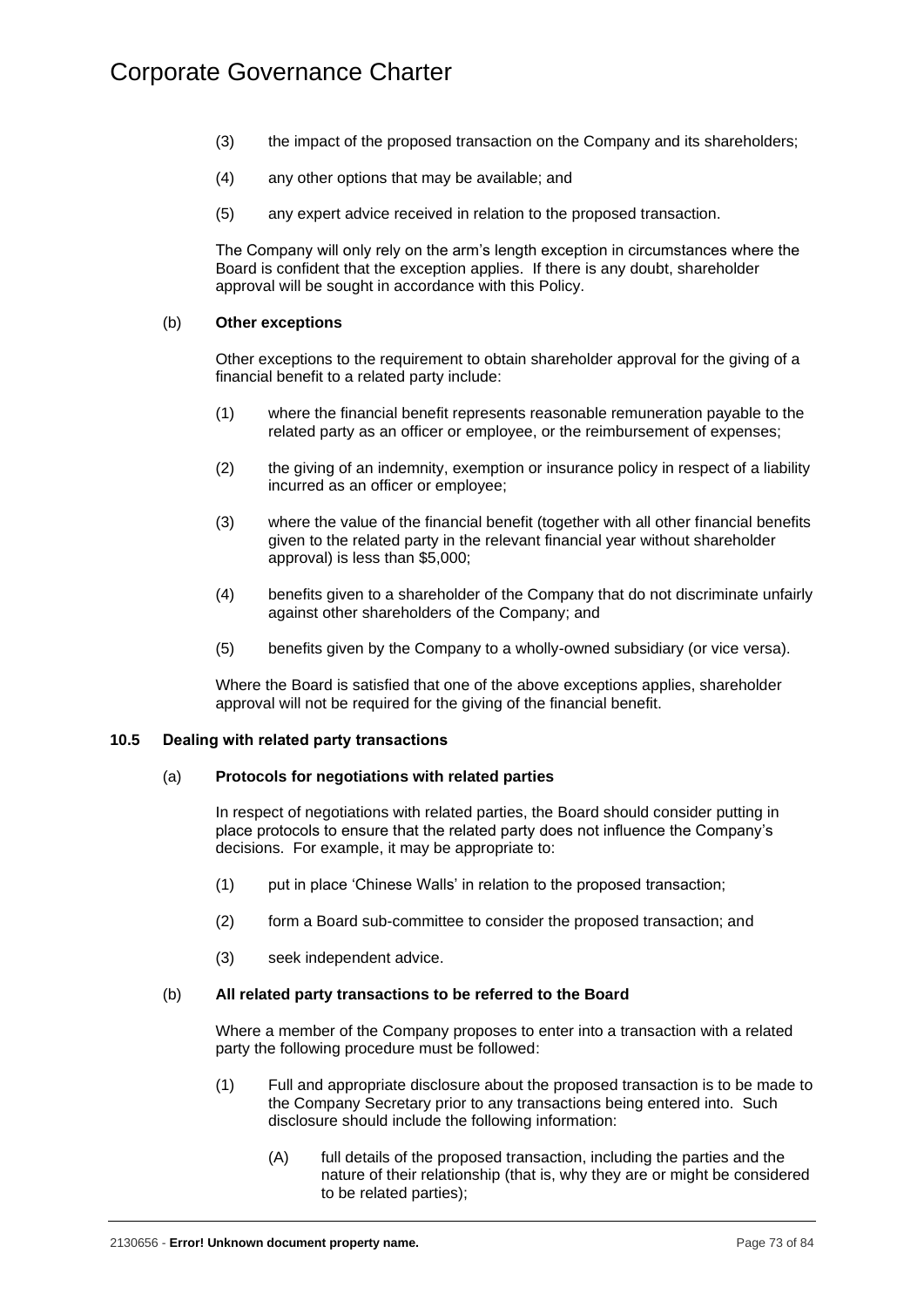(3) the impact of the proposed transaction on the Company and its shareholders;

(4) any other options that may be available; and

(5) any expert advice received in relation to the proposed transaction.

The Company will only rely on the arm's length exception in circumstances where the Board is confident that the exception applies. If there is any doubt, shareholder approval will be sought in accordance with this Policy.

(b) **Other exceptions**

Other exceptions to the requirement to obtain shareholder approval for the giving of a financial benefit to a related party include:

(1) where the financial benefit represents reasonable remuneration payable to the related party as an officer or employee, or the reimbursement of expenses;

(2) the giving of an indemnity, exemption or insurance policy in respect of a liability incurred as an officer or employee;

(3) where the value of the financial benefit (together with all other financial benefits given to the related party in the relevant financial year without shareholder approval) is less than $5,000;

(4) benefits given to a shareholder of the Company that do not discriminate unfairly against other shareholders of the Company; and

(5) benefits given by the Company to a wholly-owned subsidiary (or vice versa).

Where the Board is satisfied that one of the above exceptions applies, shareholder approval will not be required for the giving of the financial benefit.

### 10.5 Dealing with related party transactions

(a) **Protocols for negotiations with related parties**

In respect of negotiations with related parties, the Board should consider putting in place protocols to ensure that the related party does not influence the Company's decisions. For example, it may be appropriate to:

(1) put in place 'Chinese Walls' in relation to the proposed transaction;

(2) form a Board sub-committee to consider the proposed transaction; and

(3) seek independent advice.

(b) **All related party transactions to be referred to the Board**

Where a member of the Company proposes to enter into a transaction with a related party the following procedure must be followed:

(1) Full and appropriate disclosure about the proposed transaction is to be made to the Company Secretary prior to any transactions being entered into. Such disclosure should include the following information:

(A) full details of the proposed transaction, including the parties and the nature of their relationship (that is, why they are or might be considered to be related parties);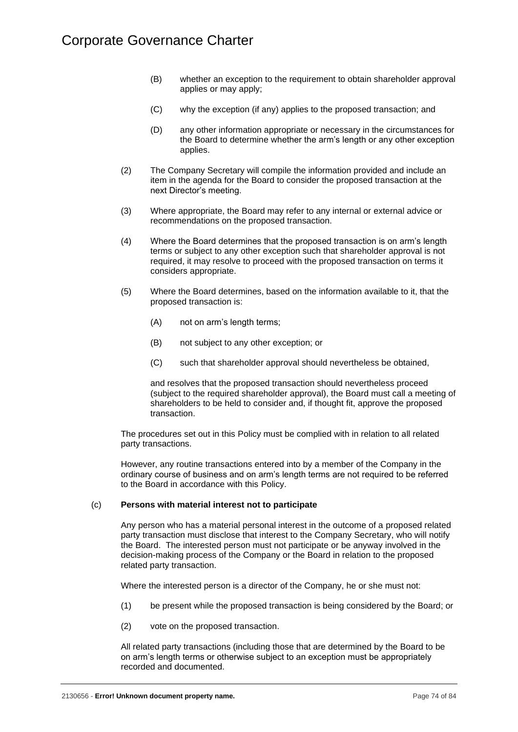(B) whether an exception to the requirement to obtain shareholder approval applies or may apply;

(C) why the exception (if any) applies to the proposed transaction; and

(D) any other information appropriate or necessary in the circumstances for the Board to determine whether the arm's length or any other exception applies.

(2) The Company Secretary will compile the information provided and include an item in the agenda for the Board to consider the proposed transaction at the next Director's meeting.

(3) Where appropriate, the Board may refer to any internal or external advice or recommendations on the proposed transaction.

(4) Where the Board determines that the proposed transaction is on arm's length terms or subject to any other exception such that shareholder approval is not required, it may resolve to proceed with the proposed transaction on terms it considers appropriate.

(5) Where the Board determines, based on the information available to it, that the proposed transaction is:

(A) not on arm's length terms;

(B) not subject to any other exception; or

(C) such that shareholder approval should nevertheless be obtained,

and resolves that the proposed transaction should nevertheless proceed (subject to the required shareholder approval), the Board must call a meeting of shareholders to be held to consider and, if thought fit, approve the proposed transaction.

The procedures set out in this Policy must be complied with in relation to all related party transactions.

However, any routine transactions entered into by a member of the Company in the ordinary course of business and on arm's length terms are not required to be referred to the Board in accordance with this Policy.

(c) **Persons with material interest not to participate**

Any person who has a material personal interest in the outcome of a proposed related party transaction must disclose that interest to the Company Secretary, who will notify the Board. The interested person must not participate or be anyway involved in the decision-making process of the Company or the Board in relation to the proposed related party transaction.

Where the interested person is a director of the Company, he or she must not:

(1) be present while the proposed transaction is being considered by the Board; or

(2) vote on the proposed transaction.

All related party transactions (including those that are determined by the Board to be on arm's length terms or otherwise subject to an exception must be appropriately recorded and documented.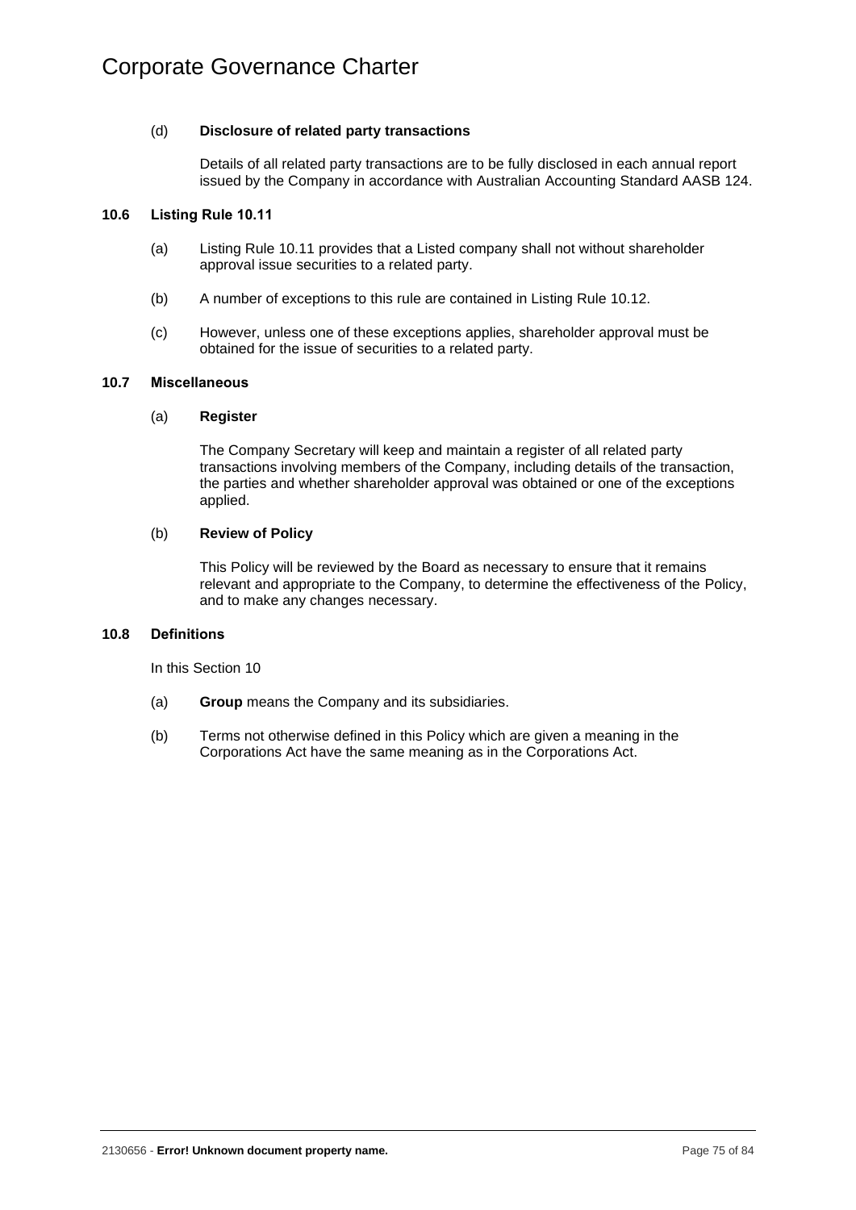(d) **Disclosure of related party transactions**

Details of all related party transactions are to be fully disclosed in each annual report issued by the Company in accordance with Australian Accounting Standard AASB 124.

### 10.6 Listing Rule 10.11

(a) Listing Rule 10.11 provides that a Listed company shall not without shareholder approval issue securities to a related party.

(b) A number of exceptions to this rule are contained in Listing Rule 10.12.

(c) However, unless one of these exceptions applies, shareholder approval must be obtained for the issue of securities to a related party.

### 10.7 Miscellaneous

(a) **Register**

The Company Secretary will keep and maintain a register of all related party transactions involving members of the Company, including details of the transaction, the parties and whether shareholder approval was obtained or one of the exceptions applied.

(b) **Review of Policy**

This Policy will be reviewed by the Board as necessary to ensure that it remains relevant and appropriate to the Company, to determine the effectiveness of the Policy, and to make any changes necessary.

### 10.8 Definitions

In this Section 10

(a) **Group** means the Company and its subsidiaries.

(b) Terms not otherwise defined in this Policy which are given a meaning in the Corporations Act have the same meaning as in the Corporations Act.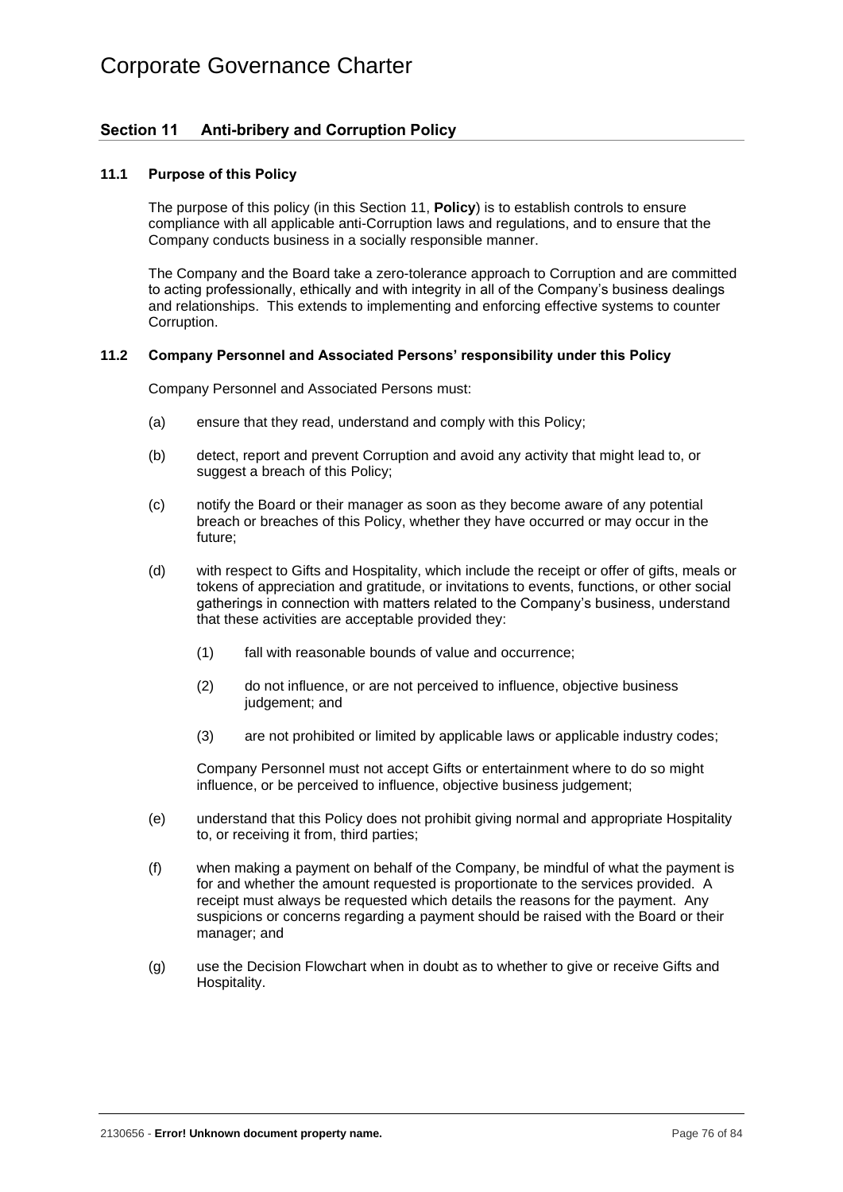## Section 11 Anti-bribery and Corruption Policy

### 11.1 Purpose of this Policy

The purpose of this policy (in this Section 11, **Policy**) is to establish controls to ensure compliance with all applicable anti-Corruption laws and regulations, and to ensure that the Company conducts business in a socially responsible manner.

The Company and the Board take a zero-tolerance approach to Corruption and are committed to acting professionally, ethically and with integrity in all of the Company's business dealings and relationships. This extends to implementing and enforcing effective systems to counter Corruption.

### 11.2 Company Personnel and Associated Persons' responsibility under this Policy

Company Personnel and Associated Persons must:

(a) ensure that they read, understand and comply with this Policy;

(b) detect, report and prevent Corruption and avoid any activity that might lead to, or suggest a breach of this Policy;

(c) notify the Board or their manager as soon as they become aware of any potential breach or breaches of this Policy, whether they have occurred or may occur in the future;

(d) with respect to Gifts and Hospitality, which include the receipt or offer of gifts, meals or tokens of appreciation and gratitude, or invitations to events, functions, or other social gatherings in connection with matters related to the Company's business, understand that these activities are acceptable provided they:

(1) fall with reasonable bounds of value and occurrence;

(2) do not influence, or are not perceived to influence, objective business judgement; and

(3) are not prohibited or limited by applicable laws or applicable industry codes;

Company Personnel must not accept Gifts or entertainment where to do so might influence, or be perceived to influence, objective business judgement;

(e) understand that this Policy does not prohibit giving normal and appropriate Hospitality to, or receiving it from, third parties;

(f) when making a payment on behalf of the Company, be mindful of what the payment is for and whether the amount requested is proportionate to the services provided. A receipt must always be requested which details the reasons for the payment. Any suspicions or concerns regarding a payment should be raised with the Board or their manager; and

(g) use the Decision Flowchart when in doubt as to whether to give or receive Gifts and Hospitality.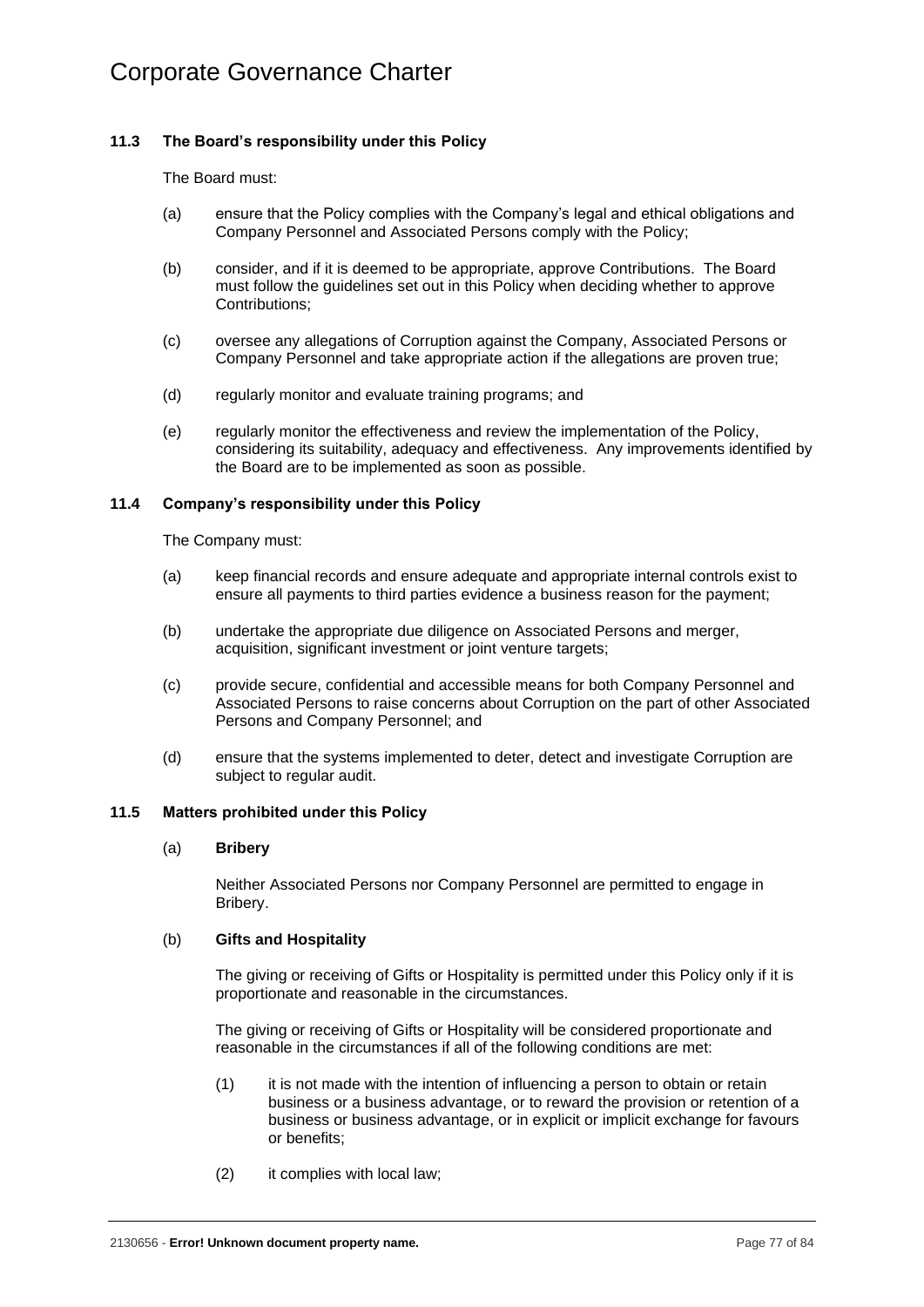### 11.3 The Board's responsibility under this Policy

The Board must:

(a) ensure that the Policy complies with the Company's legal and ethical obligations and Company Personnel and Associated Persons comply with the Policy;

(b) consider, and if it is deemed to be appropriate, approve Contributions. The Board must follow the guidelines set out in this Policy when deciding whether to approve Contributions;

(c) oversee any allegations of Corruption against the Company, Associated Persons or Company Personnel and take appropriate action if the allegations are proven true;

(d) regularly monitor and evaluate training programs; and

(e) regularly monitor the effectiveness and review the implementation of the Policy, considering its suitability, adequacy and effectiveness. Any improvements identified by the Board are to be implemented as soon as possible.

### 11.4 Company's responsibility under this Policy

The Company must:

(a) keep financial records and ensure adequate and appropriate internal controls exist to ensure all payments to third parties evidence a business reason for the payment;

(b) undertake the appropriate due diligence on Associated Persons and merger, acquisition, significant investment or joint venture targets;

(c) provide secure, confidential and accessible means for both Company Personnel and Associated Persons to raise concerns about Corruption on the part of other Associated Persons and Company Personnel; and

(d) ensure that the systems implemented to deter, detect and investigate Corruption are subject to regular audit.

### 11.5 Matters prohibited under this Policy

(a) **Bribery**

Neither Associated Persons nor Company Personnel are permitted to engage in Bribery.

(b) **Gifts and Hospitality**

The giving or receiving of Gifts or Hospitality is permitted under this Policy only if it is proportionate and reasonable in the circumstances.

The giving or receiving of Gifts or Hospitality will be considered proportionate and reasonable in the circumstances if all of the following conditions are met:

(1) it is not made with the intention of influencing a person to obtain or retain business or a business advantage, or to reward the provision or retention of a business or business advantage, or in explicit or implicit exchange for favours or benefits;

(2) it complies with local law;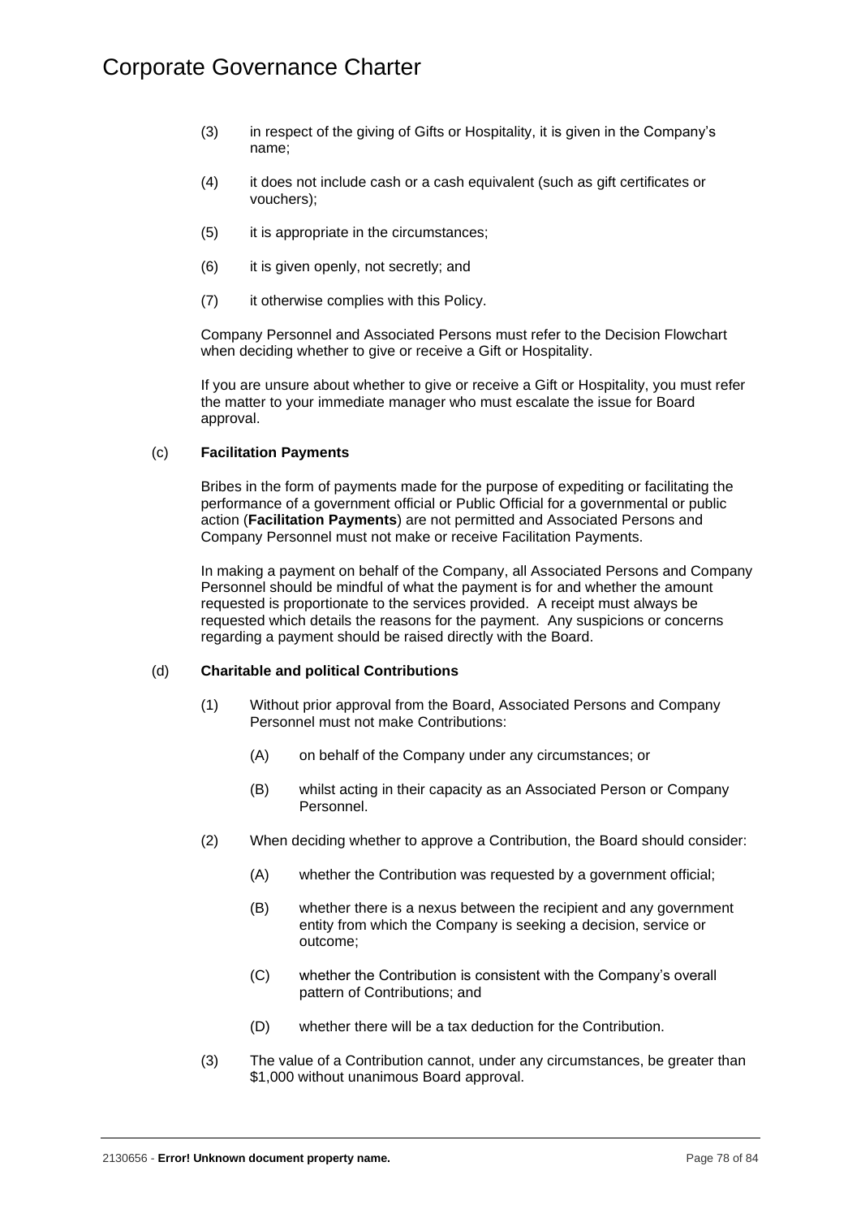(3) in respect of the giving of Gifts or Hospitality, it is given in the Company's name;

(4) it does not include cash or a cash equivalent (such as gift certificates or vouchers);

(5) it is appropriate in the circumstances;

(6) it is given openly, not secretly; and

(7) it otherwise complies with this Policy.

Company Personnel and Associated Persons must refer to the Decision Flowchart when deciding whether to give or receive a Gift or Hospitality.

If you are unsure about whether to give or receive a Gift or Hospitality, you must refer the matter to your immediate manager who must escalate the issue for Board approval.

(c) **Facilitation Payments**

Bribes in the form of payments made for the purpose of expediting or facilitating the performance of a government official or Public Official for a governmental or public action (**Facilitation Payments**) are not permitted and Associated Persons and Company Personnel must not make or receive Facilitation Payments.

In making a payment on behalf of the Company, all Associated Persons and Company Personnel should be mindful of what the payment is for and whether the amount requested is proportionate to the services provided. A receipt must always be requested which details the reasons for the payment. Any suspicions or concerns regarding a payment should be raised directly with the Board.

(d) **Charitable and political Contributions**

(1) Without prior approval from the Board, Associated Persons and Company Personnel must not make Contributions:

(A) on behalf of the Company under any circumstances; or

(B) whilst acting in their capacity as an Associated Person or Company Personnel.

(2) When deciding whether to approve a Contribution, the Board should consider:

(A) whether the Contribution was requested by a government official;

(B) whether there is a nexus between the recipient and any government entity from which the Company is seeking a decision, service or outcome;

(C) whether the Contribution is consistent with the Company's overall pattern of Contributions; and

(D) whether there will be a tax deduction for the Contribution.

(3) The value of a Contribution cannot, under any circumstances, be greater than $1,000 without unanimous Board approval.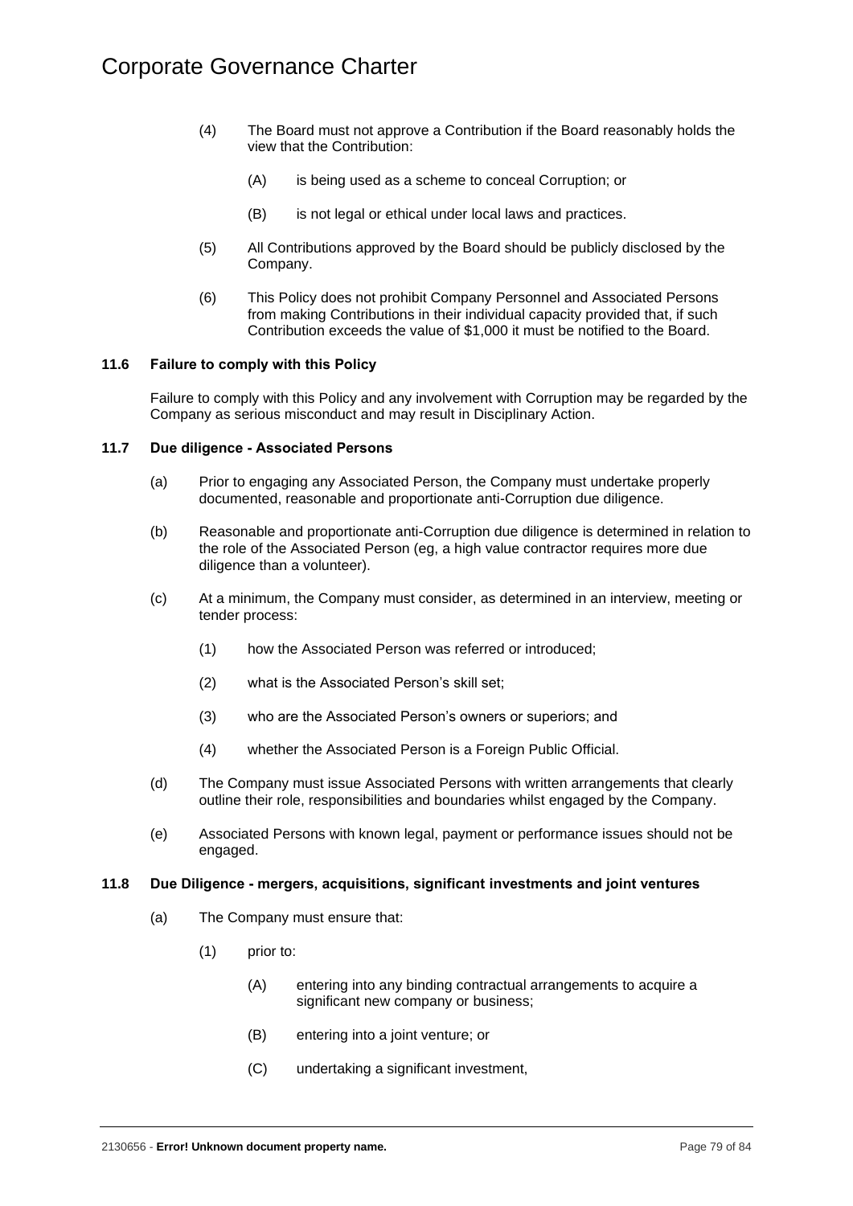(4) The Board must not approve a Contribution if the Board reasonably holds the view that the Contribution:

(A) is being used as a scheme to conceal Corruption; or

(B) is not legal or ethical under local laws and practices.

(5) All Contributions approved by the Board should be publicly disclosed by the Company.

(6) This Policy does not prohibit Company Personnel and Associated Persons from making Contributions in their individual capacity provided that, if such Contribution exceeds the value of $1,000 it must be notified to the Board.

### 11.6 Failure to comply with this Policy

Failure to comply with this Policy and any involvement with Corruption may be regarded by the Company as serious misconduct and may result in Disciplinary Action.

### 11.7 Due diligence - Associated Persons

(a) Prior to engaging any Associated Person, the Company must undertake properly documented, reasonable and proportionate anti-Corruption due diligence.

(b) Reasonable and proportionate anti-Corruption due diligence is determined in relation to the role of the Associated Person (eg, a high value contractor requires more due diligence than a volunteer).

(c) At a minimum, the Company must consider, as determined in an interview, meeting or tender process:

(1) how the Associated Person was referred or introduced;

(2) what is the Associated Person's skill set;

(3) who are the Associated Person's owners or superiors; and

(4) whether the Associated Person is a Foreign Public Official.

(d) The Company must issue Associated Persons with written arrangements that clearly outline their role, responsibilities and boundaries whilst engaged by the Company.

(e) Associated Persons with known legal, payment or performance issues should not be engaged.

### 11.8 Due Diligence - mergers, acquisitions, significant investments and joint ventures

(a) The Company must ensure that:

(1) prior to:

(A) entering into any binding contractual arrangements to acquire a significant new company or business;

(B) entering into a joint venture; or

(C) undertaking a significant investment,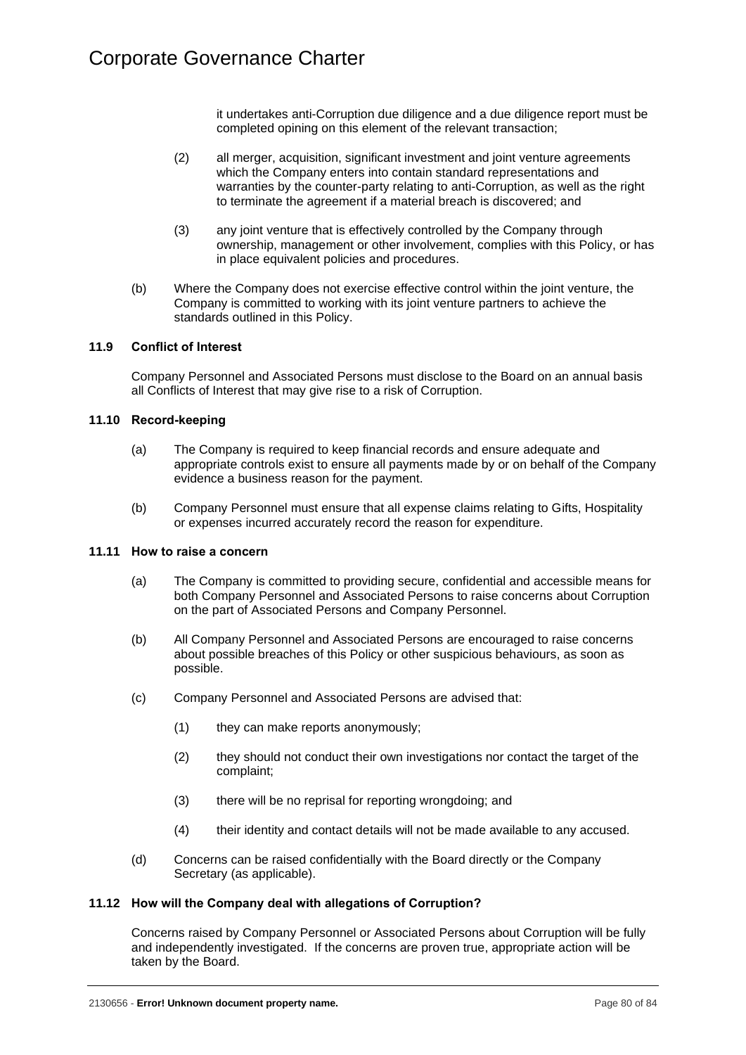it undertakes anti-Corruption due diligence and a due diligence report must be completed opining on this element of the relevant transaction;

(2) all merger, acquisition, significant investment and joint venture agreements which the Company enters into contain standard representations and warranties by the counter-party relating to anti-Corruption, as well as the right to terminate the agreement if a material breach is discovered; and

(3) any joint venture that is effectively controlled by the Company through ownership, management or other involvement, complies with this Policy, or has in place equivalent policies and procedures.

(b) Where the Company does not exercise effective control within the joint venture, the Company is committed to working with its joint venture partners to achieve the standards outlined in this Policy.

### 11.9 Conflict of Interest

Company Personnel and Associated Persons must disclose to the Board on an annual basis all Conflicts of Interest that may give rise to a risk of Corruption.

### 11.10 Record-keeping

(a) The Company is required to keep financial records and ensure adequate and appropriate controls exist to ensure all payments made by or on behalf of the Company evidence a business reason for the payment.

(b) Company Personnel must ensure that all expense claims relating to Gifts, Hospitality or expenses incurred accurately record the reason for expenditure.

### 11.11 How to raise a concern

(a) The Company is committed to providing secure, confidential and accessible means for both Company Personnel and Associated Persons to raise concerns about Corruption on the part of Associated Persons and Company Personnel.

(b) All Company Personnel and Associated Persons are encouraged to raise concerns about possible breaches of this Policy or other suspicious behaviours, as soon as possible.

(c) Company Personnel and Associated Persons are advised that:

(1) they can make reports anonymously;

(2) they should not conduct their own investigations nor contact the target of the complaint;

(3) there will be no reprisal for reporting wrongdoing; and

(4) their identity and contact details will not be made available to any accused.

(d) Concerns can be raised confidentially with the Board directly or the Company Secretary (as applicable).

### 11.12 How will the Company deal with allegations of Corruption?

Concerns raised by Company Personnel or Associated Persons about Corruption will be fully and independently investigated. If the concerns are proven true, appropriate action will be taken by the Board.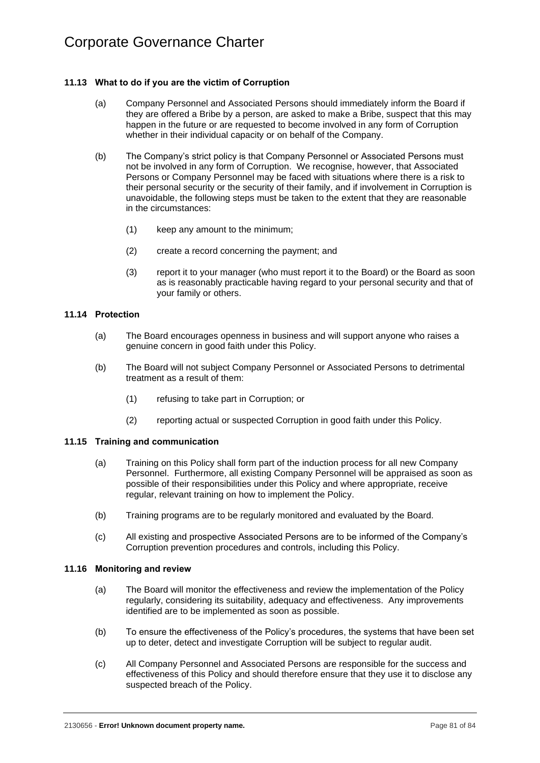### 11.13 What to do if you are the victim of Corruption

(a) Company Personnel and Associated Persons should immediately inform the Board if they are offered a Bribe by a person, are asked to make a Bribe, suspect that this may happen in the future or are requested to become involved in any form of Corruption whether in their individual capacity or on behalf of the Company.

(b) The Company's strict policy is that Company Personnel or Associated Persons must not be involved in any form of Corruption. We recognise, however, that Associated Persons or Company Personnel may be faced with situations where there is a risk to their personal security or the security of their family, and if involvement in Corruption is unavoidable, the following steps must be taken to the extent that they are reasonable in the circumstances:

(1) keep any amount to the minimum;

(2) create a record concerning the payment; and

(3) report it to your manager (who must report it to the Board) or the Board as soon as is reasonably practicable having regard to your personal security and that of your family or others.

### 11.14 Protection

(a) The Board encourages openness in business and will support anyone who raises a genuine concern in good faith under this Policy.

(b) The Board will not subject Company Personnel or Associated Persons to detrimental treatment as a result of them:

(1) refusing to take part in Corruption; or

(2) reporting actual or suspected Corruption in good faith under this Policy.

### 11.15 Training and communication

(a) Training on this Policy shall form part of the induction process for all new Company Personnel. Furthermore, all existing Company Personnel will be appraised as soon as possible of their responsibilities under this Policy and where appropriate, receive regular, relevant training on how to implement the Policy.

(b) Training programs are to be regularly monitored and evaluated by the Board.

(c) All existing and prospective Associated Persons are to be informed of the Company's Corruption prevention procedures and controls, including this Policy.

### 11.16 Monitoring and review

(a) The Board will monitor the effectiveness and review the implementation of the Policy regularly, considering its suitability, adequacy and effectiveness. Any improvements identified are to be implemented as soon as possible.

(b) To ensure the effectiveness of the Policy's procedures, the systems that have been set up to deter, detect and investigate Corruption will be subject to regular audit.

(c) All Company Personnel and Associated Persons are responsible for the success and effectiveness of this Policy and should therefore ensure that they use it to disclose any suspected breach of the Policy.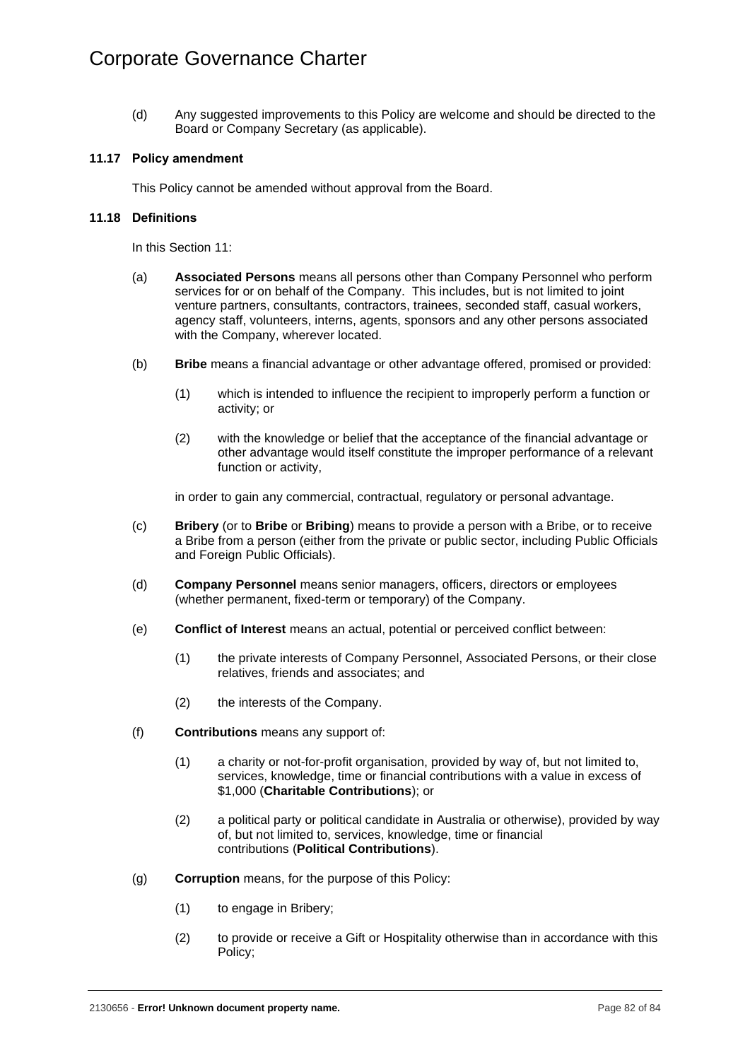(d) Any suggested improvements to this Policy are welcome and should be directed to the Board or Company Secretary (as applicable).

### 11.17 Policy amendment

This Policy cannot be amended without approval from the Board.

### 11.18 Definitions

In this Section 11:

(a) **Associated Persons** means all persons other than Company Personnel who perform services for or on behalf of the Company. This includes, but is not limited to joint venture partners, consultants, contractors, trainees, seconded staff, casual workers, agency staff, volunteers, interns, agents, sponsors and any other persons associated with the Company, wherever located.

(b) **Bribe** means a financial advantage or other advantage offered, promised or provided:

(1) which is intended to influence the recipient to improperly perform a function or activity; or

(2) with the knowledge or belief that the acceptance of the financial advantage or other advantage would itself constitute the improper performance of a relevant function or activity,

in order to gain any commercial, contractual, regulatory or personal advantage.

(c) **Bribery** (or to **Bribe** or **Bribing**) means to provide a person with a Bribe, or to receive a Bribe from a person (either from the private or public sector, including Public Officials and Foreign Public Officials).

(d) **Company Personnel** means senior managers, officers, directors or employees (whether permanent, fixed-term or temporary) of the Company.

(e) **Conflict of Interest** means an actual, potential or perceived conflict between:

(1) the private interests of Company Personnel, Associated Persons, or their close relatives, friends and associates; and

(2) the interests of the Company.

(f) **Contributions** means any support of:

(1) a charity or not-for-profit organisation, provided by way of, but not limited to, services, knowledge, time or financial contributions with a value in excess of $1,000 (**Charitable Contributions**); or

(2) a political party or political candidate in Australia or otherwise), provided by way of, but not limited to, services, knowledge, time or financial contributions (**Political Contributions**).

(g) **Corruption** means, for the purpose of this Policy:

(1) to engage in Bribery;

(2) to provide or receive a Gift or Hospitality otherwise than in accordance with this Policy;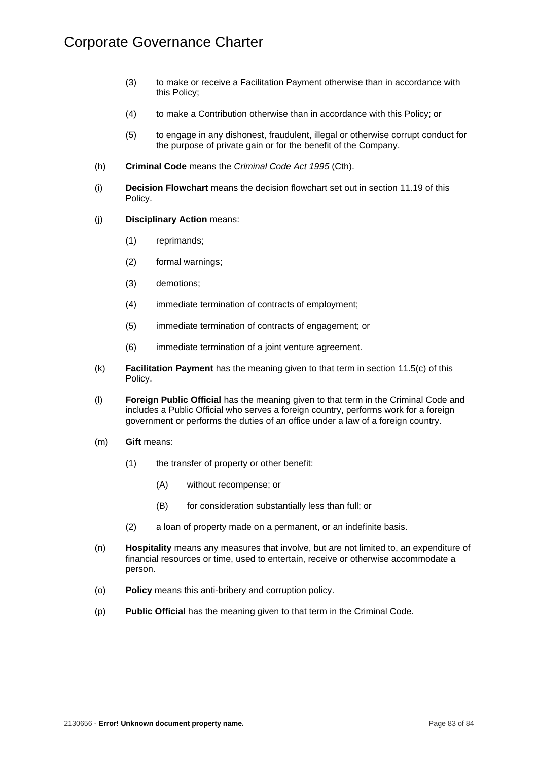(3) to make or receive a Facilitation Payment otherwise than in accordance with this Policy;

(4) to make a Contribution otherwise than in accordance with this Policy; or

(5) to engage in any dishonest, fraudulent, illegal or otherwise corrupt conduct for the purpose of private gain or for the benefit of the Company.

(h) **Criminal Code** means the *Criminal Code Act 1995* (Cth).

(i) **Decision Flowchart** means the decision flowchart set out in section 11.19 of this Policy.

(j) **Disciplinary Action** means:

(1) reprimands;

(2) formal warnings;

(3) demotions;

(4) immediate termination of contracts of employment;

(5) immediate termination of contracts of engagement; or

(6) immediate termination of a joint venture agreement.

(k) **Facilitation Payment** has the meaning given to that term in section 11.5(c) of this Policy.

(l) **Foreign Public Official** has the meaning given to that term in the Criminal Code and includes a Public Official who serves a foreign country, performs work for a foreign government or performs the duties of an office under a law of a foreign country.

(m) **Gift** means:

(1) the transfer of property or other benefit:

(A) without recompense; or

(B) for consideration substantially less than full; or

(2) a loan of property made on a permanent, or an indefinite basis.

(n) **Hospitality** means any measures that involve, but are not limited to, an expenditure of financial resources or time, used to entertain, receive or otherwise accommodate a person.

(o) **Policy** means this anti-bribery and corruption policy.

(p) **Public Official** has the meaning given to that term in the Criminal Code.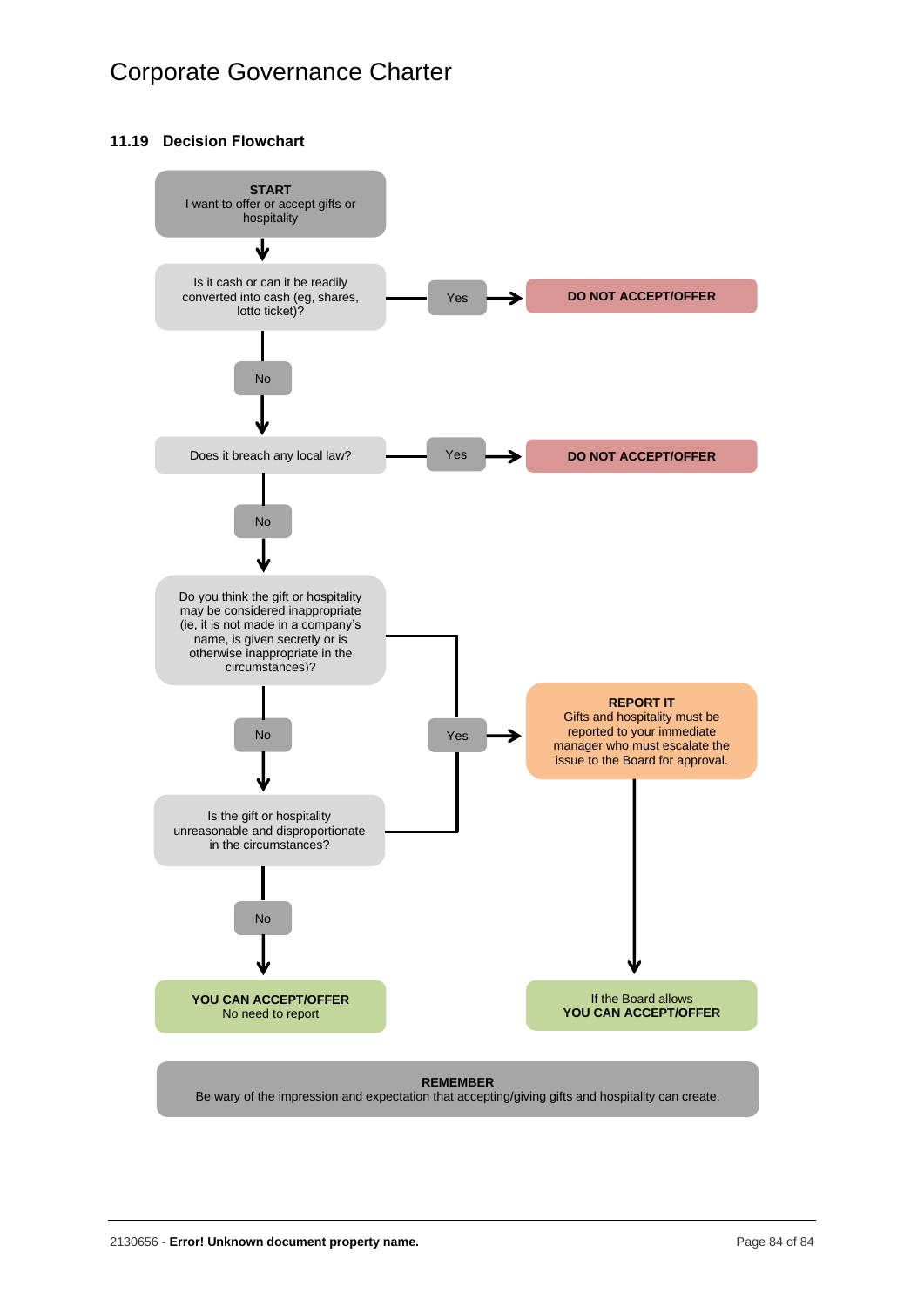## 11.19 Decision Flowchart

**START**
I want to offer or accept gifts or hospitality

Is it cash or can it be readily converted into cash (eg, shares, lotto ticket)?

Yes

**DO NOT ACCEPT/OFFER**

No

Does it breach any local law?

Yes

**DO NOT ACCEPT/OFFER**

No

Do you think the gift or hospitality may be considered inappropriate (ie, it is not made in a company's name, is given secretly or is otherwise inappropriate in the circumstances)?

No

Yes

**REPORT IT**
Gifts and hospitality must be reported to your immediate manager who must escalate the issue to the Board for approval.

Is the gift or hospitality unreasonable and disproportionate in the circumstances?

No

**YOU CAN ACCEPT/OFFER**
No need to report

If the Board allows
**YOU CAN ACCEPT/OFFER**

**REMEMBER**
Be wary of the impression and expectation that accepting/giving gifts and hospitality can create.